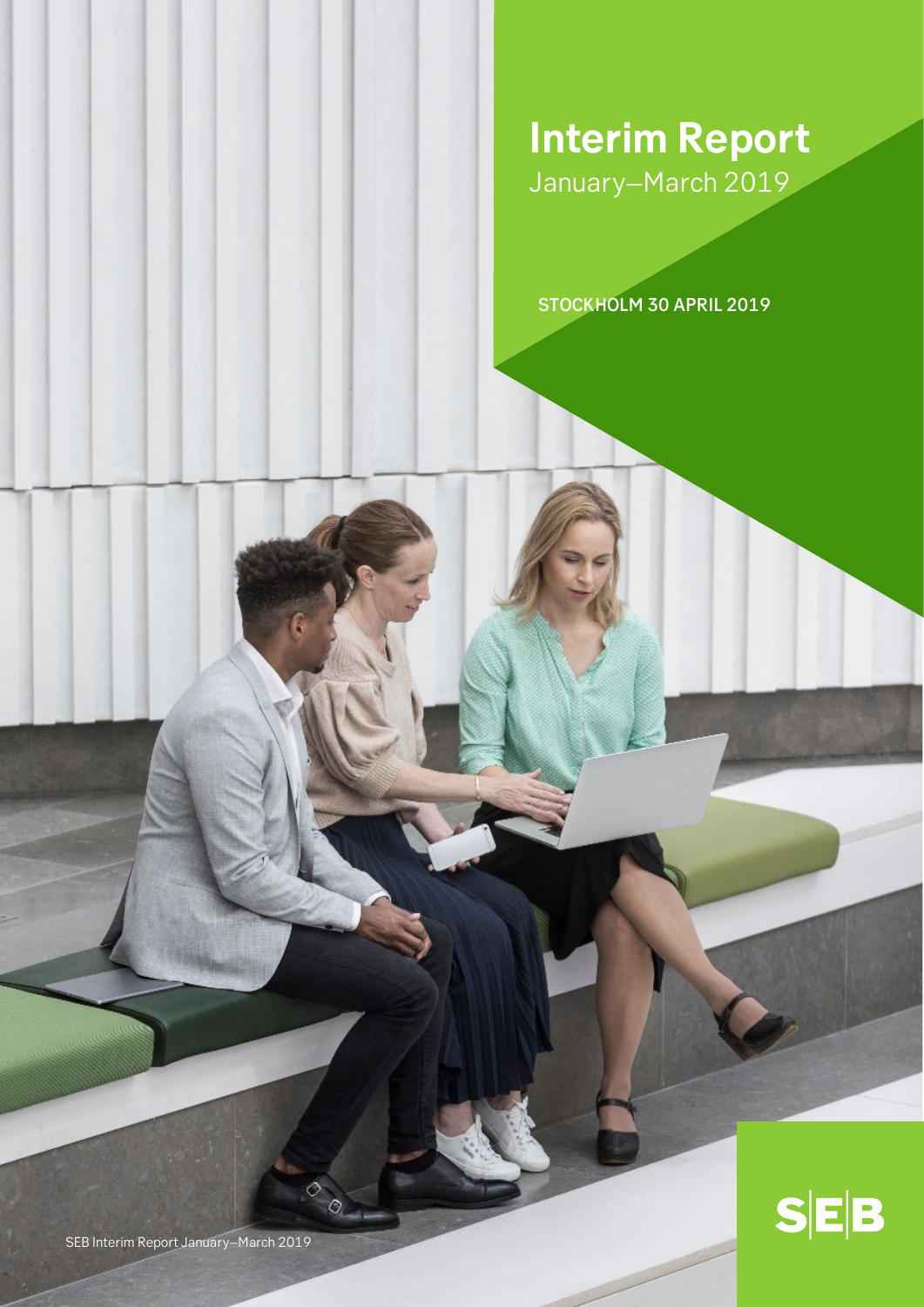# Interim Report

January–March 2019

STOCKHOLM 30 APRIL 2019

SEB Interim Report January–March 2019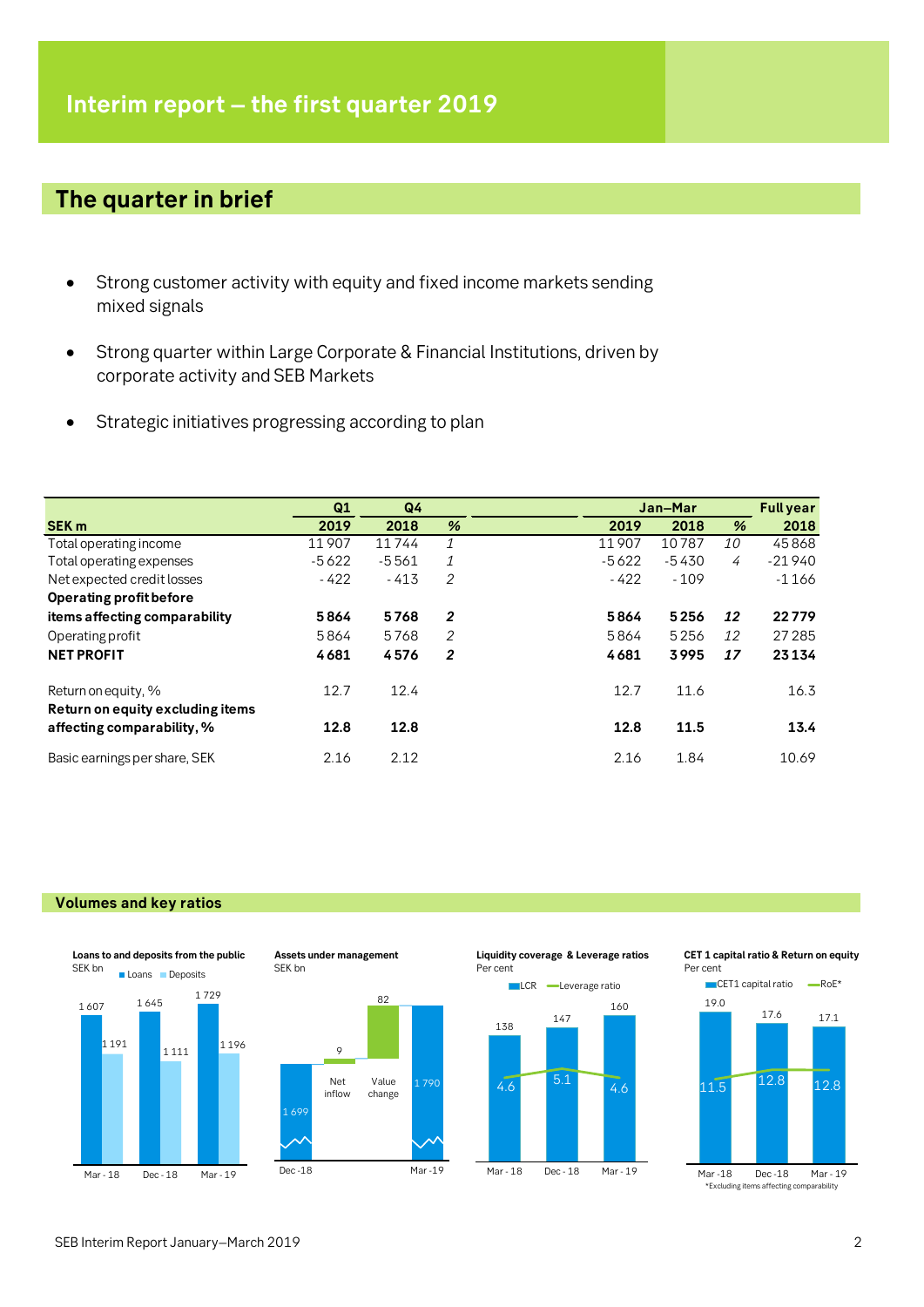# Interim report – the first quarter 2019

## The quarter in brief

- Strong customer activity with equity and fixed income markets sending mixed signals
- Strong quarter within Large Corporate & Financial Institutions, driven by corporate activity and SEB Markets
- Strategic initiatives progressing according to plan

| | Q1 | Q4 | | Jan–Mar | | | Full year |
|---|---|---|---|---|---|---|---|
| **SEK m** | **2019** | **2018** | **%** | **2019** | **2018** | **%** | **2018** |
| Total operating income | 11 907 | 11 744 | *1* | 11 907 | 10 787 | *10* | 45 868 |
| Total operating expenses | -5 622 | -5 561 | *1* | -5 622 | -5 430 | *4* | -21 940 |
| Net expected credit losses | - 422 | - 413 | *2* | - 422 | - 109 | | -1 166 |
| **Operating profit before items affecting comparability** | **5 864** | **5 768** | ***2*** | **5 864** | **5 256** | ***12*** | **22 779** |
| Operating profit | 5 864 | 5 768 | *2* | 5 864 | 5 256 | *12* | 27 285 |
| **NET PROFIT** | **4 681** | **4 576** | ***2*** | **4 681** | **3 995** | ***17*** | **23 134** |
| | | | | | | | |
| Return on equity, % | 12.7 | 12.4 | | 12.7 | 11.6 | | 16.3 |
| **Return on equity excluding items affecting comparability, %** | **12.8** | **12.8** | | **12.8** | **11.5** | | **13.4** |
| | | | | | | | |
| Basic earnings per share, SEK | 2.16 | 2.12 | | 2.16 | 1.84 | | 10.69 |

### Volumes and key ratios

**Loans to and deposits from the public**
SEK bn

| | Loans | Deposits |
|---|---|---|
| Mar - 18 | 1 607 | 1 191 |
| Dec - 18 | 1 645 | 1 111 |
| Mar - 19 | 1 729 | 1 196 |

**Assets under management**
SEK bn

| Dec -18 | Net inflow | Value change | Mar -19 |
|---|---|---|---|
| 1 699 | 9 | 82 | 1 790 |

**Liquidity coverage & Leverage ratios**
Per cent

| | LCR | Leverage ratio |
|---|---|---|
| Mar - 18 | 138 | 4.6 |
| Dec - 18 | 147 | 5.1 |
| Mar - 19 | 160 | 4.6 |

**CET 1 capital ratio & Return on equity**
Per cent

| | CET1 capital ratio | RoE* |
|---|---|---|
| Mar -18 | 19.0 | 11.5 |
| Dec -18 | 17.6 | 12.8 |
| Mar - 19 | 17.1 | 12.8 |

*Excluding items affecting comparability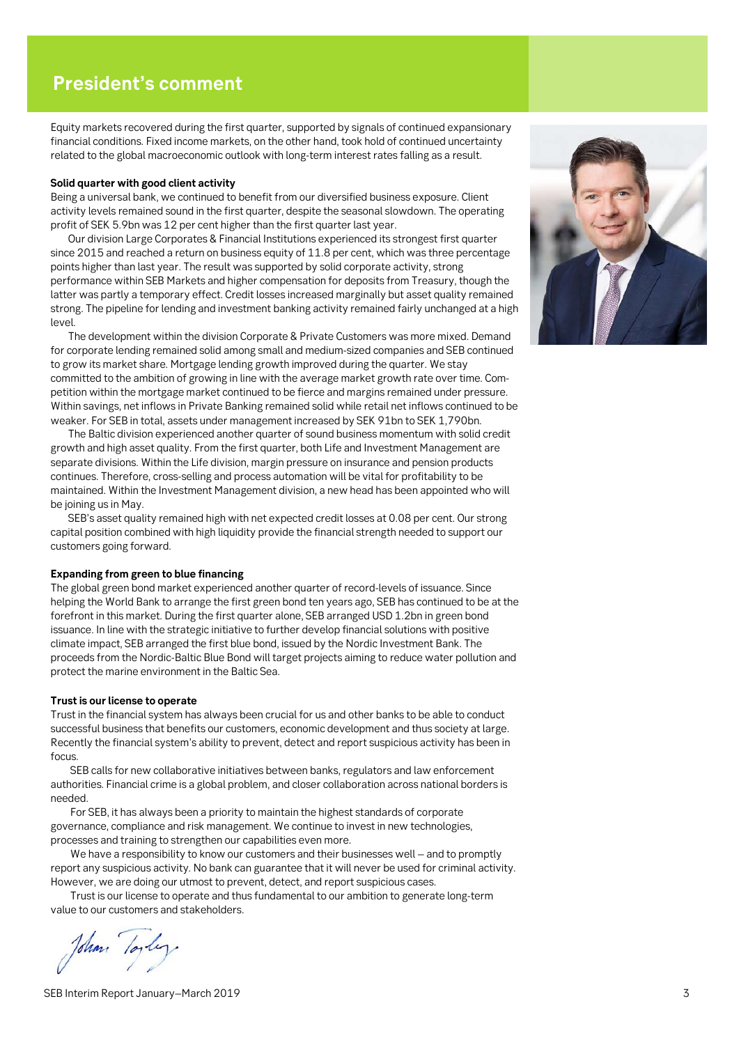# President's comment

Equity markets recovered during the first quarter, supported by signals of continued expansionary financial conditions. Fixed income markets, on the other hand, took hold of continued uncertainty related to the global macroeconomic outlook with long-term interest rates falling as a result.

**Solid quarter with good client activity**

Being a universal bank, we continued to benefit from our diversified business exposure. Client activity levels remained sound in the first quarter, despite the seasonal slowdown. The operating profit of SEK 5.9bn was 12 per cent higher than the first quarter last year.

Our division Large Corporates & Financial Institutions experienced its strongest first quarter since 2015 and reached a return on business equity of 11.8 per cent, which was three percentage points higher than last year. The result was supported by solid corporate activity, strong performance within SEB Markets and higher compensation for deposits from Treasury, though the latter was partly a temporary effect. Credit losses increased marginally but asset quality remained strong. The pipeline for lending and investment banking activity remained fairly unchanged at a high level.

The development within the division Corporate & Private Customers was more mixed. Demand for corporate lending remained solid among small and medium-sized companies and SEB continued to grow its market share. Mortgage lending growth improved during the quarter. We stay committed to the ambition of growing in line with the average market growth rate over time. Competition within the mortgage market continued to be fierce and margins remained under pressure. Within savings, net inflows in Private Banking remained solid while retail net inflows continued to be weaker. For SEB in total, assets under management increased by SEK 91bn to SEK 1,790bn.

The Baltic division experienced another quarter of sound business momentum with solid credit growth and high asset quality. From the first quarter, both Life and Investment Management are separate divisions. Within the Life division, margin pressure on insurance and pension products continues. Therefore, cross-selling and process automation will be vital for profitability to be maintained. Within the Investment Management division, a new head has been appointed who will be joining us in May.

SEB's asset quality remained high with net expected credit losses at 0.08 per cent. Our strong capital position combined with high liquidity provide the financial strength needed to support our customers going forward.

**Expanding from green to blue financing**

The global green bond market experienced another quarter of record-levels of issuance. Since helping the World Bank to arrange the first green bond ten years ago, SEB has continued to be at the forefront in this market. During the first quarter alone, SEB arranged USD 1.2bn in green bond issuance. In line with the strategic initiative to further develop financial solutions with positive climate impact, SEB arranged the first blue bond, issued by the Nordic Investment Bank. The proceeds from the Nordic-Baltic Blue Bond will target projects aiming to reduce water pollution and protect the marine environment in the Baltic Sea.

**Trust is our license to operate**

Trust in the financial system has always been crucial for us and other banks to be able to conduct successful business that benefits our customers, economic development and thus society at large. Recently the financial system's ability to prevent, detect and report suspicious activity has been in focus.

SEB calls for new collaborative initiatives between banks, regulators and law enforcement authorities. Financial crime is a global problem, and closer collaboration across national borders is needed.

For SEB, it has always been a priority to maintain the highest standards of corporate governance, compliance and risk management. We continue to invest in new technologies, processes and training to strengthen our capabilities even more.

We have a responsibility to know our customers and their businesses well – and to promptly report any suspicious activity. No bank can guarantee that it will never be used for criminal activity. However, we are doing our utmost to prevent, detect, and report suspicious cases.

Trust is our license to operate and thus fundamental to our ambition to generate long-term value to our customers and stakeholders.

Johan Torgeby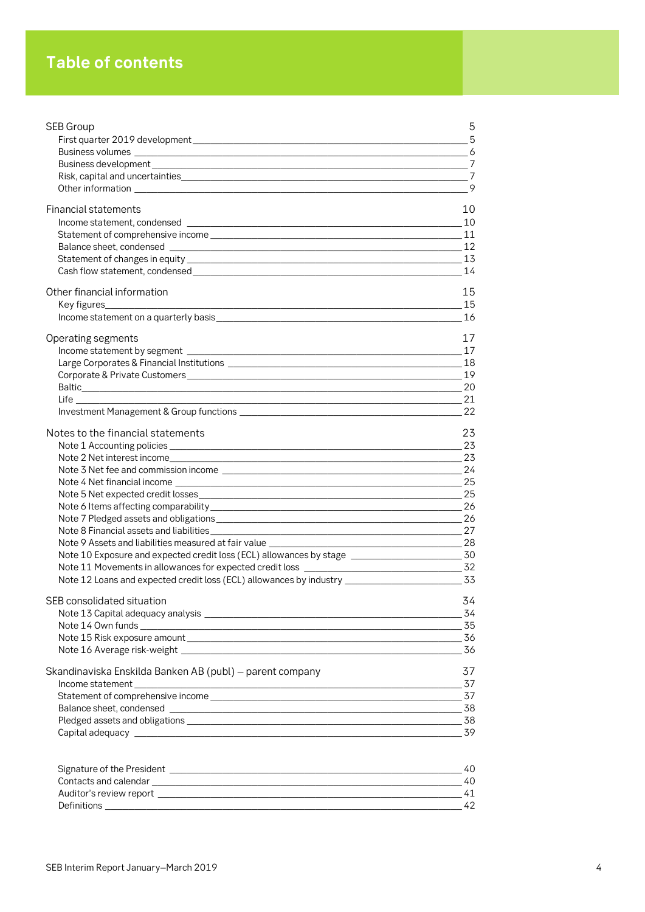# Table of contents

| | |
|---|---|
| SEB Group | 5 |
| First quarter 2019 development | 5 |
| Business volumes | 6 |
| Business development | 7 |
| Risk, capital and uncertainties | 7 |
| Other information | 9 |
| Financial statements | 10 |
| Income statement, condensed | 10 |
| Statement of comprehensive income | 11 |
| Balance sheet, condensed | 12 |
| Statement of changes in equity | 13 |
| Cash flow statement, condensed | 14 |
| Other financial information | 15 |
| Key figures | 15 |
| Income statement on a quarterly basis | 16 |
| Operating segments | 17 |
| Income statement by segment | 17 |
| Large Corporates & Financial Institutions | 18 |
| Corporate & Private Customers | 19 |
| Baltic | 20 |
| Life | 21 |
| Investment Management & Group functions | 22 |
| Notes to the financial statements | 23 |
| Note 1 Accounting policies | 23 |
| Note 2 Net interest income | 23 |
| Note 3 Net fee and commission income | 24 |
| Note 4 Net financial income | 25 |
| Note 5 Net expected credit losses | 25 |
| Note 6 Items affecting comparability | 26 |
| Note 7 Pledged assets and obligations | 26 |
| Note 8 Financial assets and liabilities | 27 |
| Note 9 Assets and liabilities measured at fair value | 28 |
| Note 10 Exposure and expected credit loss (ECL) allowances by stage | 30 |
| Note 11 Movements in allowances for expected credit loss | 32 |
| Note 12 Loans and expected credit loss (ECL) allowances by industry | 33 |
| SEB consolidated situation | 34 |
| Note 13 Capital adequacy analysis | 34 |
| Note 14 Own funds | 35 |
| Note 15 Risk exposure amount | 36 |
| Note 16 Average risk-weight | 36 |
| Skandinaviska Enskilda Banken AB (publ) – parent company | 37 |
| Income statement | 37 |
| Statement of comprehensive income | 37 |
| Balance sheet, condensed | 38 |
| Pledged assets and obligations | 38 |
| Capital adequacy | 39 |
| Signature of the President | 40 |
| Contacts and calendar | 40 |
| Auditor's review report | 41 |
| Definitions | 42 |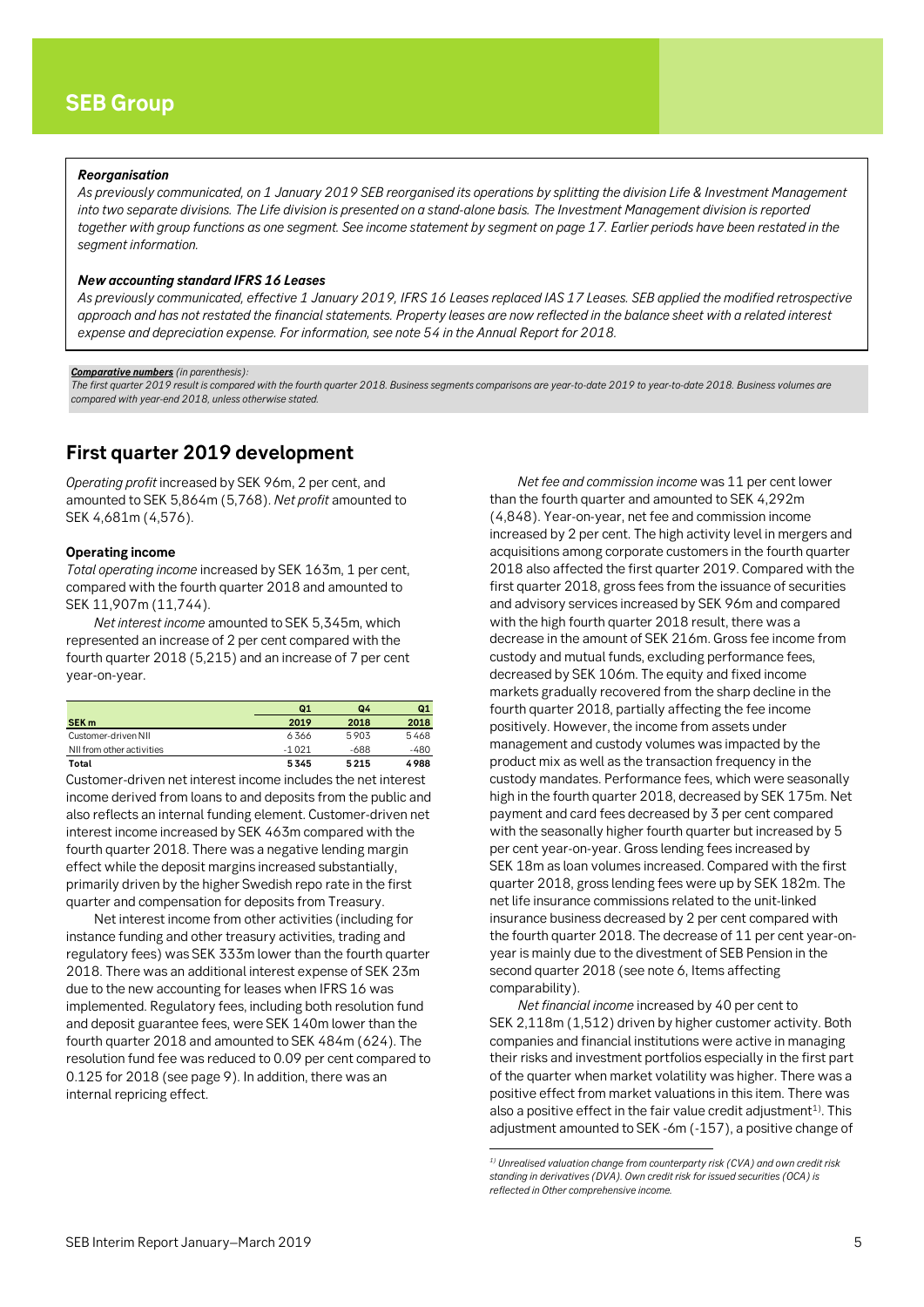# SEB Group

***Reorganisation***

*As previously communicated, on 1 January 2019 SEB reorganised its operations by splitting the division Life & Investment Management into two separate divisions. The Life division is presented on a stand-alone basis. The Investment Management division is reported together with group functions as one segment. See income statement by segment on page 17. Earlier periods have been restated in the segment information.*

***New accounting standard IFRS 16 Leases***

*As previously communicated, effective 1 January 2019, IFRS 16 Leases replaced IAS 17 Leases. SEB applied the modified retrospective approach and has not restated the financial statements. Property leases are now reflected in the balance sheet with a related interest expense and depreciation expense. For information, see note 54 in the Annual Report for 2018.*

***Comparative numbers*** *(in parenthesis):*
*The first quarter 2019 result is compared with the fourth quarter 2018. Business segments comparisons are year-to-date 2019 to year-to-date 2018. Business volumes are compared with year-end 2018, unless otherwise stated.*

## First quarter 2019 development

*Operating profit* increased by SEK 96m, 2 per cent, and amounted to SEK 5,864m (5,768). *Net profit* amounted to SEK 4,681m (4,576).

**Operating income**

*Total operating income* increased by SEK 163m, 1 per cent, compared with the fourth quarter 2018 and amounted to SEK 11,907m (11,744).

*Net interest income* amounted to SEK 5,345m, which represented an increase of 2 per cent compared with the fourth quarter 2018 (5,215) and an increase of 7 per cent year-on-year.

| SEK m | Q1 2019 | Q4 2018 | Q1 2018 |
|---|---|---|---|
| Customer-driven NII | 6 366 | 5 903 | 5 468 |
| NII from other activities | -1 021 | -688 | -480 |
| **Total** | **5 345** | **5 215** | **4 988** |

Customer-driven net interest income includes the net interest income derived from loans to and deposits from the public and also reflects an internal funding element. Customer-driven net interest income increased by SEK 463m compared with the fourth quarter 2018. There was a negative lending margin effect while the deposit margins increased substantially, primarily driven by the higher Swedish repo rate in the first quarter and compensation for deposits from Treasury.

Net interest income from other activities (including for instance funding and other treasury activities, trading and regulatory fees) was SEK 333m lower than the fourth quarter 2018. There was an additional interest expense of SEK 23m due to the new accounting for leases when IFRS 16 was implemented. Regulatory fees, including both resolution fund and deposit guarantee fees, were SEK 140m lower than the fourth quarter 2018 and amounted to SEK 484m (624). The resolution fund fee was reduced to 0.09 per cent compared to 0.125 for 2018 (see page 9). In addition, there was an internal repricing effect.

*Net fee and commission income* was 11 per cent lower than the fourth quarter and amounted to SEK 4,292m (4,848). Year-on-year, net fee and commission income increased by 2 per cent. The high activity level in mergers and acquisitions among corporate customers in the fourth quarter 2018 also affected the first quarter 2019. Compared with the first quarter 2018, gross fees from the issuance of securities and advisory services increased by SEK 96m and compared with the high fourth quarter 2018 result, there was a decrease in the amount of SEK 216m. Gross fee income from custody and mutual funds, excluding performance fees, decreased by SEK 106m. The equity and fixed income markets gradually recovered from the sharp decline in the fourth quarter 2018, partially affecting the fee income positively. However, the income from assets under management and custody volumes was impacted by the product mix as well as the transaction frequency in the custody mandates. Performance fees, which were seasonally high in the fourth quarter 2018, decreased by SEK 175m. Net payment and card fees decreased by 3 per cent compared with the seasonally higher fourth quarter but increased by 5 per cent year-on-year. Gross lending fees increased by SEK 18m as loan volumes increased. Compared with the first quarter 2018, gross lending fees were up by SEK 182m. The net life insurance commissions related to the unit-linked insurance business decreased by 2 per cent compared with the fourth quarter 2018. The decrease of 11 per cent year-on-year is mainly due to the divestment of SEB Pension in the second quarter 2018 (see note 6, Items affecting comparability).

*Net financial income* increased by 40 per cent to SEK 2,118m (1,512) driven by higher customer activity. Both companies and financial institutions were active in managing their risks and investment portfolios especially in the first part of the quarter when market volatility was higher. There was a positive effect from market valuations in this item. There was also a positive effect in the fair value credit adjustment[1]. This adjustment amounted to SEK -6m (-157), a positive change of

*[1] Unrealised valuation change from counterparty risk (CVA) and own credit risk standing in derivatives (DVA). Own credit risk for issued securities (OCA) is reflected in Other comprehensive income.*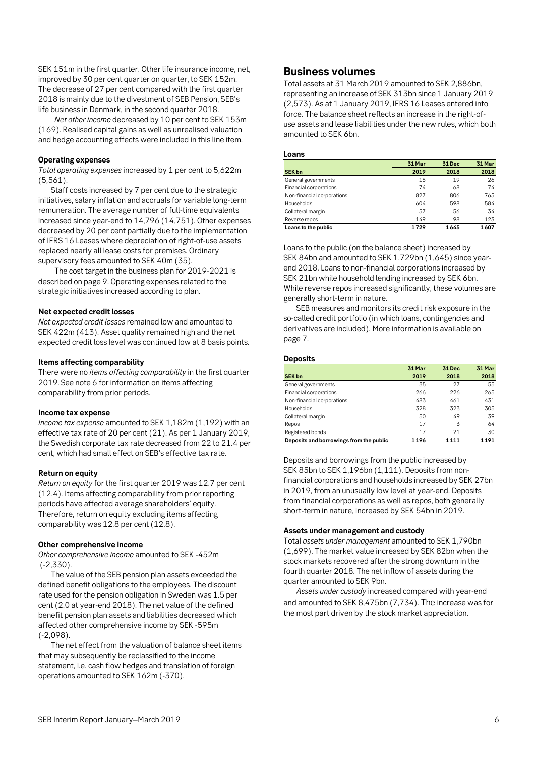SEK 151m in the first quarter. Other life insurance income, net, improved by 30 per cent quarter on quarter, to SEK 152m. The decrease of 27 per cent compared with the first quarter 2018 is mainly due to the divestment of SEB Pension, SEB's life business in Denmark, in the second quarter 2018.

*Net other income* decreased by 10 per cent to SEK 153m (169). Realised capital gains as well as unrealised valuation and hedge accounting effects were included in this line item.

#### Operating expenses

*Total operating expenses* increased by 1 per cent to 5,622m (5,561).

Staff costs increased by 7 per cent due to the strategic initiatives, salary inflation and accruals for variable long-term remuneration. The average number of full-time equivalents increased since year-end to 14,796 (14,751). Other expenses decreased by 20 per cent partially due to the implementation of IFRS 16 Leases where depreciation of right-of-use assets replaced nearly all lease costs for premises. Ordinary supervisory fees amounted to SEK 40m (35).

The cost target in the business plan for 2019-2021 is described on page 9. Operating expenses related to the strategic initiatives increased according to plan.

#### Net expected credit losses

*Net expected credit losses* remained low and amounted to SEK 422m (413). Asset quality remained high and the net expected credit loss level was continued low at 8 basis points.

#### Items affecting comparability

There were no *items affecting comparability* in the first quarter 2019. See note 6 for information on items affecting comparability from prior periods.

#### Income tax expense

*Income tax expense* amounted to SEK 1,182m (1,192) with an effective tax rate of 20 per cent (21). As per 1 January 2019, the Swedish corporate tax rate decreased from 22 to 21.4 per cent, which had small effect on SEB's effective tax rate.

#### Return on equity

*Return on equity* for the first quarter 2019 was 12.7 per cent (12.4). Items affecting comparability from prior reporting periods have affected average shareholders' equity. Therefore, return on equity excluding items affecting comparability was 12.8 per cent (12.8).

#### Other comprehensive income

*Other comprehensive income* amounted to SEK -452m (-2,330).

The value of the SEB pension plan assets exceeded the defined benefit obligations to the employees. The discount rate used for the pension obligation in Sweden was 1.5 per cent (2.0 at year-end 2018). The net value of the defined benefit pension plan assets and liabilities decreased which affected other comprehensive income by SEK -595m (-2,098).

The net effect from the valuation of balance sheet items that may subsequently be reclassified to the income statement, i.e. cash flow hedges and translation of foreign operations amounted to SEK 162m (-370).

## Business volumes

Total assets at 31 March 2019 amounted to SEK 2,886bn, representing an increase of SEK 313bn since 1 January 2019 (2,573). As at 1 January 2019, IFRS 16 Leases entered into force. The balance sheet reflects an increase in the right-of-use assets and lease liabilities under the new rules, which both amounted to SEK 6bn.

#### Loans

| SEK bn | 31 Mar 2019 | 31 Dec 2018 | 31 Mar 2018 |
|---|---|---|---|
| General governments | 18 | 19 | 26 |
| Financial corporations | 74 | 68 | 74 |
| Non-financial corporations | 827 | 806 | 765 |
| Households | 604 | 598 | 584 |
| Collateral margin | 57 | 56 | 34 |
| Reverse repos | 149 | 98 | 123 |
| **Loans to the public** | **1 729** | **1 645** | **1 607** |

Loans to the public (on the balance sheet) increased by SEK 84bn and amounted to SEK 1,729bn (1,645) since year-end 2018. Loans to non-financial corporations increased by SEK 21bn while household lending increased by SEK 6bn. While reverse repos increased significantly, these volumes are generally short-term in nature.

SEB measures and monitors its credit risk exposure in the so-called credit portfolio (in which loans, contingencies and derivatives are included). More information is available on page 7.

#### Deposits

| SEK bn | 31 Mar 2019 | 31 Dec 2018 | 31 Mar 2018 |
|---|---|---|---|
| General governments | 35 | 27 | 55 |
| Financial corporations | 266 | 226 | 265 |
| Non-financial corporations | 483 | 461 | 431 |
| Households | 328 | 323 | 305 |
| Collateral margin | 50 | 49 | 39 |
| Repos | 17 | 3 | 64 |
| Registered bonds | 17 | 21 | 30 |
| **Deposits and borrowings from the public** | **1 196** | **1 111** | **1 191** |

Deposits and borrowings from the public increased by SEK 85bn to SEK 1,196bn (1,111). Deposits from non-financial corporations and households increased by SEK 27bn in 2019, from an unusually low level at year-end. Deposits from financial corporations as well as repos, both generally short-term in nature, increased by SEK 54bn in 2019.

#### Assets under management and custody

Total *assets under management* amounted to SEK 1,790bn (1,699). The market value increased by SEK 82bn when the stock markets recovered after the strong downturn in the fourth quarter 2018. The net inflow of assets during the quarter amounted to SEK 9bn.

*Assets under custody* increased compared with year-end and amounted to SEK 8,475bn (7,734). The increase was for the most part driven by the stock market appreciation.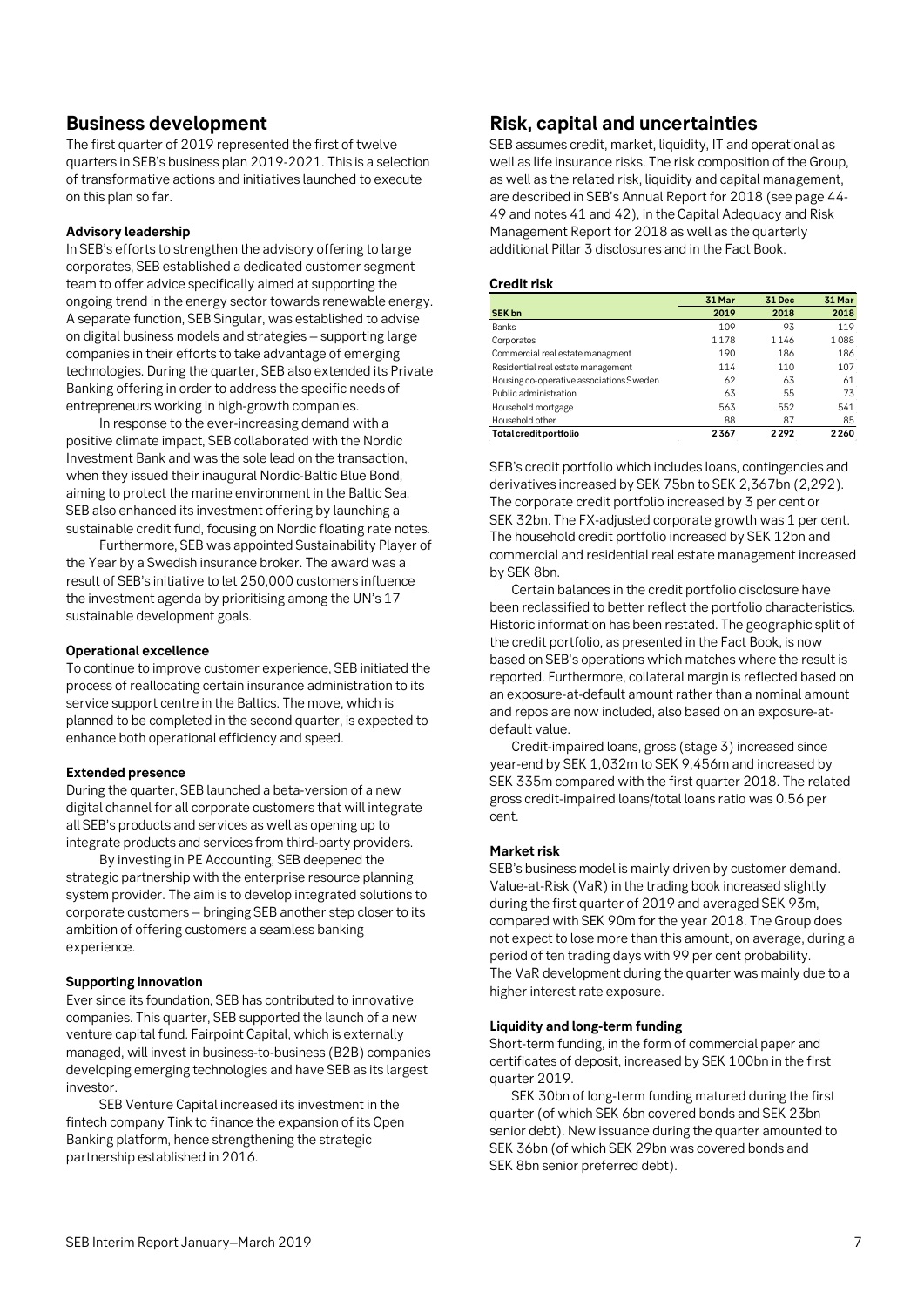## Business development

The first quarter of 2019 represented the first of twelve quarters in SEB's business plan 2019-2021. This is a selection of transformative actions and initiatives launched to execute on this plan so far.

### Advisory leadership

In SEB's efforts to strengthen the advisory offering to large corporates, SEB established a dedicated customer segment team to offer advice specifically aimed at supporting the ongoing trend in the energy sector towards renewable energy. A separate function, SEB Singular, was established to advise on digital business models and strategies – supporting large companies in their efforts to take advantage of emerging technologies. During the quarter, SEB also extended its Private Banking offering in order to address the specific needs of entrepreneurs working in high-growth companies.

In response to the ever-increasing demand with a positive climate impact, SEB collaborated with the Nordic Investment Bank and was the sole lead on the transaction, when they issued their inaugural Nordic-Baltic Blue Bond, aiming to protect the marine environment in the Baltic Sea. SEB also enhanced its investment offering by launching a sustainable credit fund, focusing on Nordic floating rate notes.

Furthermore, SEB was appointed Sustainability Player of the Year by a Swedish insurance broker. The award was a result of SEB's initiative to let 250,000 customers influence the investment agenda by prioritising among the UN's 17 sustainable development goals.

### Operational excellence

To continue to improve customer experience, SEB initiated the process of reallocating certain insurance administration to its service support centre in the Baltics. The move, which is planned to be completed in the second quarter, is expected to enhance both operational efficiency and speed.

### Extended presence

During the quarter, SEB launched a beta-version of a new digital channel for all corporate customers that will integrate all SEB's products and services as well as opening up to integrate products and services from third-party providers.

By investing in PE Accounting, SEB deepened the strategic partnership with the enterprise resource planning system provider. The aim is to develop integrated solutions to corporate customers – bringing SEB another step closer to its ambition of offering customers a seamless banking experience.

### Supporting innovation

Ever since its foundation, SEB has contributed to innovative companies. This quarter, SEB supported the launch of a new venture capital fund. Fairpoint Capital, which is externally managed, will invest in business-to-business (B2B) companies developing emerging technologies and have SEB as its largest investor.

SEB Venture Capital increased its investment in the fintech company Tink to finance the expansion of its Open Banking platform, hence strengthening the strategic partnership established in 2016.

## Risk, capital and uncertainties

SEB assumes credit, market, liquidity, IT and operational as well as life insurance risks. The risk composition of the Group, as well as the related risk, liquidity and capital management, are described in SEB's Annual Report for 2018 (see page 44-49 and notes 41 and 42), in the Capital Adequacy and Risk Management Report for 2018 as well as the quarterly additional Pillar 3 disclosures and in the Fact Book.

### Credit risk

| SEK bn | 31 Mar 2019 | 31 Dec 2018 | 31 Mar 2018 |
|---|---|---|---|
| Banks | 109 | 93 | 119 |
| Corporates | 1 178 | 1 146 | 1 088 |
| Commercial real estate managment | 190 | 186 | 186 |
| Residential real estate management | 114 | 110 | 107 |
| Housing co-operative associations Sweden | 62 | 63 | 61 |
| Public administration | 63 | 55 | 73 |
| Household mortgage | 563 | 552 | 541 |
| Household other | 88 | 87 | 85 |
| **Total credit portfolio** | **2 367** | **2 292** | **2 260** |

SEB's credit portfolio which includes loans, contingencies and derivatives increased by SEK 75bn to SEK 2,367bn (2,292). The corporate credit portfolio increased by 3 per cent or SEK 32bn. The FX-adjusted corporate growth was 1 per cent. The household credit portfolio increased by SEK 12bn and commercial and residential real estate management increased by SEK 8bn.

Certain balances in the credit portfolio disclosure have been reclassified to better reflect the portfolio characteristics. Historic information has been restated. The geographic split of the credit portfolio, as presented in the Fact Book, is now based on SEB's operations which matches where the result is reported. Furthermore, collateral margin is reflected based on an exposure-at-default amount rather than a nominal amount and repos are now included, also based on an exposure-at-default value.

Credit-impaired loans, gross (stage 3) increased since year-end by SEK 1,032m to SEK 9,456m and increased by SEK 335m compared with the first quarter 2018. The related gross credit-impaired loans/total loans ratio was 0.56 per cent.

### Market risk

SEB's business model is mainly driven by customer demand. Value-at-Risk (VaR) in the trading book increased slightly during the first quarter of 2019 and averaged SEK 93m, compared with SEK 90m for the year 2018. The Group does not expect to lose more than this amount, on average, during a period of ten trading days with 99 per cent probability. The VaR development during the quarter was mainly due to a higher interest rate exposure.

### Liquidity and long-term funding

Short-term funding, in the form of commercial paper and certificates of deposit, increased by SEK 100bn in the first quarter 2019.

SEK 30bn of long-term funding matured during the first quarter (of which SEK 6bn covered bonds and SEK 23bn senior debt). New issuance during the quarter amounted to SEK 36bn (of which SEK 29bn was covered bonds and SEK 8bn senior preferred debt).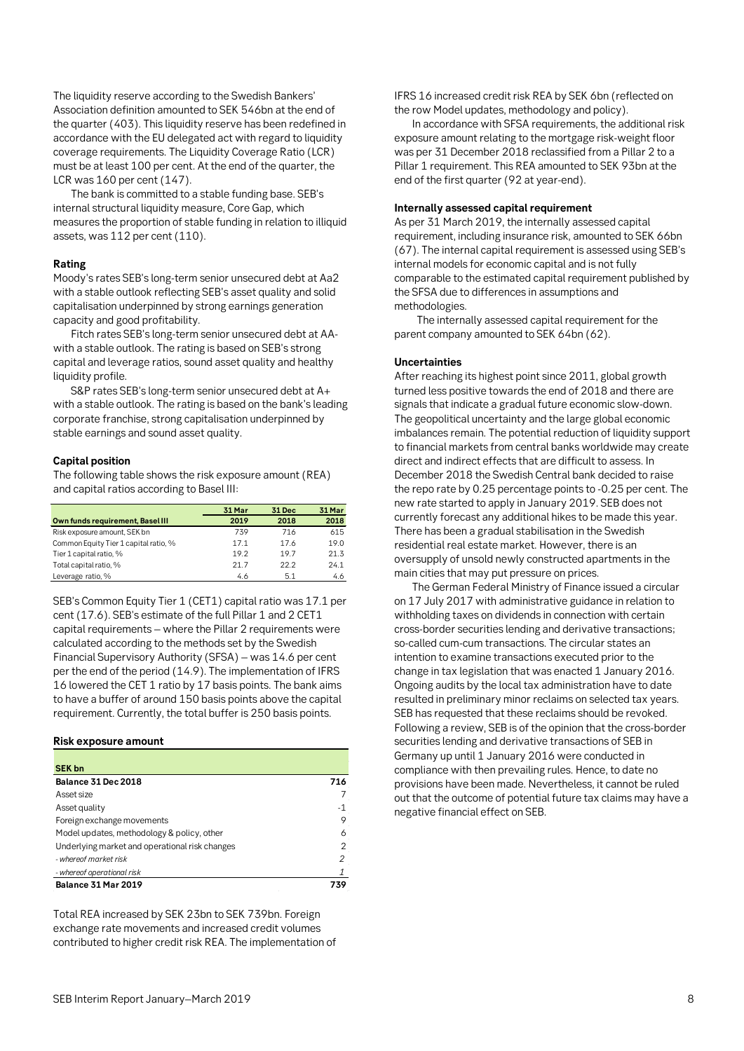The liquidity reserve according to the Swedish Bankers' Association definition amounted to SEK 546bn at the end of the quarter (403). This liquidity reserve has been redefined in accordance with the EU delegated act with regard to liquidity coverage requirements. The Liquidity Coverage Ratio (LCR) must be at least 100 per cent. At the end of the quarter, the LCR was 160 per cent (147).

The bank is committed to a stable funding base. SEB's internal structural liquidity measure, Core Gap, which measures the proportion of stable funding in relation to illiquid assets, was 112 per cent (110).

#### Rating

Moody's rates SEB's long-term senior unsecured debt at Aa2 with a stable outlook reflecting SEB's asset quality and solid capitalisation underpinned by strong earnings generation capacity and good profitability.

Fitch rates SEB's long-term senior unsecured debt at AA- with a stable outlook. The rating is based on SEB's strong capital and leverage ratios, sound asset quality and healthy liquidity profile.

S&P rates SEB's long-term senior unsecured debt at A+ with a stable outlook. The rating is based on the bank's leading corporate franchise, strong capitalisation underpinned by stable earnings and sound asset quality.

#### Capital position

The following table shows the risk exposure amount (REA) and capital ratios according to Basel III:

| Own funds requirement, Basel III | 31 Mar 2019 | 31 Dec 2018 | 31 Mar 2018 |
|---|---|---|---|
| Risk exposure amount, SEK bn | 739 | 716 | 615 |
| Common Equity Tier 1 capital ratio, % | 17.1 | 17.6 | 19.0 |
| Tier 1 capital ratio, % | 19.2 | 19.7 | 21.3 |
| Total capital ratio, % | 21.7 | 22.2 | 24.1 |
| Leverage ratio, % | 4.6 | 5.1 | 4.6 |

SEB's Common Equity Tier 1 (CET1) capital ratio was 17.1 per cent (17.6). SEB's estimate of the full Pillar 1 and 2 CET1 capital requirements – where the Pillar 2 requirements were calculated according to the methods set by the Swedish Financial Supervisory Authority (SFSA) – was 14.6 per cent per the end of the period (14.9). The implementation of IFRS 16 lowered the CET 1 ratio by 17 basis points. The bank aims to have a buffer of around 150 basis points above the capital requirement. Currently, the total buffer is 250 basis points.

#### Risk exposure amount

| SEK bn | |
|---|---|
| **Balance 31 Dec 2018** | **716** |
| Asset size | 7 |
| Asset quality | -1 |
| Foreign exchange movements | 9 |
| Model updates, methodology & policy, other | 6 |
| Underlying market and operational risk changes | 2 |
| *- whereof market risk* | *2* |
| *- whereof operational risk* | *1* |
| **Balance 31 Mar 2019** | **739** |

Total REA increased by SEK 23bn to SEK 739bn. Foreign exchange rate movements and increased credit volumes contributed to higher credit risk REA. The implementation of IFRS 16 increased credit risk REA by SEK 6bn (reflected on the row Model updates, methodology and policy).

In accordance with SFSA requirements, the additional risk exposure amount relating to the mortgage risk-weight floor was per 31 December 2018 reclassified from a Pillar 2 to a Pillar 1 requirement. This REA amounted to SEK 93bn at the end of the first quarter (92 at year-end).

#### Internally assessed capital requirement

As per 31 March 2019, the internally assessed capital requirement, including insurance risk, amounted to SEK 66bn (67). The internal capital requirement is assessed using SEB's internal models for economic capital and is not fully comparable to the estimated capital requirement published by the SFSA due to differences in assumptions and methodologies.

The internally assessed capital requirement for the parent company amounted to SEK 64bn (62).

#### Uncertainties

After reaching its highest point since 2011, global growth turned less positive towards the end of 2018 and there are signals that indicate a gradual future economic slow-down. The geopolitical uncertainty and the large global economic imbalances remain. The potential reduction of liquidity support to financial markets from central banks worldwide may create direct and indirect effects that are difficult to assess. In December 2018 the Swedish Central bank decided to raise the repo rate by 0.25 percentage points to -0.25 per cent. The new rate started to apply in January 2019. SEB does not currently forecast any additional hikes to be made this year. There has been a gradual stabilisation in the Swedish residential real estate market. However, there is an oversupply of unsold newly constructed apartments in the main cities that may put pressure on prices.

The German Federal Ministry of Finance issued a circular on 17 July 2017 with administrative guidance in relation to withholding taxes on dividends in connection with certain cross-border securities lending and derivative transactions; so-called cum-cum transactions. The circular states an intention to examine transactions executed prior to the change in tax legislation that was enacted 1 January 2016. Ongoing audits by the local tax administration have to date resulted in preliminary minor reclaims on selected tax years. SEB has requested that these reclaims should be revoked. Following a review, SEB is of the opinion that the cross-border securities lending and derivative transactions of SEB in Germany up until 1 January 2016 were conducted in compliance with then prevailing rules. Hence, to date no provisions have been made. Nevertheless, it cannot be ruled out that the outcome of potential future tax claims may have a negative financial effect on SEB.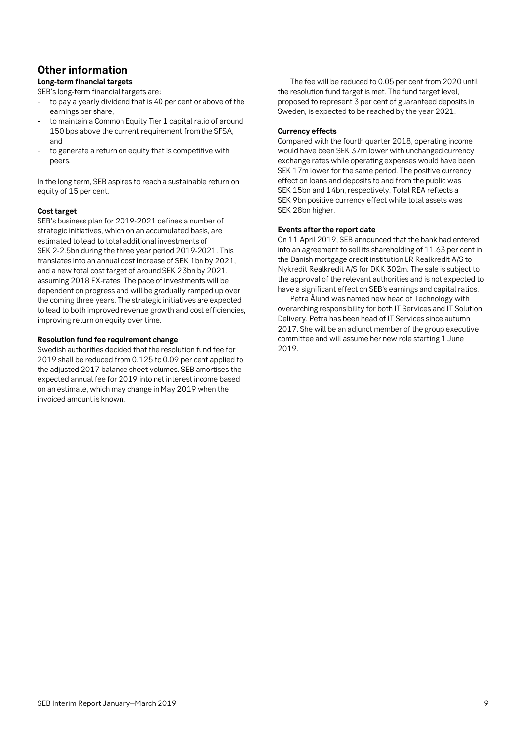## Other information

### Long-term financial targets

SEB's long-term financial targets are:

- to pay a yearly dividend that is 40 per cent or above of the earnings per share,
- to maintain a Common Equity Tier 1 capital ratio of around 150 bps above the current requirement from the SFSA, and
- to generate a return on equity that is competitive with peers.

In the long term, SEB aspires to reach a sustainable return on equity of 15 per cent.

### Cost target

SEB's business plan for 2019-2021 defines a number of strategic initiatives, which on an accumulated basis, are estimated to lead to total additional investments of SEK 2-2.5bn during the three year period 2019-2021. This translates into an annual cost increase of SEK 1bn by 2021, and a new total cost target of around SEK 23bn by 2021, assuming 2018 FX-rates. The pace of investments will be dependent on progress and will be gradually ramped up over the coming three years. The strategic initiatives are expected to lead to both improved revenue growth and cost efficiencies, improving return on equity over time.

### Resolution fund fee requirement change

Swedish authorities decided that the resolution fund fee for 2019 shall be reduced from 0.125 to 0.09 per cent applied to the adjusted 2017 balance sheet volumes. SEB amortises the expected annual fee for 2019 into net interest income based on an estimate, which may change in May 2019 when the invoiced amount is known.

The fee will be reduced to 0.05 per cent from 2020 until the resolution fund target is met. The fund target level, proposed to represent 3 per cent of guaranteed deposits in Sweden, is expected to be reached by the year 2021.

### Currency effects

Compared with the fourth quarter 2018, operating income would have been SEK 37m lower with unchanged currency exchange rates while operating expenses would have been SEK 17m lower for the same period. The positive currency effect on loans and deposits to and from the public was SEK 15bn and 14bn, respectively. Total REA reflects a SEK 9bn positive currency effect while total assets was SEK 28bn higher.

### Events after the report date

On 11 April 2019, SEB announced that the bank had entered into an agreement to sell its shareholding of 11.63 per cent in the Danish mortgage credit institution LR Realkredit A/S to Nykredit Realkredit A/S for DKK 302m. The sale is subject to the approval of the relevant authorities and is not expected to have a significant effect on SEB's earnings and capital ratios.

Petra Ålund was named new head of Technology with overarching responsibility for both IT Services and IT Solution Delivery. Petra has been head of IT Services since autumn 2017. She will be an adjunct member of the group executive committee and will assume her new role starting 1 June 2019.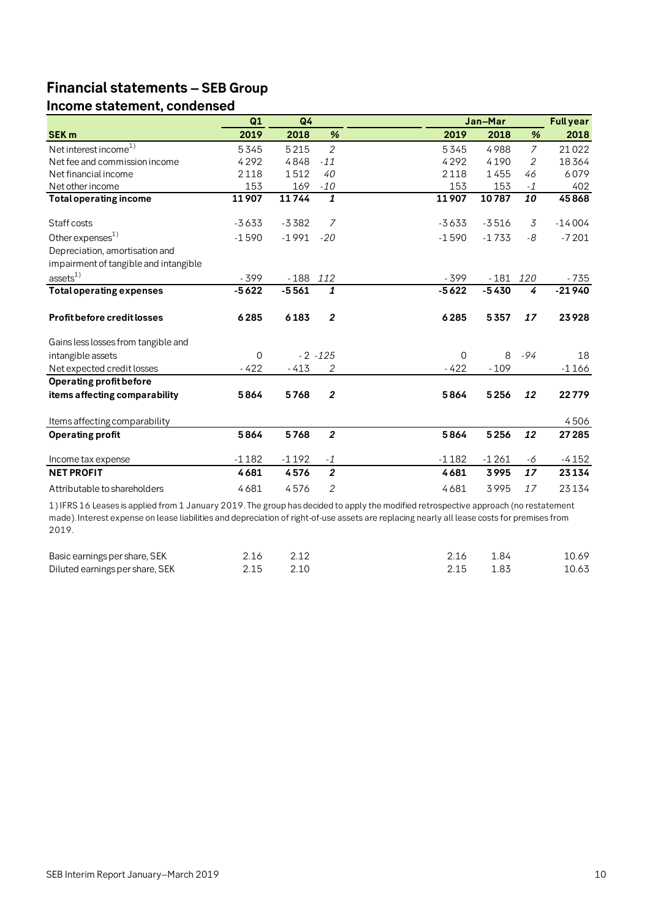# Financial statements – SEB Group

## Income statement, condensed

| SEK m | Q1 2019 | Q4 2018 | % | Jan–Mar 2019 | Jan–Mar 2018 | % | Full year 2018 |
|---|---|---|---|---|---|---|---|
| Net interest income[1] | 5 345 | 5 215 | *2* | 5 345 | 4 988 | *7* | 21 022 |
| Net fee and commission income | 4 292 | 4 848 | *-11* | 4 292 | 4 190 | *2* | 18 364 |
| Net financial income | 2 118 | 1 512 | *40* | 2 118 | 1 455 | *46* | 6 079 |
| Net other income | 153 | 169 | *-10* | 153 | 153 | *-1* | 402 |
| **Total operating income** | **11 907** | **11 744** | ***1*** | **11 907** | **10 787** | ***10*** | **45 868** |
| Staff costs | -3 633 | -3 382 | *7* | -3 633 | -3 516 | *3* | -14 004 |
| Other expenses[1] | -1 590 | -1 991 | *-20* | -1 590 | -1 733 | *-8* | -7 201 |
| Depreciation, amortisation and impairment of tangible and intangible assets[1] | -399 | -188 | *112* | -399 | -181 | *120* | -735 |
| **Total operating expenses** | **-5 622** | **-5 561** | ***1*** | **-5 622** | **-5 430** | ***4*** | **-21 940** |
| **Profit before credit losses** | **6 285** | **6 183** | ***2*** | **6 285** | **5 357** | ***17*** | **23 928** |
| Gains less losses from tangible and intangible assets | 0 | -2 | *-125* | 0 | 8 | *-94* | 18 |
| Net expected credit losses | -422 | -413 | *2* | -422 | -109 | | -1 166 |
| **Operating profit before items affecting comparability** | **5 864** | **5 768** | ***2*** | **5 864** | **5 256** | ***12*** | **22 779** |
| Items affecting comparability | | | | | | | 4 506 |
| **Operating profit** | **5 864** | **5 768** | ***2*** | **5 864** | **5 256** | ***12*** | **27 285** |
| Income tax expense | -1 182 | -1 192 | *-1* | -1 182 | -1 261 | *-6* | -4 152 |
| **NET PROFIT** | **4 681** | **4 576** | ***2*** | **4 681** | **3 995** | ***17*** | **23 134** |
| Attributable to shareholders | 4 681 | 4 576 | *2* | 4 681 | 3 995 | *17* | 23 134 |

1) IFRS 16 Leases is applied from 1 January 2019. The group has decided to apply the modified retrospective approach (no restatement made). Interest expense on lease liabilities and depreciation of right-of-use assets are replacing nearly all lease costs for premises from 2019.

| | Q1 2019 | Q4 2018 | Jan–Mar 2019 | Jan–Mar 2018 | Full year 2018 |
|---|---|---|---|---|---|
| Basic earnings per share, SEK | 2.16 | 2.12 | 2.16 | 1.84 | 10.69 |
| Diluted earnings per share, SEK | 2.15 | 2.10 | 2.15 | 1.83 | 10.63 |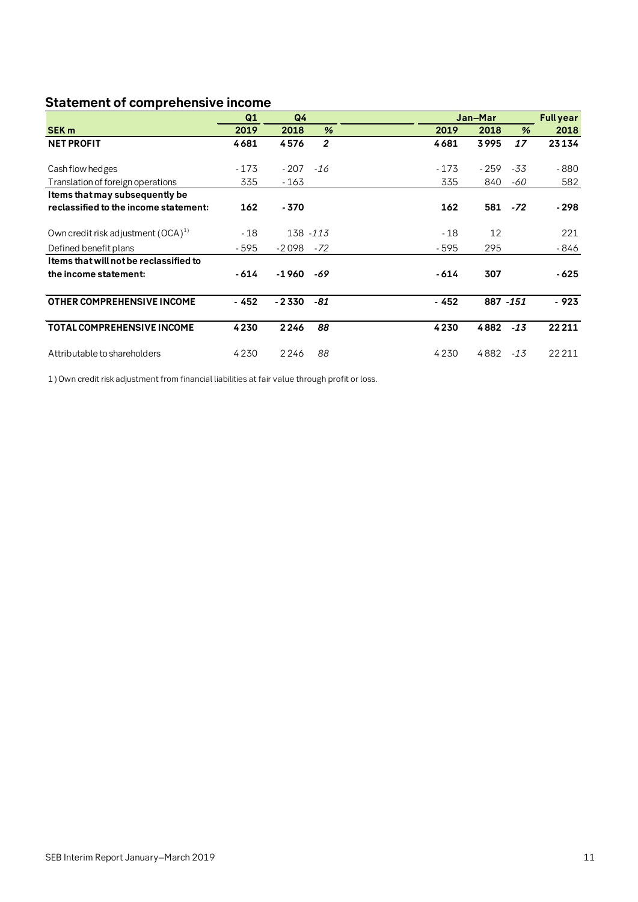## Statement of comprehensive income

| SEK m | Q1 2019 | Q4 2018 | % | Jan–Mar 2019 | Jan–Mar 2018 | % | Full year 2018 |
|---|---|---|---|---|---|---|---|
| **NET PROFIT** | **4 681** | **4 576** | ***2*** | **4 681** | **3 995** | ***17*** | **23 134** |
| | | | | | | | |
| Cash flow hedges | - 173 | - 207 | *-16* | - 173 | - 259 | *-33* | - 880 |
| Translation of foreign operations | 335 | - 163 | | 335 | 840 | *-60* | 582 |
| **Items that may subsequently be reclassified to the income statement:** | **162** | **- 370** | | **162** | **581** | ***-72*** | **- 298** |
| | | | | | | | |
| Own credit risk adjustment (OCA)[1] | - 18 | 138 | *-113* | - 18 | 12 | | 221 |
| Defined benefit plans | - 595 | -2 098 | *-72* | - 595 | 295 | | - 846 |
| **Items that will not be reclassified to the income statement:** | **- 614** | **-1 960** | ***-69*** | **- 614** | **307** | | **- 625** |
| | | | | | | | |
| **OTHER COMPREHENSIVE INCOME** | **- 452** | **- 2 330** | ***-81*** | **- 452** | **887** | ***-151*** | **- 923** |
| | | | | | | | |
| **TOTAL COMPREHENSIVE INCOME** | **4 230** | **2 246** | ***88*** | **4 230** | **4 882** | ***-13*** | **22 211** |
| | | | | | | | |
| Attributable to shareholders | 4 230 | 2 246 | *88* | 4 230 | 4 882 | *-13* | 22 211 |

1) Own credit risk adjustment from financial liabilities at fair value through profit or loss.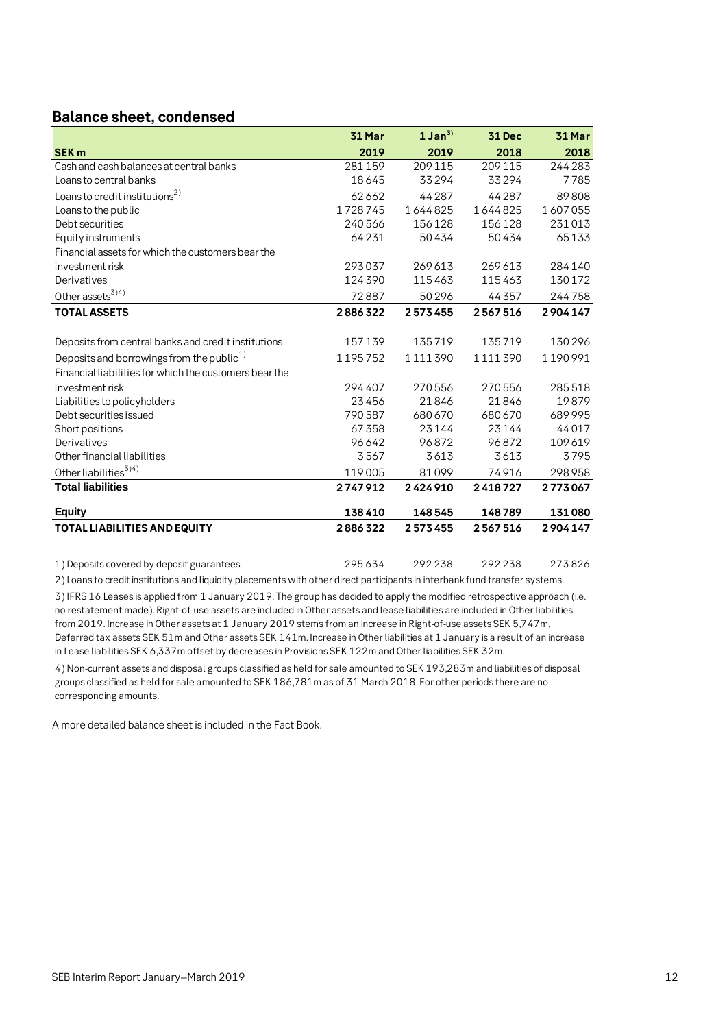## Balance sheet, condensed

| SEK m | 31 Mar 2019 | 1 Jan[3)] 2019 | 31 Dec 2018 | 31 Mar 2018 |
|---|---|---|---|---|
| Cash and cash balances at central banks | 281 159 | 209 115 | 209 115 | 244 283 |
| Loans to central banks | 18 645 | 33 294 | 33 294 | 7 785 |
| Loans to credit institutions[2)] | 62 662 | 44 287 | 44 287 | 89 808 |
| Loans to the public | 1 728 745 | 1 644 825 | 1 644 825 | 1 607 055 |
| Debt securities | 240 566 | 156 128 | 156 128 | 231 013 |
| Equity instruments | 64 231 | 50 434 | 50 434 | 65 133 |
| Financial assets for which the customers bear the investment risk | 293 037 | 269 613 | 269 613 | 284 140 |
| Derivatives | 124 390 | 115 463 | 115 463 | 130 172 |
| Other assets[3)4)] | 72 887 | 50 296 | 44 357 | 244 758 |
| **TOTAL ASSETS** | **2 886 322** | **2 573 455** | **2 567 516** | **2 904 147** |
| | | | | |
| Deposits from central banks and credit institutions | 157 139 | 135 719 | 135 719 | 130 296 |
| Deposits and borrowings from the public[1)] | 1 195 752 | 1 111 390 | 1 111 390 | 1 190 991 |
| Financial liabilities for which the customers bear the investment risk | 294 407 | 270 556 | 270 556 | 285 518 |
| Liabilities to policyholders | 23 456 | 21 846 | 21 846 | 19 879 |
| Debt securities issued | 790 587 | 680 670 | 680 670 | 689 995 |
| Short positions | 67 358 | 23 144 | 23 144 | 44 017 |
| Derivatives | 96 642 | 96 872 | 96 872 | 109 619 |
| Other financial liabilities | 3 567 | 3 613 | 3 613 | 3 795 |
| Other liabilities[3)4)] | 119 005 | 81 099 | 74 916 | 298 958 |
| **Total liabilities** | **2 747 912** | **2 424 910** | **2 418 727** | **2 773 067** |
| **Equity** | **138 410** | **148 545** | **148 789** | **131 080** |
| **TOTAL LIABILITIES AND EQUITY** | **2 886 322** | **2 573 455** | **2 567 516** | **2 904 147** |
| | | | | |
| 1) Deposits covered by deposit guarantees | 295 634 | 292 238 | 292 238 | 273 826 |

2) Loans to credit institutions and liquidity placements with other direct participants in interbank fund transfer systems.

3) IFRS 16 Leases is applied from 1 January 2019. The group has decided to apply the modified retrospective approach (i.e. no restatement made). Right-of-use assets are included in Other assets and lease liabilities are included in Other liabilities from 2019. Increase in Other assets at 1 January 2019 stems from an increase in Right-of-use assets SEK 5,747m, Deferred tax assets SEK 51m and Other assets SEK 141m. Increase in Other liabilities at 1 January is a result of an increase in Lease liabilities SEK 6,337m offset by decreases in Provisions SEK 122m and Other liabilities SEK 32m.

4) Non-current assets and disposal groups classified as held for sale amounted to SEK 193,283m and liabilities of disposal groups classified as held for sale amounted to SEK 186,781m as of 31 March 2018. For other periods there are no corresponding amounts.

A more detailed balance sheet is included in the Fact Book.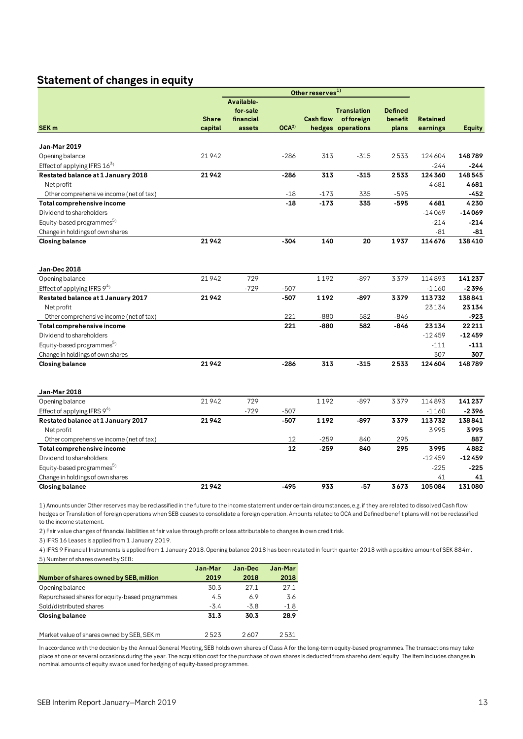## Statement of changes in equity

| SEK m | Share capital | Other reserves[1] Available-for-sale financial assets | OCA[2] | Cash flow hedges | Translation of foreign operations | Defined benefit plans | Retained earnings | Equity |
|---|---|---|---|---|---|---|---|---|
| **Jan-Mar 2019** | | | | | | | | |
| Opening balance | 21 942 | | -286 | 313 | -315 | 2 533 | 124 604 | **148 789** |
| Effect of applying IFRS 16[3] | | | | | | | -244 | **-244** |
| **Restated balance at 1 January 2018** | **21 942** | | **-286** | **313** | **-315** | **2 533** | **124 360** | **148 545** |
| Net profit | | | | | | | 4 681 | **4 681** |
| Other comprehensive income (net of tax) | | | -18 | -173 | 335 | -595 | | **-452** |
| **Total comprehensive income** | | | **-18** | **-173** | **335** | **-595** | **4 681** | **4 230** |
| Dividend to shareholders | | | | | | | -14 069 | **-14 069** |
| Equity-based programmes[5] | | | | | | | -214 | **-214** |
| Change in holdings of own shares | | | | | | | -81 | **-81** |
| **Closing balance** | **21 942** | | **-304** | **140** | **20** | **1 937** | **114 676** | **138 410** |
| | | | | | | | | |
| **Jan-Dec 2018** | | | | | | | | |
| Opening balance | 21 942 | 729 | | 1 192 | -897 | 3 379 | 114 893 | **141 237** |
| Effect of applying IFRS 9[4] | | -729 | -507 | | | | -1 160 | **-2 396** |
| **Restated balance at 1 January 2017** | **21 942** | | **-507** | **1 192** | **-897** | **3 379** | **113 732** | **138 841** |
| Net profit | | | | | | | 23 134 | **23 134** |
| Other comprehensive income (net of tax) | | | 221 | -880 | 582 | -846 | | **-923** |
| **Total comprehensive income** | | | **221** | **-880** | **582** | **-846** | **23 134** | **22 211** |
| Dividend to shareholders | | | | | | | -12 459 | **-12 459** |
| Equity-based programmes[5] | | | | | | | -111 | **-111** |
| Change in holdings of own shares | | | | | | | 307 | **307** |
| **Closing balance** | **21 942** | | **-286** | **313** | **-315** | **2 533** | **124 604** | **148 789** |
| | | | | | | | | |
| **Jan-Mar 2018** | | | | | | | | |
| Opening balance | 21 942 | 729 | | 1 192 | -897 | 3 379 | 114 893 | **141 237** |
| Effect of applying IFRS 9[4] | | -729 | -507 | | | | -1 160 | **-2 396** |
| **Restated balance at 1 January 2017** | **21 942** | | **-507** | **1 192** | **-897** | **3 379** | **113 732** | **138 841** |
| Net profit | | | | | | | 3 995 | **3 995** |
| Other comprehensive income (net of tax) | | | 12 | -259 | 840 | 295 | | **887** |
| **Total comprehensive income** | | | **12** | **-259** | **840** | **295** | **3 995** | **4 882** |
| Dividend to shareholders | | | | | | | -12 459 | **-12 459** |
| Equity-based programmes[5] | | | | | | | -225 | **-225** |
| Change in holdings of own shares | | | | | | | 41 | **41** |
| **Closing balance** | **21 942** | | **-495** | **933** | **-57** | **3 673** | **105 084** | **131 080** |

1) Amounts under Other reserves may be reclassified in the future to the income statement under certain circumstances, e.g. if they are related to dissolved Cash flow hedges or Translation of foreign operations when SEB ceases to consolidate a foreign operation. Amounts related to OCA and Defined benefit plans will not be reclassified to the income statement.

2) Fair value changes of financial liabilities at fair value through profit or loss attributable to changes in own credit risk.

3) IFRS 16 Leases is applied from 1 January 2019.

4) IFRS 9 Financial Instruments is applied from 1 January 2018. Opening balance 2018 has been restated in fourth quarter 2018 with a positive amount of SEK 884m.

5) Number of shares owned by SEB:

| Number of shares owned by SEB, million | Jan-Mar 2019 | Jan-Dec 2018 | Jan-Mar 2018 |
|---|---|---|---|
| Opening balance | 30.3 | 27.1 | 27.1 |
| Repurchased shares for equity-based programmes | 4.5 | 6.9 | 3.6 |
| Sold/distributed shares | -3.4 | -3.8 | -1.8 |
| **Closing balance** | **31.3** | **30.3** | **28.9** |
| | | | |
| Market value of shares owned by SEB, SEK m | 2 523 | 2 607 | 2 531 |

In accordance with the decision by the Annual General Meeting, SEB holds own shares of Class A for the long-term equity-based programmes. The transactions may take place at one or several occasions during the year. The acquisition cost for the purchase of own shares is deducted from shareholders' equity. The item includes changes in nominal amounts of equity swaps used for hedging of equity-based programmes.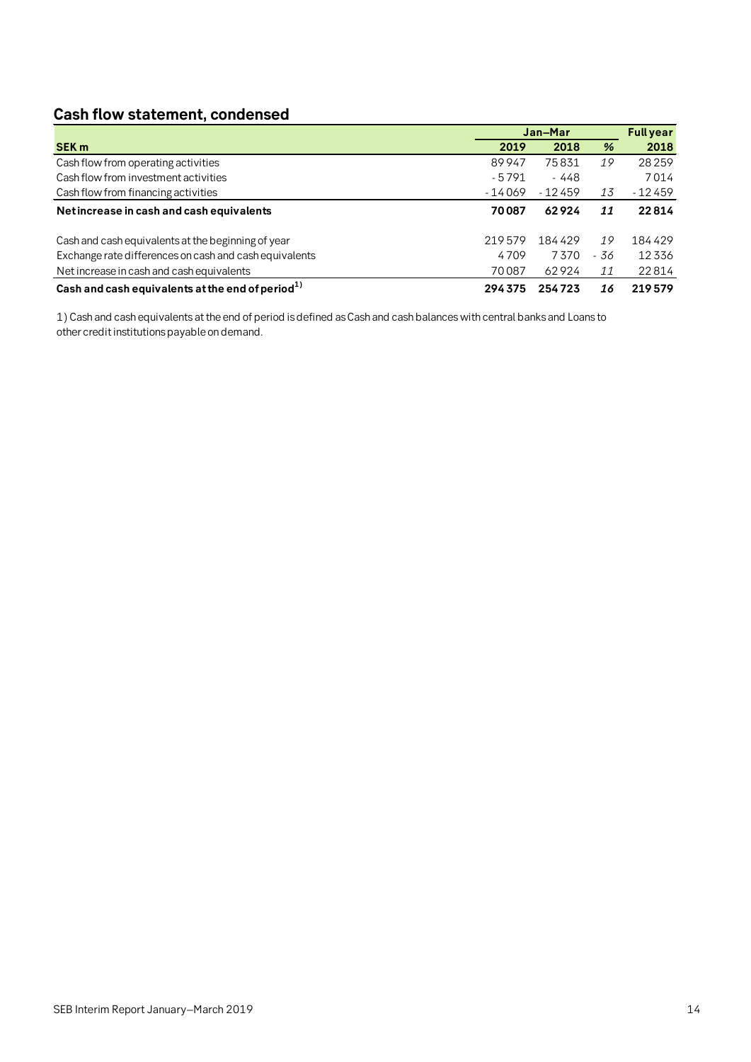## Cash flow statement, condensed

| SEK m | Jan–Mar 2019 | Jan–Mar 2018 | % | Full year 2018 |
|---|---|---|---|---|
| Cash flow from operating activities | 89 947 | 75 831 | *19* | 28 259 |
| Cash flow from investment activities | -5 791 | -448 | | 7 014 |
| Cash flow from financing activities | -14 069 | -12 459 | *13* | -12 459 |
| **Net increase in cash and cash equivalents** | **70 087** | **62 924** | ***11*** | **22 814** |
| | | | | |
| Cash and cash equivalents at the beginning of year | 219 579 | 184 429 | *19* | 184 429 |
| Exchange rate differences on cash and cash equivalents | 4 709 | 7 370 | *-36* | 12 336 |
| Net increase in cash and cash equivalents | 70 087 | 62 924 | *11* | 22 814 |
| **Cash and cash equivalents at the end of period[1)]** | **294 375** | **254 723** | ***16*** | **219 579** |

1) Cash and cash equivalents at the end of period is defined as Cash and cash balances with central banks and Loans to other credit institutions payable on demand.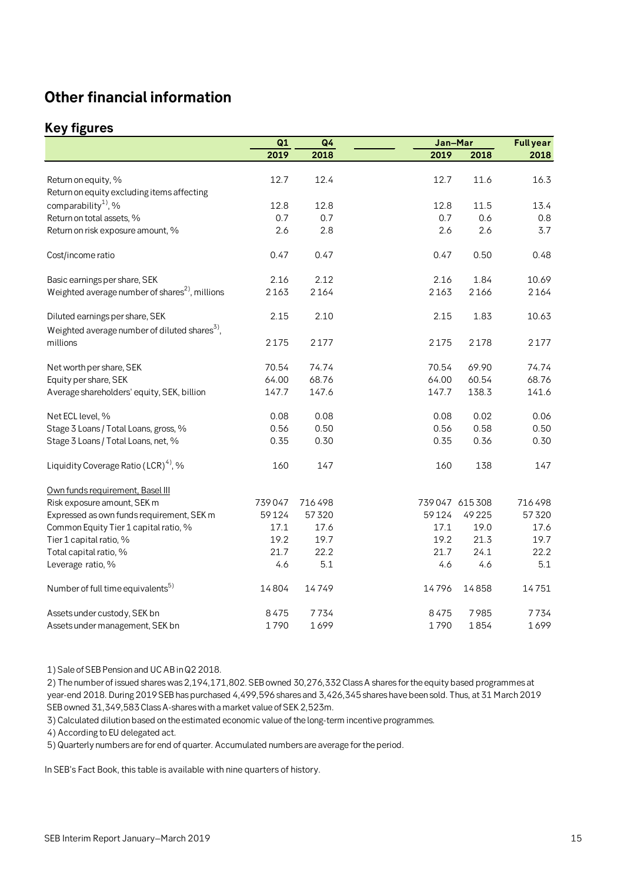## Other financial information

### Key figures

| | Q1 | Q4 | Jan–Mar | | Full year |
|---|---|---|---|---|---|
| | 2019 | 2018 | 2019 | 2018 | 2018 |
| Return on equity, % | 12.7 | 12.4 | 12.7 | 11.6 | 16.3 |
| Return on equity excluding items affecting comparability[1], % | 12.8 | 12.8 | 12.8 | 11.5 | 13.4 |
| Return on total assets, % | 0.7 | 0.7 | 0.7 | 0.6 | 0.8 |
| Return on risk exposure amount, % | 2.6 | 2.8 | 2.6 | 2.6 | 3.7 |
| Cost/income ratio | 0.47 | 0.47 | 0.47 | 0.50 | 0.48 |
| Basic earnings per share, SEK | 2.16 | 2.12 | 2.16 | 1.84 | 10.69 |
| Weighted average number of shares[2], millions | 2 163 | 2 164 | 2 163 | 2 166 | 2 164 |
| Diluted earnings per share, SEK | 2.15 | 2.10 | 2.15 | 1.83 | 10.63 |
| Weighted average number of diluted shares[3], millions | 2 175 | 2 177 | 2 175 | 2 178 | 2 177 |
| Net worth per share, SEK | 70.54 | 74.74 | 70.54 | 69.90 | 74.74 |
| Equity per share, SEK | 64.00 | 68.76 | 64.00 | 60.54 | 68.76 |
| Average shareholders' equity, SEK, billion | 147.7 | 147.6 | 147.7 | 138.3 | 141.6 |
| Net ECL level, % | 0.08 | 0.08 | 0.08 | 0.02 | 0.06 |
| Stage 3 Loans / Total Loans, gross, % | 0.56 | 0.50 | 0.56 | 0.58 | 0.50 |
| Stage 3 Loans / Total Loans, net, % | 0.35 | 0.30 | 0.35 | 0.36 | 0.30 |
| Liquidity Coverage Ratio (LCR)[4], % | 160 | 147 | 160 | 138 | 147 |
| Own funds requirement, Basel III | | | | | |
| Risk exposure amount, SEK m | 739 047 | 716 498 | 739 047 | 615 308 | 716 498 |
| Expressed as own funds requirement, SEK m | 59 124 | 57 320 | 59 124 | 49 225 | 57 320 |
| Common Equity Tier 1 capital ratio, % | 17.1 | 17.6 | 17.1 | 19.0 | 17.6 |
| Tier 1 capital ratio, % | 19.2 | 19.7 | 19.2 | 21.3 | 19.7 |
| Total capital ratio, % | 21.7 | 22.2 | 21.7 | 24.1 | 22.2 |
| Leverage ratio, % | 4.6 | 5.1 | 4.6 | 4.6 | 5.1 |
| Number of full time equivalents[5] | 14 804 | 14 749 | 14 796 | 14 858 | 14 751 |
| Assets under custody, SEK bn | 8 475 | 7 734 | 8 475 | 7 985 | 7 734 |
| Assets under management, SEK bn | 1 790 | 1 699 | 1 790 | 1 854 | 1 699 |

1) Sale of SEB Pension and UC AB in Q2 2018.

2) The number of issued shares was 2,194,171,802. SEB owned 30,276,332 Class A shares for the equity based programmes at year-end 2018. During 2019 SEB has purchased 4,499,596 shares and 3,426,345 shares have been sold. Thus, at 31 March 2019 SEB owned 31,349,583 Class A-shares with a market value of SEK 2,523m.

3) Calculated dilution based on the estimated economic value of the long-term incentive programmes.

4) According to EU delegated act.

5) Quarterly numbers are for end of quarter. Accumulated numbers are average for the period.

In SEB's Fact Book, this table is available with nine quarters of history.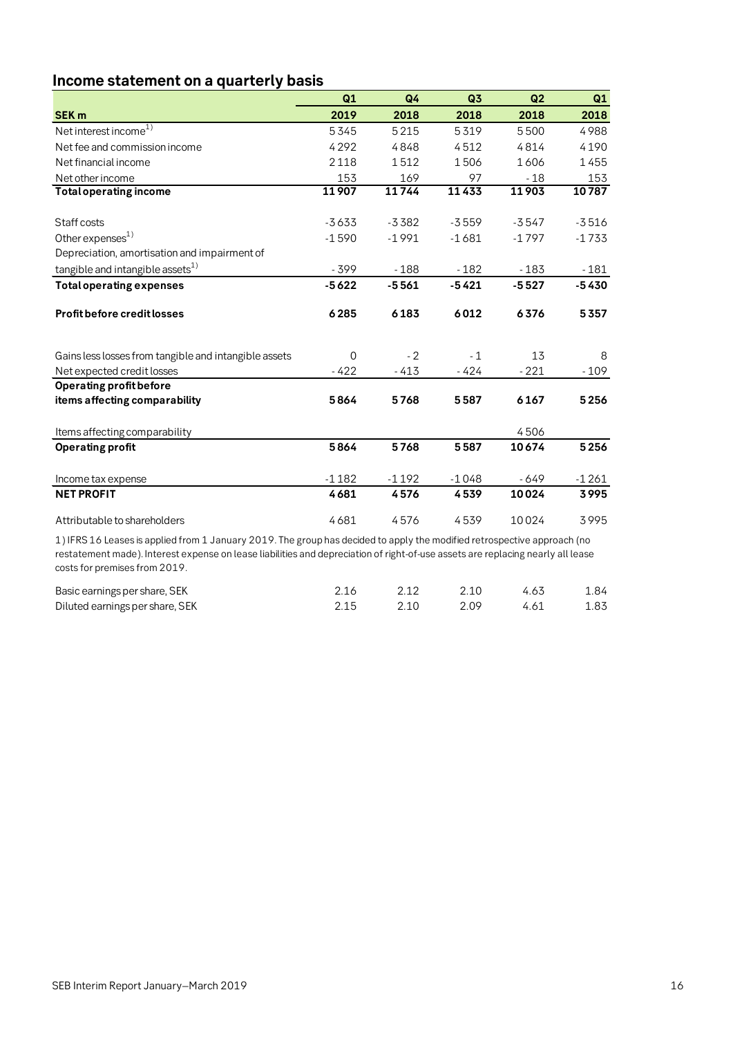## Income statement on a quarterly basis

| SEK m | Q1 2019 | Q4 2018 | Q3 2018 | Q2 2018 | Q1 2018 |
|---|---|---|---|---|---|
| Net interest income[1] | 5 345 | 5 215 | 5 319 | 5 500 | 4 988 |
| Net fee and commission income | 4 292 | 4 848 | 4 512 | 4 814 | 4 190 |
| Net financial income | 2 118 | 1 512 | 1 506 | 1 606 | 1 455 |
| Net other income | 153 | 169 | 97 | - 18 | 153 |
| **Total operating income** | **11 907** | **11 744** | **11 433** | **11 903** | **10 787** |
| | | | | | |
| Staff costs | -3 633 | -3 382 | -3 559 | -3 547 | -3 516 |
| Other expenses[1] | -1 590 | -1 991 | -1 681 | -1 797 | -1 733 |
| Depreciation, amortisation and impairment of tangible and intangible assets[1] | - 399 | - 188 | - 182 | - 183 | - 181 |
| **Total operating expenses** | **-5 622** | **-5 561** | **-5 421** | **-5 527** | **-5 430** |
| | | | | | |
| **Profit before credit losses** | **6 285** | **6 183** | **6 012** | **6 376** | **5 357** |
| | | | | | |
| Gains less losses from tangible and intangible assets | 0 | - 2 | - 1 | 13 | 8 |
| Net expected credit losses | - 422 | - 413 | - 424 | - 221 | - 109 |
| **Operating profit before items affecting comparability** | **5 864** | **5 768** | **5 587** | **6 167** | **5 256** |
| | | | | | |
| Items affecting comparability | | | | 4 506 | |
| **Operating profit** | **5 864** | **5 768** | **5 587** | **10 674** | **5 256** |
| | | | | | |
| Income tax expense | -1 182 | -1 192 | -1 048 | - 649 | -1 261 |
| **NET PROFIT** | **4 681** | **4 576** | **4 539** | **10 024** | **3 995** |
| | | | | | |
| Attributable to shareholders | 4 681 | 4 576 | 4 539 | 10 024 | 3 995 |

1) IFRS 16 Leases is applied from 1 January 2019. The group has decided to apply the modified retrospective approach (no restatement made). Interest expense on lease liabilities and depreciation of right-of-use assets are replacing nearly all lease costs for premises from 2019.

| | Q1 2019 | Q4 2018 | Q3 2018 | Q2 2018 | Q1 2018 |
|---|---|---|---|---|---|
| Basic earnings per share, SEK | 2.16 | 2.12 | 2.10 | 4.63 | 1.84 |
| Diluted earnings per share, SEK | 2.15 | 2.10 | 2.09 | 4.61 | 1.83 |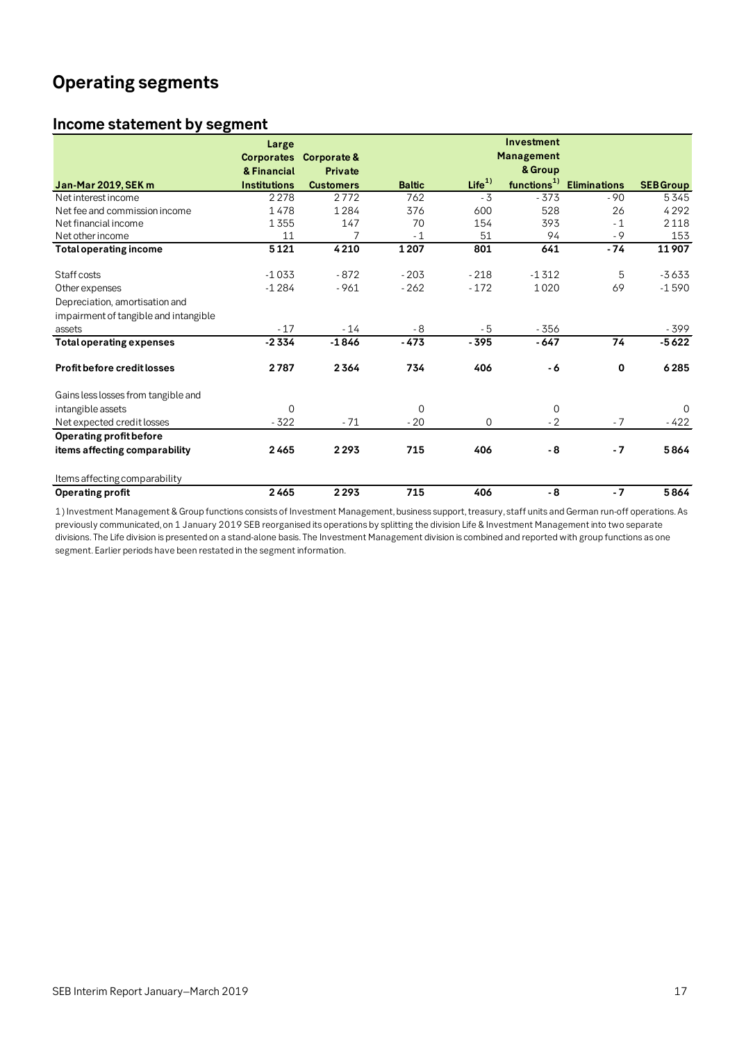# Operating segments

## Income statement by segment

| Jan-Mar 2019, SEK m | Large Corporates & Financial Institutions | Corporate & Private Customers | Baltic | Life[1] | Investment Management & Group functions[1] | Eliminations | SEB Group |
|---|---|---|---|---|---|---|---|
| Net interest income | 2 278 | 2 772 | 762 | - 3 | - 373 | - 90 | 5 345 |
| Net fee and commission income | 1 478 | 1 284 | 376 | 600 | 528 | 26 | 4 292 |
| Net financial income | 1 355 | 147 | 70 | 154 | 393 | - 1 | 2 118 |
| Net other income | 11 | 7 | - 1 | 51 | 94 | - 9 | 153 |
| **Total operating income** | **5 121** | **4 210** | **1 207** | **801** | **641** | **- 74** | **11 907** |
| | | | | | | | |
| Staff costs | -1 033 | - 872 | - 203 | - 218 | -1 312 | 5 | -3 633 |
| Other expenses | -1 284 | - 961 | - 262 | - 172 | 1 020 | 69 | -1 590 |
| Depreciation, amortisation and impairment of tangible and intangible assets | - 17 | - 14 | - 8 | - 5 | - 356 | | - 399 |
| **Total operating expenses** | **-2 334** | **-1 846** | **- 473** | **- 395** | **- 647** | **74** | **-5 622** |
| | | | | | | | |
| **Profit before credit losses** | **2 787** | **2 364** | **734** | **406** | **- 6** | **0** | **6 285** |
| | | | | | | | |
| Gains less losses from tangible and intangible assets | 0 | | 0 | | 0 | | 0 |
| Net expected credit losses | - 322 | - 71 | - 20 | 0 | - 2 | - 7 | - 422 |
| **Operating profit before items affecting comparability** | **2 465** | **2 293** | **715** | **406** | **- 8** | **- 7** | **5 864** |
| | | | | | | | |
| Items affecting comparability | | | | | | | |
| **Operating profit** | **2 465** | **2 293** | **715** | **406** | **- 8** | **- 7** | **5 864** |

1) Investment Management & Group functions consists of Investment Management, business support, treasury, staff units and German run-off operations. As previously communicated, on 1 January 2019 SEB reorganised its operations by splitting the division Life & Investment Management into two separate divisions. The Life division is presented on a stand-alone basis. The Investment Management division is combined and reported with group functions as one segment. Earlier periods have been restated in the segment information.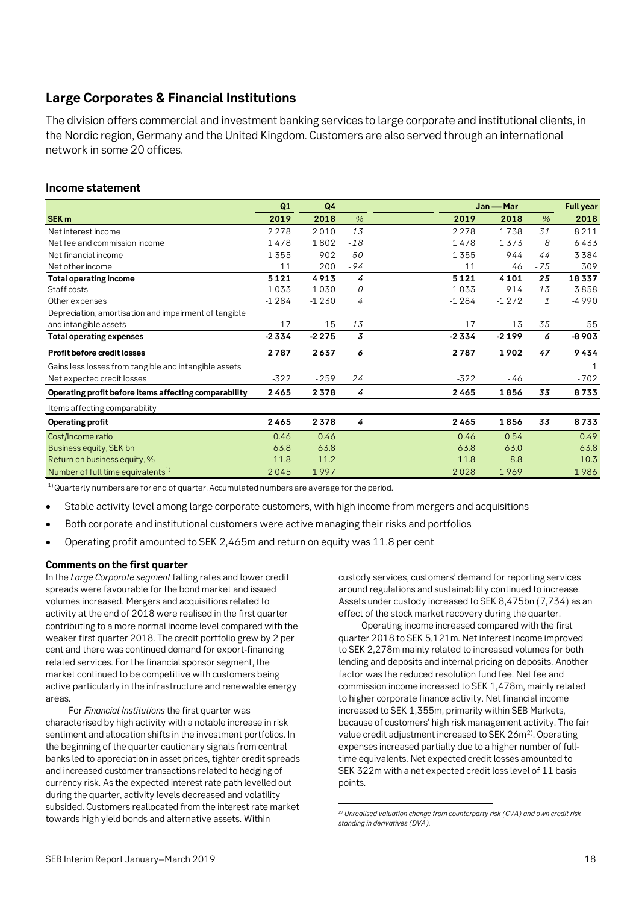## Large Corporates & Financial Institutions

The division offers commercial and investment banking services to large corporate and institutional clients, in the Nordic region, Germany and the United Kingdom. Customers are also served through an international network in some 20 offices.

### Income statement

| SEK m | Q1 2019 | Q4 2018 | % | Jan — Mar 2019 | Jan — Mar 2018 | % | Full year 2018 |
|---|---|---|---|---|---|---|---|
| Net interest income | 2 278 | 2 010 | *13* | 2 278 | 1 738 | *31* | 8 211 |
| Net fee and commission income | 1 478 | 1 802 | *-18* | 1 478 | 1 373 | *8* | 6 433 |
| Net financial income | 1 355 | 902 | *50* | 1 355 | 944 | *44* | 3 384 |
| Net other income | 11 | 200 | *-94* | 11 | 46 | *-75* | 309 |
| **Total operating income** | **5 121** | **4 913** | ***4*** | **5 121** | **4 101** | ***25*** | **18 337** |
| Staff costs | -1 033 | -1 030 | *0* | -1 033 | -914 | *13* | -3 858 |
| Other expenses | -1 284 | -1 230 | *4* | -1 284 | -1 272 | *1* | -4 990 |
| Depreciation, amortisation and impairment of tangible and intangible assets | -17 | -15 | *13* | -17 | -13 | *35* | -55 |
| **Total operating expenses** | **-2 334** | **-2 275** | ***3*** | **-2 334** | **-2 199** | ***6*** | **-8 903** |
| **Profit before credit losses** | **2 787** | **2 637** | ***6*** | **2 787** | **1 902** | ***47*** | **9 434** |
| Gains less losses from tangible and intangible assets | | | | | | | 1 |
| Net expected credit losses | -322 | -259 | *24* | -322 | -46 | | -702 |
| **Operating profit before items affecting comparability** | **2 465** | **2 378** | ***4*** | **2 465** | **1 856** | ***33*** | **8 733** |
| Items affecting comparability | | | | | | | |
| **Operating profit** | **2 465** | **2 378** | ***4*** | **2 465** | **1 856** | ***33*** | **8 733** |
| Cost/Income ratio | 0.46 | 0.46 | | 0.46 | 0.54 | | 0.49 |
| Business equity, SEK bn | 63.8 | 63.8 | | 63.8 | 63.0 | | 63.8 |
| Return on business equity, % | 11.8 | 11.2 | | 11.8 | 8.8 | | 10.3 |
| Number of full time equivalents[1] | 2 045 | 1 997 | | 2 028 | 1 969 | | 1 986 |

[1] Quarterly numbers are for end of quarter. Accumulated numbers are average for the period.

- Stable activity level among large corporate customers, with high income from mergers and acquisitions
- Both corporate and institutional customers were active managing their risks and portfolios
- Operating profit amounted to SEK 2,465m and return on equity was 11.8 per cent

#### Comments on the first quarter

In the *Large Corporate segment* falling rates and lower credit spreads were favourable for the bond market and issued volumes increased. Mergers and acquisitions related to activity at the end of 2018 were realised in the first quarter contributing to a more normal income level compared with the weaker first quarter 2018. The credit portfolio grew by 2 per cent and there was continued demand for export-financing related services. For the financial sponsor segment, the market continued to be competitive with customers being active particularly in the infrastructure and renewable energy areas.

For *Financial Institutions* the first quarter was characterised by high activity with a notable increase in risk sentiment and allocation shifts in the investment portfolios. In the beginning of the quarter cautionary signals from central banks led to appreciation in asset prices, tighter credit spreads and increased customer transactions related to hedging of currency risk. As the expected interest rate path levelled out during the quarter, activity levels decreased and volatility subsided. Customers reallocated from the interest rate market towards high yield bonds and alternative assets. Within custody services, customers' demand for reporting services around regulations and sustainability continued to increase. Assets under custody increased to SEK 8,475bn (7,734) as an effect of the stock market recovery during the quarter.

Operating income increased compared with the first quarter 2018 to SEK 5,121m. Net interest income improved to SEK 2,278m mainly related to increased volumes for both lending and deposits and internal pricing on deposits. Another factor was the reduced resolution fund fee. Net fee and commission income increased to SEK 1,478m, mainly related to higher corporate finance activity. Net financial income increased to SEK 1,355m, primarily within SEB Markets, because of customers' high risk management activity. The fair value credit adjustment increased to SEK 26m[2]. Operating expenses increased partially due to a higher number of full-time equivalents. Net expected credit losses amounted to SEK 322m with a net expected credit loss level of 11 basis points.

[2] *Unrealised valuation change from counterparty risk (CVA) and own credit risk standing in derivatives (DVA).*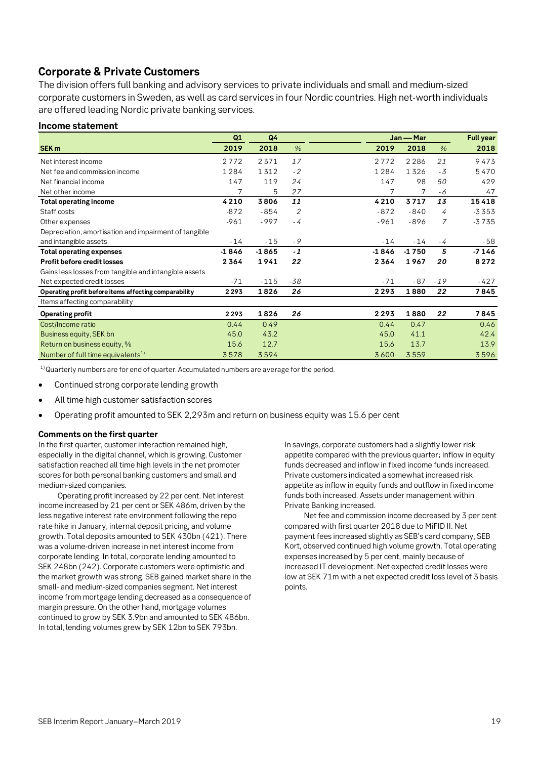## Corporate & Private Customers

The division offers full banking and advisory services to private individuals and small and medium-sized corporate customers in Sweden, as well as card services in four Nordic countries. High net-worth individuals are offered leading Nordic private banking services.

### Income statement

| | Q1 | Q4 | | Jan — Mar | | | Full year |
|---|---|---|---|---|---|---|---|
| **SEK m** | **2019** | **2018** | *%* | **2019** | **2018** | *%* | **2018** |
| Net interest income | 2 772 | 2 371 | *17* | 2 772 | 2 286 | *21* | 9 473 |
| Net fee and commission income | 1 284 | 1 312 | *-2* | 1 284 | 1 326 | *-3* | 5 470 |
| Net financial income | 147 | 119 | *24* | 147 | 98 | *50* | 429 |
| Net other income | 7 | 5 | *27* | 7 | 7 | *-6* | 47 |
| **Total operating income** | **4 210** | **3 806** | ***11*** | **4 210** | **3 717** | ***13*** | **15 418** |
| Staff costs | -872 | -854 | *2* | -872 | -840 | *4* | -3 353 |
| Other expenses | -961 | -997 | *-4* | -961 | -896 | *7* | -3 735 |
| Depreciation, amortisation and impairment of tangible and intangible assets | -14 | -15 | *-9* | -14 | -14 | *-4* | -58 |
| **Total operating expenses** | **-1 846** | **-1 865** | ***-1*** | **-1 846** | **-1 750** | ***5*** | **-7 146** |
| **Profit before credit losses** | **2 364** | **1 941** | ***22*** | **2 364** | **1 967** | ***20*** | **8 272** |
| Gains less losses from tangible and intangible assets | | | | 0 | 0 | | |
| Net expected credit losses | -71 | -115 | *-38* | -71 | -87 | *-19* | -427 |
| **Operating profit before items affecting comparability** | **2 293** | **1 826** | ***26*** | **2 293** | **1 880** | ***22*** | **7 845** |
| Items affecting comparability | | | | | | | |
| **Operating profit** | **2 293** | **1 826** | ***26*** | **2 293** | **1 880** | ***22*** | **7 845** |
| Cost/Income ratio | 0.44 | 0.49 | | 0.44 | 0.47 | | 0.46 |
| Business equity, SEK bn | 45.0 | 43.2 | | 45.0 | 41.1 | | 42.4 |
| Return on business equity, % | 15.6 | 12.7 | | 15.6 | 13.7 | | 13.9 |
| Number of full time equivalents[1] | 3 578 | 3 594 | | 3 600 | 3 559 | | 3 596 |

[1] Quarterly numbers are for end of quarter. Accumulated numbers are average for the period.

- Continued strong corporate lending growth
- All time high customer satisfaction scores
- Operating profit amounted to SEK 2,293m and return on business equity was 15.6 per cent

#### Comments on the first quarter

In the first quarter, customer interaction remained high, especially in the digital channel, which is growing. Customer satisfaction reached all time high levels in the net promoter scores for both personal banking customers and small and medium-sized companies.

Operating profit increased by 22 per cent. Net interest income increased by 21 per cent or SEK 486m, driven by the less negative interest rate environment following the repo rate hike in January, internal deposit pricing, and volume growth. Total deposits amounted to SEK 430bn (421). There was a volume-driven increase in net interest income from corporate lending. In total, corporate lending amounted to SEK 248bn (242). Corporate customers were optimistic and the market growth was strong. SEB gained market share in the small- and medium-sized companies segment. Net interest income from mortgage lending decreased as a consequence of margin pressure. On the other hand, mortgage volumes continued to grow by SEK 3.9bn and amounted to SEK 486bn. In total, lending volumes grew by SEK 12bn to SEK 793bn.

In savings, corporate customers had a slightly lower risk appetite compared with the previous quarter; inflow in equity funds decreased and inflow in fixed income funds increased. Private customers indicated a somewhat increased risk appetite as inflow in equity funds and outflow in fixed income funds both increased. Assets under management within Private Banking increased.

Net fee and commission income decreased by 3 per cent compared with first quarter 2018 due to MiFID II. Net payment fees increased slightly as SEB's card company, SEB Kort, observed continued high volume growth. Total operating expenses increased by 5 per cent, mainly because of increased IT development. Net expected credit losses were low at SEK 71m with a net expected credit loss level of 3 basis points.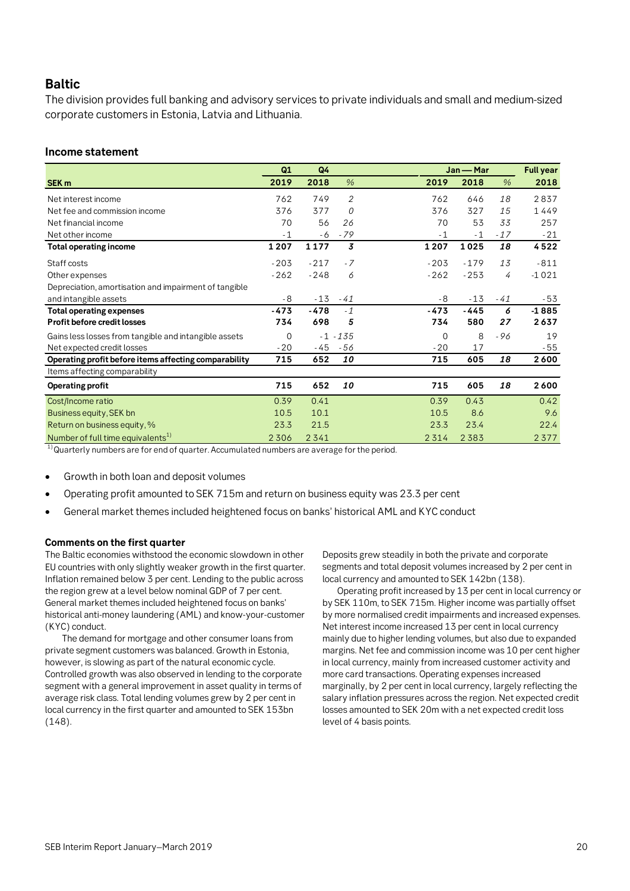## Baltic

The division provides full banking and advisory services to private individuals and small and medium-sized corporate customers in Estonia, Latvia and Lithuania.

### Income statement

| SEK m | Q1 2019 | Q4 2018 | % | Jan — Mar 2019 | Jan — Mar 2018 | % | Full year 2018 |
|---|---|---|---|---|---|---|---|
| Net interest income | 762 | 749 | 2 | 762 | 646 | 18 | 2 837 |
| Net fee and commission income | 376 | 377 | 0 | 376 | 327 | 15 | 1 449 |
| Net financial income | 70 | 56 | 26 | 70 | 53 | 33 | 257 |
| Net other income | -1 | -6 | -79 | -1 | -1 | -17 | -21 |
| **Total operating income** | **1 207** | **1 177** | **3** | **1 207** | **1 025** | **18** | **4 522** |
| Staff costs | -203 | -217 | -7 | -203 | -179 | 13 | -811 |
| Other expenses | -262 | -248 | 6 | -262 | -253 | 4 | -1 021 |
| Depreciation, amortisation and impairment of tangible and intangible assets | -8 | -13 | -41 | -8 | -13 | -41 | -53 |
| **Total operating expenses** | **-473** | **-478** | **-1** | **-473** | **-445** | **6** | **-1 885** |
| **Profit before credit losses** | **734** | **698** | **5** | **734** | **580** | **27** | **2 637** |
| Gains less losses from tangible and intangible assets | 0 | -1 | -135 | 0 | 8 | -96 | 19 |
| Net expected credit losses | -20 | -45 | -56 | -20 | 17 | | -55 |
| **Operating profit before items affecting comparability** | **715** | **652** | **10** | **715** | **605** | **18** | **2 600** |
| Items affecting comparability | | | | | | | |
| **Operating profit** | **715** | **652** | **10** | **715** | **605** | **18** | **2 600** |
| Cost/Income ratio | 0.39 | 0.41 | | 0.39 | 0.43 | | 0.42 |
| Business equity, SEK bn | 10.5 | 10.1 | | 10.5 | 8.6 | | 9.6 |
| Return on business equity, % | 23.3 | 21.5 | | 23.3 | 23.4 | | 22.4 |
| Number of full time equivalents[1] | 2 306 | 2 341 | | 2 314 | 2 383 | | 2 377 |

[1] Quarterly numbers are for end of quarter. Accumulated numbers are average for the period.

- Growth in both loan and deposit volumes
- Operating profit amounted to SEK 715m and return on business equity was 23.3 per cent
- General market themes included heightened focus on banks' historical AML and KYC conduct

#### Comments on the first quarter

The Baltic economies withstood the economic slowdown in other EU countries with only slightly weaker growth in the first quarter. Inflation remained below 3 per cent. Lending to the public across the region grew at a level below nominal GDP of 7 per cent. General market themes included heightened focus on banks' historical anti-money laundering (AML) and know-your-customer (KYC) conduct.

The demand for mortgage and other consumer loans from private segment customers was balanced. Growth in Estonia, however, is slowing as part of the natural economic cycle. Controlled growth was also observed in lending to the corporate segment with a general improvement in asset quality in terms of average risk class. Total lending volumes grew by 2 per cent in local currency in the first quarter and amounted to SEK 153bn (148).

Deposits grew steadily in both the private and corporate segments and total deposit volumes increased by 2 per cent in local currency and amounted to SEK 142bn (138).

Operating profit increased by 13 per cent in local currency or by SEK 110m, to SEK 715m. Higher income was partially offset by more normalised credit impairments and increased expenses. Net interest income increased 13 per cent in local currency mainly due to higher lending volumes, but also due to expanded margins. Net fee and commission income was 10 per cent higher in local currency, mainly from increased customer activity and more card transactions. Operating expenses increased marginally, by 2 per cent in local currency, largely reflecting the salary inflation pressures across the region. Net expected credit losses amounted to SEK 20m with a net expected credit loss level of 4 basis points.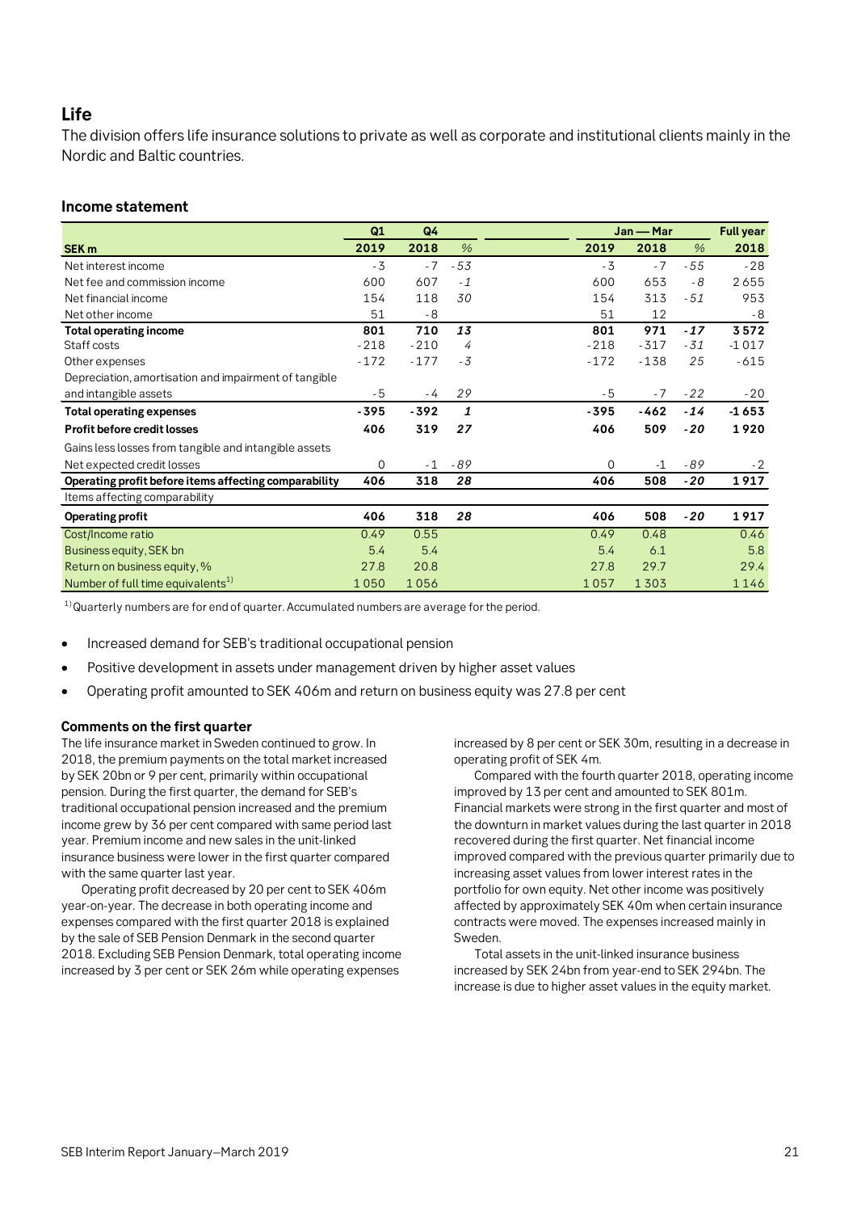## Life

The division offers life insurance solutions to private as well as corporate and institutional clients mainly in the Nordic and Baltic countries.

### Income statement

| SEK m | Q1 2019 | Q4 2018 | % | Jan — Mar 2019 | Jan — Mar 2018 | % | Full year 2018 |
|---|---|---|---|---|---|---|---|
| Net interest income | -3 | -7 | -53 | -3 | -7 | -55 | -28 |
| Net fee and commission income | 600 | 607 | -1 | 600 | 653 | -8 | 2 655 |
| Net financial income | 154 | 118 | 30 | 154 | 313 | -51 | 953 |
| Net other income | 51 | -8 | | 51 | 12 | | -8 |
| **Total operating income** | **801** | **710** | **13** | **801** | **971** | **-17** | **3 572** |
| Staff costs | -218 | -210 | 4 | -218 | -317 | -31 | -1 017 |
| Other expenses | -172 | -177 | -3 | -172 | -138 | 25 | -615 |
| Depreciation, amortisation and impairment of tangible and intangible assets | -5 | -4 | 29 | -5 | -7 | -22 | -20 |
| **Total operating expenses** | **-395** | **-392** | **1** | **-395** | **-462** | **-14** | **-1 653** |
| **Profit before credit losses** | **406** | **319** | **27** | **406** | **509** | **-20** | **1 920** |
| Gains less losses from tangible and intangible assets | | | | | | | |
| Net expected credit losses | 0 | -1 | -89 | 0 | -1 | -89 | -2 |
| **Operating profit before items affecting comparability** | **406** | **318** | **28** | **406** | **508** | **-20** | **1 917** |
| Items affecting comparability | | | | | | | |
| **Operating profit** | **406** | **318** | **28** | **406** | **508** | **-20** | **1 917** |
| Cost/Income ratio | 0.49 | 0.55 | | 0.49 | 0.48 | | 0.46 |
| Business equity, SEK bn | 5.4 | 5.4 | | 5.4 | 6.1 | | 5.8 |
| Return on business equity, % | 27.8 | 20.8 | | 27.8 | 29.7 | | 29.4 |
| Number of full time equivalents[1] | 1 050 | 1 056 | | 1 057 | 1 303 | | 1 146 |

[1] Quarterly numbers are for end of quarter. Accumulated numbers are average for the period.

- Increased demand for SEB's traditional occupational pension
- Positive development in assets under management driven by higher asset values
- Operating profit amounted to SEK 406m and return on business equity was 27.8 per cent

#### Comments on the first quarter

The life insurance market in Sweden continued to grow. In 2018, the premium payments on the total market increased by SEK 20bn or 9 per cent, primarily within occupational pension. During the first quarter, the demand for SEB's traditional occupational pension increased and the premium income grew by 36 per cent compared with same period last year. Premium income and new sales in the unit-linked insurance business were lower in the first quarter compared with the same quarter last year.

Operating profit decreased by 20 per cent to SEK 406m year-on-year. The decrease in both operating income and expenses compared with the first quarter 2018 is explained by the sale of SEB Pension Denmark in the second quarter 2018. Excluding SEB Pension Denmark, total operating income increased by 3 per cent or SEK 26m while operating expenses increased by 8 per cent or SEK 30m, resulting in a decrease in operating profit of SEK 4m.

Compared with the fourth quarter 2018, operating income improved by 13 per cent and amounted to SEK 801m. Financial markets were strong in the first quarter and most of the downturn in market values during the last quarter in 2018 recovered during the first quarter. Net financial income improved compared with the previous quarter primarily due to increasing asset values from lower interest rates in the portfolio for own equity. Net other income was positively affected by approximately SEK 40m when certain insurance contracts were moved. The expenses increased mainly in Sweden.

Total assets in the unit-linked insurance business increased by SEK 24bn from year-end to SEK 294bn. The increase is due to higher asset values in the equity market.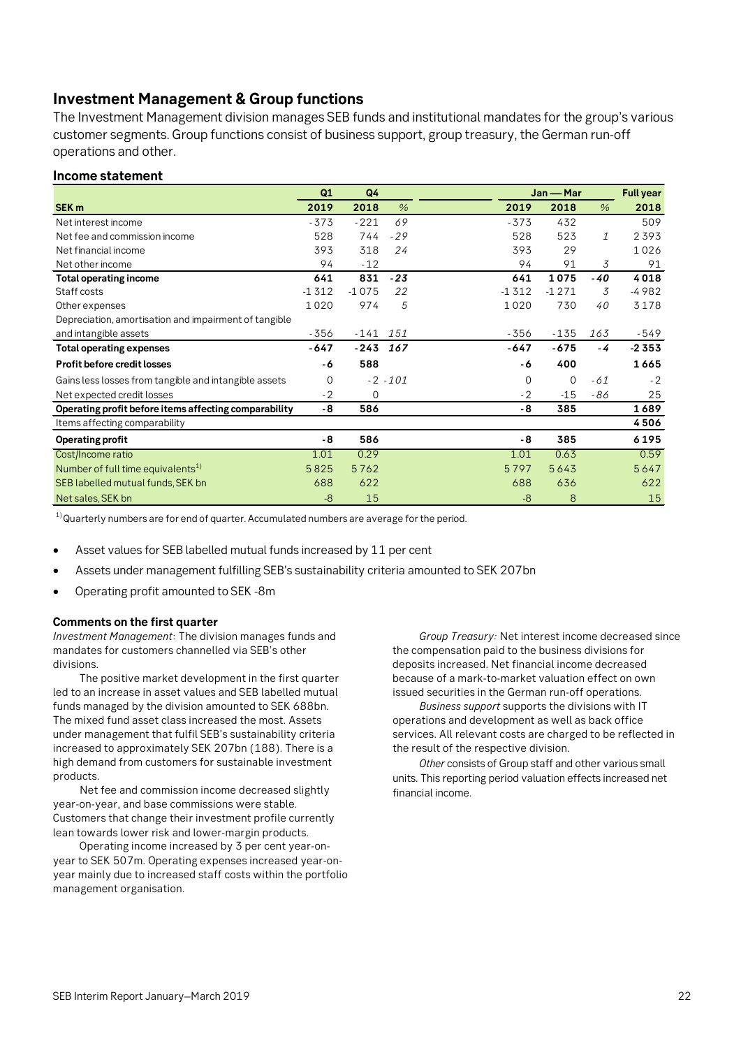## Investment Management & Group functions

The Investment Management division manages SEB funds and institutional mandates for the group's various customer segments. Group functions consist of business support, group treasury, the German run-off operations and other.

### Income statement

| | Q1 | Q4 | | Jan — Mar | | | Full year |
|---|---|---|---|---|---|---|---|
| **SEK m** | **2019** | **2018** | *%* | **2019** | **2018** | *%* | **2018** |
| Net interest income | -373 | -221 | *69* | -373 | 432 | | 509 |
| Net fee and commission income | 528 | 744 | *-29* | 528 | 523 | *1* | 2 393 |
| Net financial income | 393 | 318 | *24* | 393 | 29 | | 1 026 |
| Net other income | 94 | -12 | | 94 | 91 | *3* | 91 |
| **Total operating income** | **641** | **831** | ***-23*** | **641** | **1 075** | ***-40*** | **4 018** |
| Staff costs | -1 312 | -1 075 | *22* | -1 312 | -1 271 | *3* | -4 982 |
| Other expenses | 1 020 | 974 | *5* | 1 020 | 730 | *40* | 3 178 |
| Depreciation, amortisation and impairment of tangible and intangible assets | -356 | -141 | *151* | -356 | -135 | *163* | -549 |
| **Total operating expenses** | **-647** | **-243** | ***167*** | **-647** | **-675** | ***-4*** | **-2 353** |
| **Profit before credit losses** | **-6** | **588** | | **-6** | **400** | | **1 665** |
| Gains less losses from tangible and intangible assets | 0 | -2 | *-101* | 0 | 0 | *-61* | -2 |
| Net expected credit losses | -2 | 0 | | -2 | -15 | *-86* | 25 |
| **Operating profit before items affecting comparability** | **-8** | **586** | | **-8** | **385** | | **1 689** |
| Items affecting comparability | | | | | | | **4 506** |
| **Operating profit** | **-8** | **586** | | **-8** | **385** | | **6 195** |
| Cost/Income ratio | 1.01 | 0.29 | | 1.01 | 0.63 | | 0.59 |
| Number of full time equivalents[1] | 5 825 | 5 762 | | 5 797 | 5 643 | | 5 647 |
| SEB labelled mutual funds, SEK bn | 688 | 622 | | 688 | 636 | | 622 |
| Net sales, SEK bn | -8 | 15 | | -8 | 8 | | 15 |

[1] Quarterly numbers are for end of quarter. Accumulated numbers are average for the period.

- Asset values for SEB labelled mutual funds increased by 11 per cent
- Assets under management fulfilling SEB's sustainability criteria amounted to SEK 207bn
- Operating profit amounted to SEK -8m

#### Comments on the first quarter

*Investment Management*: The division manages funds and mandates for customers channelled via SEB's other divisions.

The positive market development in the first quarter led to an increase in asset values and SEB labelled mutual funds managed by the division amounted to SEK 688bn. The mixed fund asset class increased the most. Assets under management that fulfil SEB's sustainability criteria increased to approximately SEK 207bn (188). There is a high demand from customers for sustainable investment products.

Net fee and commission income decreased slightly year-on-year, and base commissions were stable. Customers that change their investment profile currently lean towards lower risk and lower-margin products.

Operating income increased by 3 per cent year-on-year to SEK 507m. Operating expenses increased year-on-year mainly due to increased staff costs within the portfolio management organisation.

*Group Treasury:* Net interest income decreased since the compensation paid to the business divisions for deposits increased. Net financial income decreased because of a mark-to-market valuation effect on own issued securities in the German run-off operations.

*Business support* supports the divisions with IT operations and development as well as back office services. All relevant costs are charged to be reflected in the result of the respective division.

*Other* consists of Group staff and other various small units. This reporting period valuation effects increased net financial income.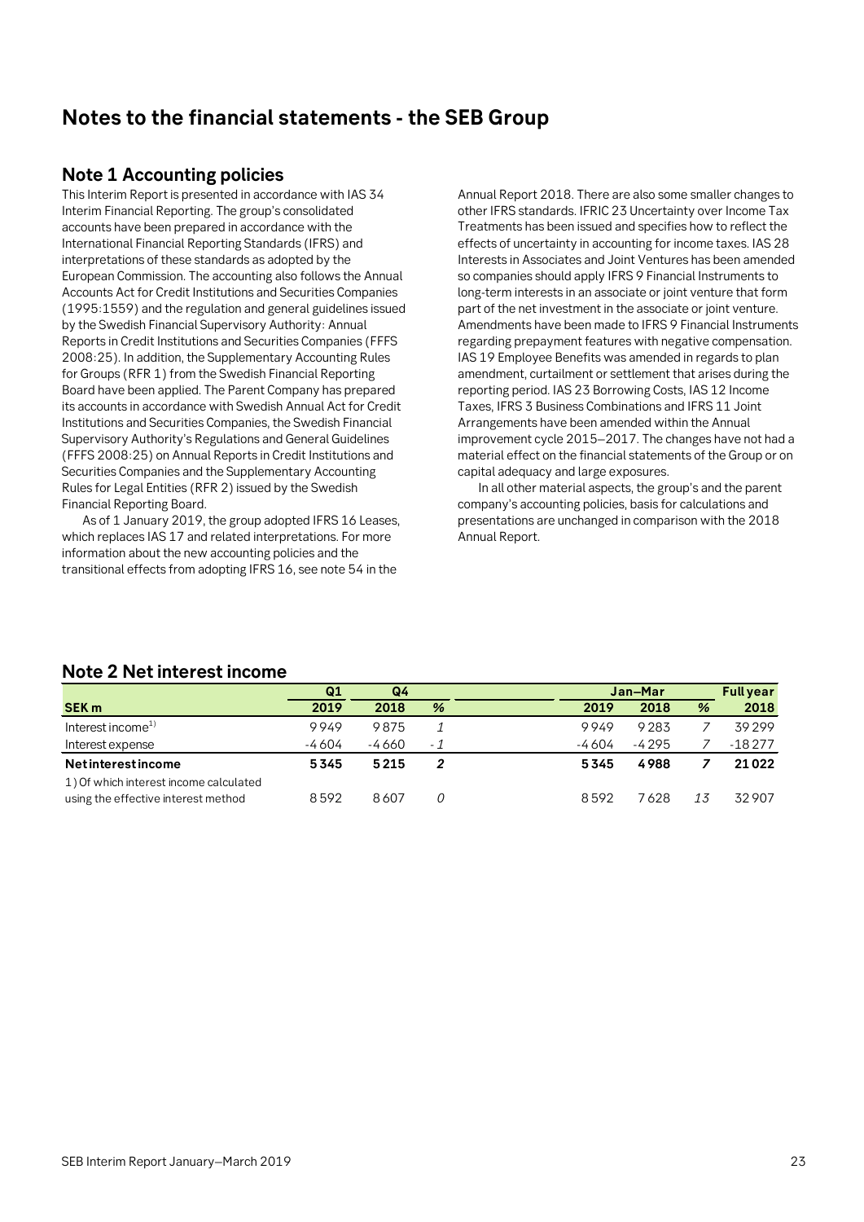# Notes to the financial statements - the SEB Group

## Note 1 Accounting policies

This Interim Report is presented in accordance with IAS 34 Interim Financial Reporting. The group's consolidated accounts have been prepared in accordance with the International Financial Reporting Standards (IFRS) and interpretations of these standards as adopted by the European Commission. The accounting also follows the Annual Accounts Act for Credit Institutions and Securities Companies (1995:1559) and the regulation and general guidelines issued by the Swedish Financial Supervisory Authority: Annual Reports in Credit Institutions and Securities Companies (FFFS 2008:25). In addition, the Supplementary Accounting Rules for Groups (RFR 1) from the Swedish Financial Reporting Board have been applied. The Parent Company has prepared its accounts in accordance with Swedish Annual Act for Credit Institutions and Securities Companies, the Swedish Financial Supervisory Authority's Regulations and General Guidelines (FFFS 2008:25) on Annual Reports in Credit Institutions and Securities Companies and the Supplementary Accounting Rules for Legal Entities (RFR 2) issued by the Swedish Financial Reporting Board.

As of 1 January 2019, the group adopted IFRS 16 Leases, which replaces IAS 17 and related interpretations. For more information about the new accounting policies and the transitional effects from adopting IFRS 16, see note 54 in the Annual Report 2018. There are also some smaller changes to other IFRS standards. IFRIC 23 Uncertainty over Income Tax Treatments has been issued and specifies how to reflect the effects of uncertainty in accounting for income taxes. IAS 28 Interests in Associates and Joint Ventures has been amended so companies should apply IFRS 9 Financial Instruments to long-term interests in an associate or joint venture that form part of the net investment in the associate or joint venture. Amendments have been made to IFRS 9 Financial Instruments regarding prepayment features with negative compensation. IAS 19 Employee Benefits was amended in regards to plan amendment, curtailment or settlement that arises during the reporting period. IAS 23 Borrowing Costs, IAS 12 Income Taxes, IFRS 3 Business Combinations and IFRS 11 Joint Arrangements have been amended within the Annual improvement cycle 2015–2017. The changes have not had a material effect on the financial statements of the Group or on capital adequacy and large exposures.

In all other material aspects, the group's and the parent company's accounting policies, basis for calculations and presentations are unchanged in comparison with the 2018 Annual Report.

## Note 2 Net interest income

| SEK m | Q1 2019 | Q4 2018 | % | Jan–Mar 2019 | Jan–Mar 2018 | % | Full year 2018 |
|---|---|---|---|---|---|---|---|
| Interest income[1] | 9 949 | 9 875 | *1* | 9 949 | 9 283 | *7* | 39 299 |
| Interest expense | -4 604 | -4 660 | *-1* | -4 604 | -4 295 | *7* | -18 277 |
| **Net interest income** | **5 345** | **5 215** | ***2*** | **5 345** | **4 988** | ***7*** | **21 022** |
| 1) Of which interest income calculated using the effective interest method | 8 592 | 8 607 | *0* | 8 592 | 7 628 | *13* | 32 907 |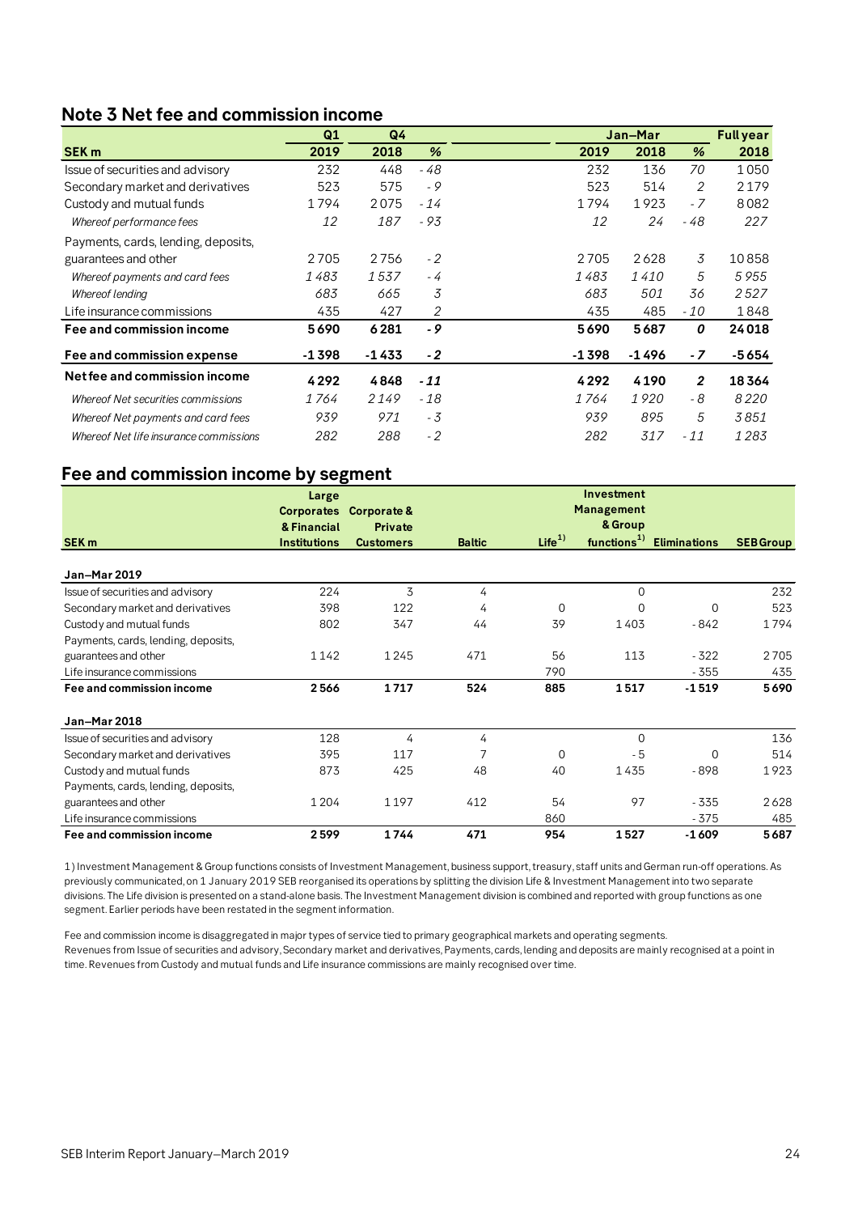## Note 3 Net fee and commission income

| SEK m | Q1 2019 | Q4 2018 | % | Jan–Mar 2019 | Jan–Mar 2018 | % | Full year 2018 |
|---|---|---|---|---|---|---|---|
| Issue of securities and advisory | 232 | 448 | -48 | 232 | 136 | 70 | 1050 |
| Secondary market and derivatives | 523 | 575 | -9 | 523 | 514 | 2 | 2179 |
| Custody and mutual funds | 1794 | 2075 | -14 | 1794 | 1923 | -7 | 8082 |
| *Whereof performance fees* | *12* | *187* | *-93* | *12* | *24* | *-48* | *227* |
| Payments, cards, lending, deposits, guarantees and other | 2705 | 2756 | -2 | 2705 | 2628 | 3 | 10858 |
| *Whereof payments and card fees* | *1483* | *1537* | *-4* | *1483* | *1410* | *5* | *5955* |
| *Whereof lending* | *683* | *665* | *3* | *683* | *501* | *36* | *2527* |
| Life insurance commissions | 435 | 427 | 2 | 435 | 485 | -10 | 1848 |
| **Fee and commission income** | **5690** | **6281** | **-9** | **5690** | **5687** | **0** | **24018** |
| **Fee and commission expense** | **-1398** | **-1433** | **-2** | **-1398** | **-1496** | **-7** | **-5654** |
| **Net fee and commission income** | **4292** | **4848** | **-11** | **4292** | **4190** | **2** | **18364** |
| *Whereof Net securities commissions* | *1764* | *2149* | *-18* | *1764* | *1920* | *-8* | *8220* |
| *Whereof Net payments and card fees* | *939* | *971* | *-3* | *939* | *895* | *5* | *3851* |
| *Whereof Net life insurance commissions* | *282* | *288* | *-2* | *282* | *317* | *-11* | *1283* |

## Fee and commission income by segment

| SEK m | Large Corporates & Financial Institutions | Corporate & Private Customers | Baltic | Life[1] | Investment Management & Group functions[1] | Eliminations | SEB Group |
|---|---|---|---|---|---|---|---|
| **Jan–Mar 2019** | | | | | | | |
| Issue of securities and advisory | 224 | 3 | 4 | | 0 | | 232 |
| Secondary market and derivatives | 398 | 122 | 4 | 0 | 0 | 0 | 523 |
| Custody and mutual funds | 802 | 347 | 44 | 39 | 1403 | -842 | 1794 |
| Payments, cards, lending, deposits, guarantees and other | 1142 | 1245 | 471 | 56 | 113 | -322 | 2705 |
| Life insurance commissions | | | | 790 | | -355 | 435 |
| **Fee and commission income** | **2566** | **1717** | **524** | **885** | **1517** | **-1519** | **5690** |
| **Jan–Mar 2018** | | | | | | | |
| Issue of securities and advisory | 128 | 4 | 4 | | 0 | | 136 |
| Secondary market and derivatives | 395 | 117 | 7 | 0 | -5 | 0 | 514 |
| Custody and mutual funds | 873 | 425 | 48 | 40 | 1435 | -898 | 1923 |
| Payments, cards, lending, deposits, guarantees and other | 1204 | 1197 | 412 | 54 | 97 | -335 | 2628 |
| Life insurance commissions | | | | 860 | | -375 | 485 |
| **Fee and commission income** | **2599** | **1744** | **471** | **954** | **1527** | **-1609** | **5687** |

1) Investment Management & Group functions consists of Investment Management, business support, treasury, staff units and German run-off operations. As previously communicated, on 1 January 2019 SEB reorganised its operations by splitting the division Life & Investment Management into two separate divisions. The Life division is presented on a stand-alone basis. The Investment Management division is combined and reported with group functions as one segment. Earlier periods have been restated in the segment information.

Fee and commission income is disaggregated in major types of service tied to primary geographical markets and operating segments.
Revenues from Issue of securities and advisory, Secondary market and derivatives, Payments, cards, lending and deposits are mainly recognised at a point in time. Revenues from Custody and mutual funds and Life insurance commissions are mainly recognised over time.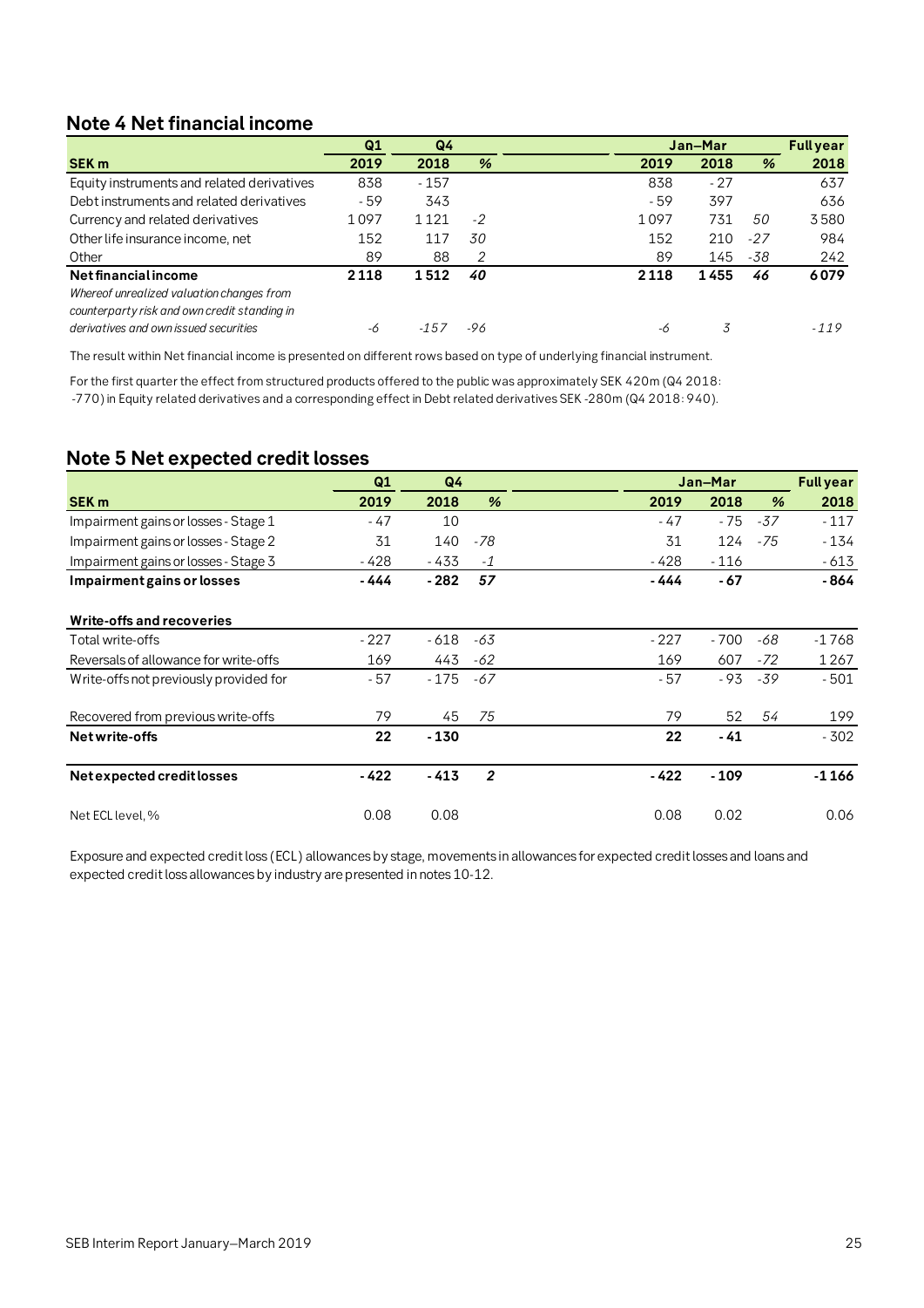## Note 4 Net financial income

| | Q1 | Q4 | | Jan–Mar | | | Full year |
|---|---|---|---|---|---|---|---|
| SEK m | 2019 | 2018 | % | 2019 | 2018 | % | 2018 |
| Equity instruments and related derivatives | 838 | -157 | | 838 | -27 | | 637 |
| Debt instruments and related derivatives | -59 | 343 | | -59 | 397 | | 636 |
| Currency and related derivatives | 1097 | 1121 | -2 | 1097 | 731 | 50 | 3580 |
| Other life insurance income, net | 152 | 117 | 30 | 152 | 210 | -27 | 984 |
| Other | 89 | 88 | 2 | 89 | 145 | -38 | 242 |
| **Net financial income** | **2118** | **1512** | **40** | **2118** | **1455** | **46** | **6079** |
| *Whereof unrealized valuation changes from counterparty risk and own credit standing in derivatives and own issued securities* | *-6* | *-157* | *-96* | *-6* | *3* | | *-119* |

The result within Net financial income is presented on different rows based on type of underlying financial instrument.

For the first quarter the effect from structured products offered to the public was approximately SEK 420m (Q4 2018: -770) in Equity related derivatives and a corresponding effect in Debt related derivatives SEK -280m (Q4 2018: 940).

## Note 5 Net expected credit losses

| | Q1 | Q4 | | Jan–Mar | | | Full year |
|---|---|---|---|---|---|---|---|
| SEK m | 2019 | 2018 | % | 2019 | 2018 | % | 2018 |
| Impairment gains or losses - Stage 1 | -47 | 10 | | -47 | -75 | -37 | -117 |
| Impairment gains or losses - Stage 2 | 31 | 140 | -78 | 31 | 124 | -75 | -134 |
| Impairment gains or losses - Stage 3 | -428 | -433 | -1 | -428 | -116 | | -613 |
| **Impairment gains or losses** | **-444** | **-282** | **57** | **-444** | **-67** | | **-864** |
| | | | | | | | |
| **Write-offs and recoveries** | | | | | | | |
| Total write-offs | -227 | -618 | -63 | -227 | -700 | -68 | -1768 |
| Reversals of allowance for write-offs | 169 | 443 | -62 | 169 | 607 | -72 | 1267 |
| Write-offs not previously provided for | -57 | -175 | -67 | -57 | -93 | -39 | -501 |
| | | | | | | | |
| Recovered from previous write-offs | 79 | 45 | 75 | 79 | 52 | 54 | 199 |
| **Net write-offs** | **22** | **-130** | | **22** | **-41** | | -302 |
| | | | | | | | |
| **Net expected credit losses** | **-422** | **-413** | **2** | **-422** | **-109** | | **-1166** |
| | | | | | | | |
| Net ECL level, % | 0.08 | 0.08 | | 0.08 | 0.02 | | 0.06 |

Exposure and expected credit loss (ECL) allowances by stage, movements in allowances for expected credit losses and loans and expected credit loss allowances by industry are presented in notes 10-12.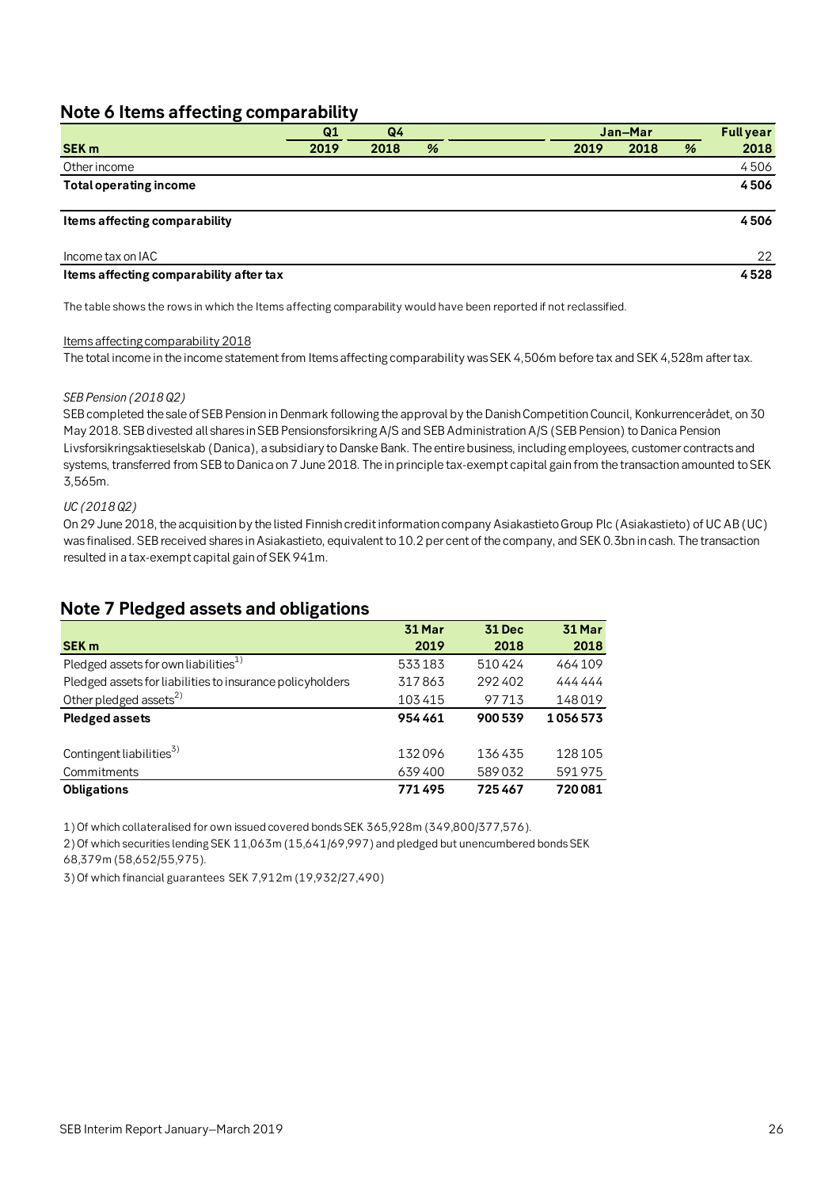## Note 6 Items affecting comparability

| | Q1 | Q4 | | Jan–Mar | | | Full year |
|---|---|---|---|---|---|---|---|
| SEK m | 2019 | 2018 | % | 2019 | 2018 | % | 2018 |
| Other income | | | | | | | 4 506 |
| **Total operating income** | | | | | | | **4 506** |
| **Items affecting comparability** | | | | | | | **4 506** |
| Income tax on IAC | | | | | | | 22 |
| **Items affecting comparability after tax** | | | | | | | **4 528** |

The table shows the rows in which the Items affecting comparability would have been reported if not reclassified.

Items affecting comparability 2018

The total income in the income statement from Items affecting comparability was SEK 4,506m before tax and SEK 4,528m after tax.

*SEB Pension (2018 Q2)*

SEB completed the sale of SEB Pension in Denmark following the approval by the Danish Competition Council, Konkurrencerådet, on 30 May 2018. SEB divested all shares in SEB Pensionsforsikring A/S and SEB Administration A/S (SEB Pension) to Danica Pension Livsforsikringsaktieselskab (Danica), a subsidiary to Danske Bank. The entire business, including employees, customer contracts and systems, transferred from SEB to Danica on 7 June 2018. The in principle tax-exempt capital gain from the transaction amounted to SEK 3,565m.

*UC (2018 Q2)*

On 29 June 2018, the acquisition by the listed Finnish credit information company Asiakastieto Group Plc (Asiakastieto) of UC AB (UC) was finalised. SEB received shares in Asiakastieto, equivalent to 10.2 per cent of the company, and SEK 0.3bn in cash. The transaction resulted in a tax-exempt capital gain of SEK 941m.

## Note 7 Pledged assets and obligations

| SEK m | 31 Mar 2019 | 31 Dec 2018 | 31 Mar 2018 |
|---|---|---|---|
| Pledged assets for own liabilities[1] | 533 183 | 510 424 | 464 109 |
| Pledged assets for liabilities to insurance policyholders | 317 863 | 292 402 | 444 444 |
| Other pledged assets[2] | 103 415 | 97 713 | 148 019 |
| **Pledged assets** | **954 461** | **900 539** | **1 056 573** |
| Contingent liabilities[3] | 132 096 | 136 435 | 128 105 |
| Commitments | 639 400 | 589 032 | 591 975 |
| **Obligations** | **771 495** | **725 467** | **720 081** |

1) Of which collateralised for own issued covered bonds SEK 365,928m (349,800/377,576).

2) Of which securities lending SEK 11,063m (15,641/69,997) and pledged but unencumbered bonds SEK 68,379m (58,652/55,975).

3) Of which financial guarantees SEK 7,912m (19,932/27,490)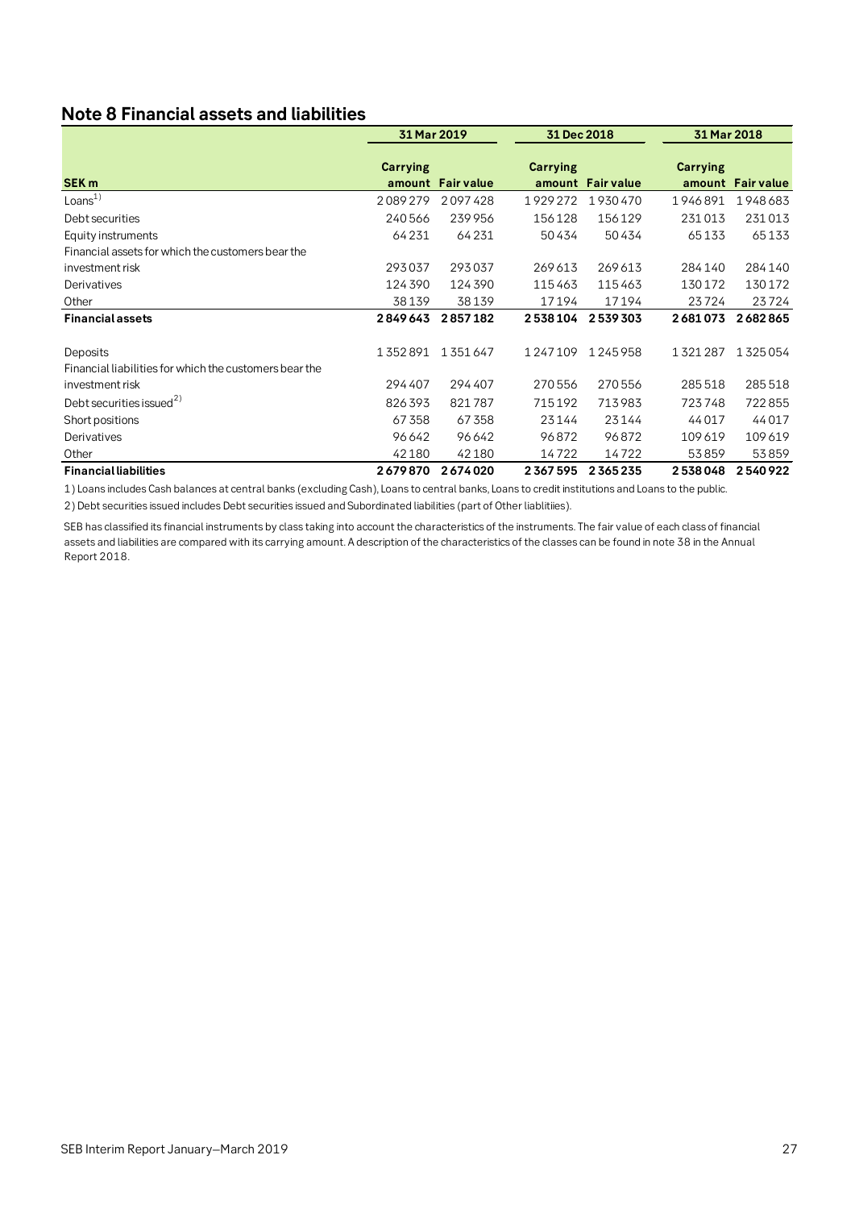## Note 8 Financial assets and liabilities

| SEK m | 31 Mar 2019 | | 31 Dec 2018 | | 31 Mar 2018 | |
|---|---|---|---|---|---|---|
| | Carrying amount | Fair value | Carrying amount | Fair value | Carrying amount | Fair value |
| Loans[1] | 2 089 279 | 2 097 428 | 1 929 272 | 1 930 470 | 1 946 891 | 1 948 683 |
| Debt securities | 240 566 | 239 956 | 156 128 | 156 129 | 231 013 | 231 013 |
| Equity instruments | 64 231 | 64 231 | 50 434 | 50 434 | 65 133 | 65 133 |
| Financial assets for which the customers bear the investment risk | 293 037 | 293 037 | 269 613 | 269 613 | 284 140 | 284 140 |
| Derivatives | 124 390 | 124 390 | 115 463 | 115 463 | 130 172 | 130 172 |
| Other | 38 139 | 38 139 | 17 194 | 17 194 | 23 724 | 23 724 |
| **Financial assets** | **2 849 643** | **2 857 182** | **2 538 104** | **2 539 303** | **2 681 073** | **2 682 865** |
| | | | | | | |
| Deposits | 1 352 891 | 1 351 647 | 1 247 109 | 1 245 958 | 1 321 287 | 1 325 054 |
| Financial liabilities for which the customers bear the investment risk | 294 407 | 294 407 | 270 556 | 270 556 | 285 518 | 285 518 |
| Debt securities issued[2] | 826 393 | 821 787 | 715 192 | 713 983 | 723 748 | 722 855 |
| Short positions | 67 358 | 67 358 | 23 144 | 23 144 | 44 017 | 44 017 |
| Derivatives | 96 642 | 96 642 | 96 872 | 96 872 | 109 619 | 109 619 |
| Other | 42 180 | 42 180 | 14 722 | 14 722 | 53 859 | 53 859 |
| **Financial liabilities** | **2 679 870** | **2 674 020** | **2 367 595** | **2 365 235** | **2 538 048** | **2 540 922** |

1) Loans includes Cash balances at central banks (excluding Cash), Loans to central banks, Loans to credit institutions and Loans to the public.

2) Debt securities issued includes Debt securities issued and Subordinated liabilities (part of Other liablitiies).

SEB has classified its financial instruments by class taking into account the characteristics of the instruments. The fair value of each class of financial assets and liabilities are compared with its carrying amount. A description of the characteristics of the classes can be found in note 38 in the Annual Report 2018.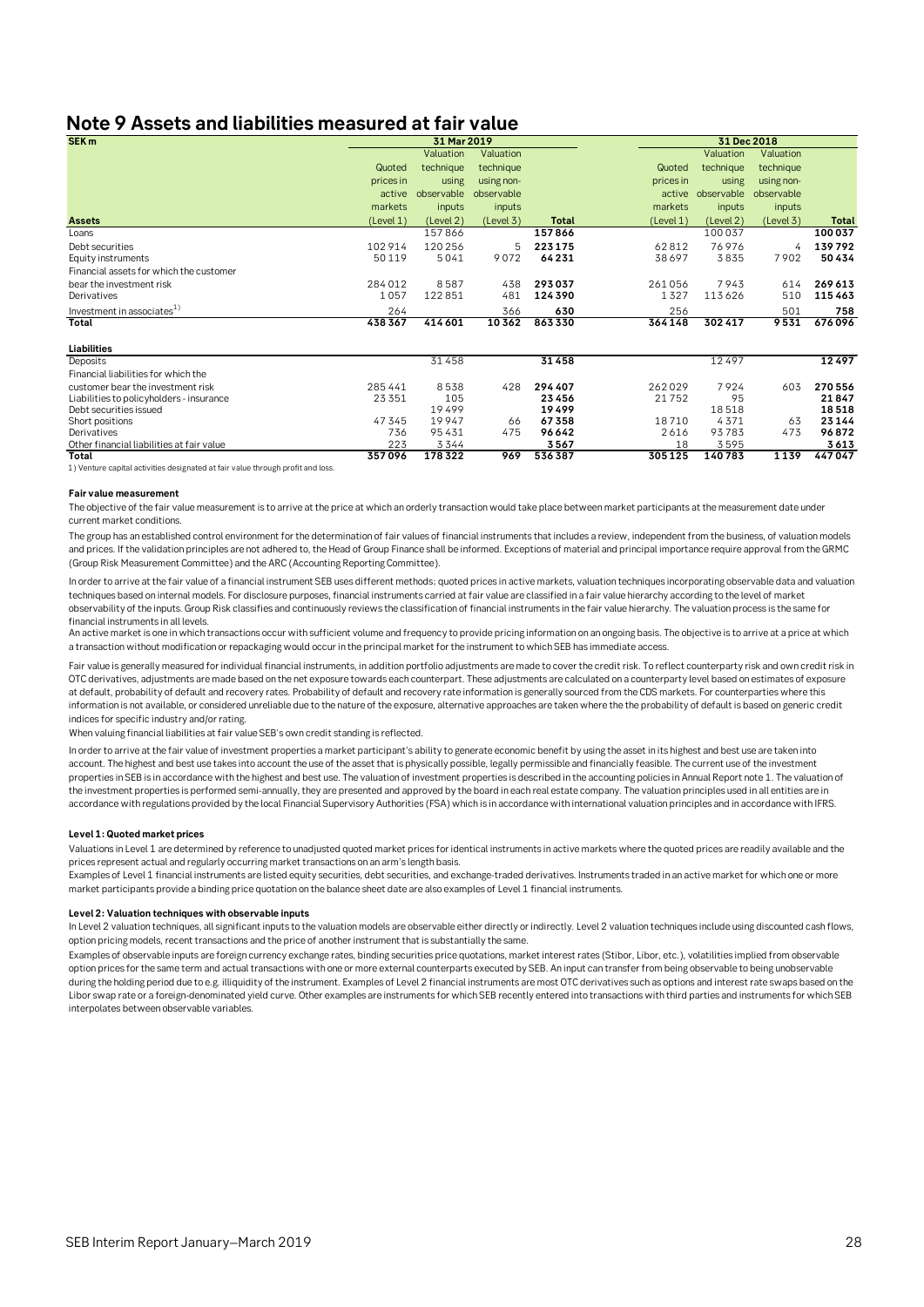# Note 9 Assets and liabilities measured at fair value

| SEK m | 31 Mar 2019 | | | | 31 Dec 2018 | | | |
|---|---|---|---|---|---|---|---|---|
| | Quoted prices in active markets | Valuation technique using observable inputs | Valuation technique using non-observable inputs | | Quoted prices in active markets | Valuation technique using observable inputs | Valuation technique using non-observable inputs | |
| **Assets** | (Level 1) | (Level 2) | (Level 3) | **Total** | (Level 1) | (Level 2) | (Level 3) | **Total** |
| Loans | | 157 866 | | **157 866** | | 100 037 | | **100 037** |
| Debt securities | 102 914 | 120 256 | 5 | **223 175** | 62 812 | 76 976 | 4 | **139 792** |
| Equity instruments | 50 119 | 5 041 | 9 072 | **64 231** | 38 697 | 3 835 | 7 902 | **50 434** |
| Financial assets for which the customer bear the investment risk | 284 012 | 8 587 | 438 | **293 037** | 261 056 | 7 943 | 614 | **269 613** |
| Derivatives | 1 057 | 122 851 | 481 | **124 390** | 1 327 | 113 626 | 510 | **115 463** |
| Investment in associates[1] | 264 | | 366 | **630** | 256 | | 501 | **758** |
| **Total** | **438 367** | **414 601** | **10 362** | **863 330** | **364 148** | **302 417** | **9 531** | **676 096** |
| | | | | | | | | |
| **Liabilities** | | | | | | | | |
| Deposits | | 31 458 | | **31 458** | | 12 497 | | **12 497** |
| Financial liabilities for which the customer bear the investment risk | 285 441 | 8 538 | 428 | **294 407** | 262 029 | 7 924 | 603 | **270 556** |
| Liabilities to policyholders - insurance | 23 351 | 105 | | **23 456** | 21 752 | 95 | | **21 847** |
| Debt securities issued | | 19 499 | | **19 499** | | 18 518 | | **18 518** |
| Short positions | 47 345 | 19 947 | 66 | **67 358** | 18 710 | 4 371 | 63 | **23 144** |
| Derivatives | 736 | 95 431 | 475 | **96 642** | 2 616 | 93 783 | 473 | **96 872** |
| Other financial liabilities at fair value | 223 | 3 344 | | **3 567** | 18 | 3 595 | | **3 613** |
| **Total** | **357 096** | **178 322** | **969** | **536 387** | **305 125** | **140 783** | **1 139** | **447 047** |

1) Venture capital activities designated at fair value through profit and loss.

#### Fair value measurement

The objective of the fair value measurement is to arrive at the price at which an orderly transaction would take place between market participants at the measurement date under current market conditions.

The group has an established control environment for the determination of fair values of financial instruments that includes a review, independent from the business, of valuation models and prices. If the validation principles are not adhered to, the Head of Group Finance shall be informed. Exceptions of material and principal importance require approval from the GRMC (Group Risk Measurement Committee) and the ARC (Accounting Reporting Committee).

In order to arrive at the fair value of a financial instrument SEB uses different methods; quoted prices in active markets, valuation techniques incorporating observable data and valuation techniques based on internal models. For disclosure purposes, financial instruments carried at fair value are classified in a fair value hierarchy according to the level of market observability of the inputs. Group Risk classifies and continuously reviews the classification of financial instruments in the fair value hierarchy. The valuation process is the same for financial instruments in all levels.

An active market is one in which transactions occur with sufficient volume and frequency to provide pricing information on an ongoing basis. The objective is to arrive at a price at which a transaction without modification or repackaging would occur in the principal market for the instrument to which SEB has immediate access.

Fair value is generally measured for individual financial instruments, in addition portfolio adjustments are made to cover the credit risk. To reflect counterparty risk and own credit risk in OTC derivatives, adjustments are made based on the net exposure towards each counterpart. These adjustments are calculated on a counterparty level based on estimates of exposure at default, probability of default and recovery rates. Probability of default and recovery rate information is generally sourced from the CDS markets. For counterparties where this information is not available, or considered unreliable due to the nature of the exposure, alternative approaches are taken where the the probability of default is based on generic credit indices for specific industry and/or rating.

When valuing financial liabilities at fair value SEB's own credit standing is reflected.

In order to arrive at the fair value of investment properties a market participant's ability to generate economic benefit by using the asset in its highest and best use are taken into account. The highest and best use takes into account the use of the asset that is physically possible, legally permissible and financially feasible. The current use of the investment properties in SEB is in accordance with the highest and best use. The valuation of investment properties is described in the accounting policies in Annual Report note 1. The valuation of the investment properties is performed semi-annually, they are presented and approved by the board in each real estate company. The valuation principles used in all entities are in accordance with regulations provided by the local Financial Supervisory Authorities (FSA) which is in accordance with international valuation principles and in accordance with IFRS.

#### Level 1: Quoted market prices

Valuations in Level 1 are determined by reference to unadjusted quoted market prices for identical instruments in active markets where the quoted prices are readily available and the prices represent actual and regularly occurring market transactions on an arm's length basis.

Examples of Level 1 financial instruments are listed equity securities, debt securities, and exchange-traded derivatives. Instruments traded in an active market for which one or more market participants provide a binding price quotation on the balance sheet date are also examples of Level 1 financial instruments.

#### Level 2: Valuation techniques with observable inputs

In Level 2 valuation techniques, all significant inputs to the valuation models are observable either directly or indirectly. Level 2 valuation techniques include using discounted cash flows, option pricing models, recent transactions and the price of another instrument that is substantially the same.

Examples of observable inputs are foreign currency exchange rates, binding securities price quotations, market interest rates (Stibor, Libor, etc.), volatilities implied from observable option prices for the same term and actual transactions with one or more external counterparts executed by SEB. An input can transfer from being observable to being unobservable during the holding period due to e.g. illiquidity of the instrument. Examples of Level 2 financial instruments are most OTC derivatives such as options and interest rate swaps based on the Libor swap rate or a foreign-denominated yield curve. Other examples are instruments for which SEB recently entered into transactions with third parties and instruments for which SEB interpolates between observable variables.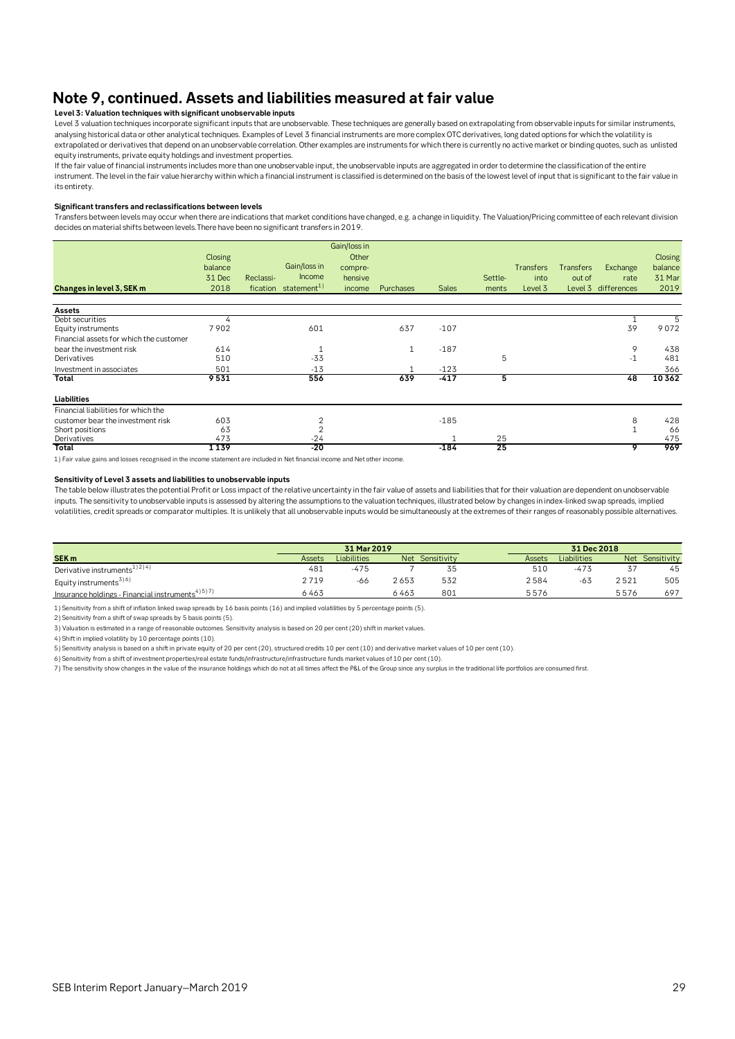# Note 9, continued. Assets and liabilities measured at fair value

**Level 3: Valuation techniques with significant unobservable inputs**

Level 3 valuation techniques incorporate significant inputs that are unobservable. These techniques are generally based on extrapolating from observable inputs for similar instruments, analysing historical data or other analytical techniques. Examples of Level 3 financial instruments are more complex OTC derivatives, long dated options for which the volatility is extrapolated or derivatives that depend on an unobservable correlation. Other examples are instruments for which there is currently no active market or binding quotes, such as unlisted equity instruments, private equity holdings and investment properties.

If the fair value of financial instruments includes more than one unobservable input, the unobservable inputs are aggregated in order to determine the classification of the entire instrument. The level in the fair value hierarchy within which a financial instrument is classified is determined on the basis of the lowest level of input that is significant to the fair value in its entirety.

**Significant transfers and reclassifications between levels**

Transfers between levels may occur when there are indications that market conditions have changed, e.g. a change in liquidity. The Valuation/Pricing committee of each relevant division decides on material shifts between levels. There have been no significant transfers in 2019.

| Changes in level 3, SEK m | Closing balance 31 Dec 2018 | Reclassification | Gain/loss in Income statement[1] | Gain/loss in Other comprehensive income | Purchases | Sales | Settlements | Transfers into Level 3 | Transfers out of Level 3 | Exchange rate differences | Closing balance 31 Mar 2019 |
|---|---|---|---|---|---|---|---|---|---|---|---|
| **Assets** | | | | | | | | | | | |
| Debt securities | 4 | | | | | | | | | 1 | 5 |
| Equity instruments | 7 902 | | 601 | | 637 | -107 | | | | 39 | 9 072 |
| Financial assets for which the customer bear the investment risk | 614 | | 1 | | 1 | -187 | | | | 9 | 438 |
| Derivatives | 510 | | -33 | | | | 5 | | | -1 | 481 |
| Investment in associates | 501 | | -13 | | 1 | -123 | | | | | 366 |
| **Total** | **9 531** | | **556** | | **639** | **-417** | **5** | | | **48** | **10 362** |
| **Liabilities** | | | | | | | | | | | |
| Financial liabilities for which the customer bear the investment risk | 603 | | 2 | | | -185 | | | | 8 | 428 |
| Short positions | 63 | | 2 | | | | | | | 1 | 66 |
| Derivatives | 473 | | -24 | | | 1 | 25 | | | | 475 |
| **Total** | **1 139** | | **-20** | | | **-184** | **25** | | | **9** | **969** |

1) Fair value gains and losses recognised in the income statement are included in Net financial income and Net other income.

**Sensitivity of Level 3 assets and liabilities to unobservable inputs**

The table below illustrates the potential Profit or Loss impact of the relative uncertainty in the fair value of assets and liabilities that for their valuation are dependent on unobservable inputs. The sensitivity to unobservable inputs is assessed by altering the assumptions to the valuation techniques, illustrated below by changes in index-linked swap spreads, implied volatilities, credit spreads or comparator multiples. It is unlikely that all unobservable inputs would be simultaneously at the extremes of their ranges of reasonably possible alternatives.

| | 31 Mar 2019 | | | | 31 Dec 2018 | | | |
|---|---|---|---|---|---|---|---|---|
| **SEK m** | Assets | Liabilities | Net | Sensitivity | Assets | Liabilities | Net | Sensitivity |
| Derivative instruments[1)2)4)] | 481 | -475 | 7 | 35 | 510 | -473 | 37 | 45 |
| Equity instruments[3)6)] | 2 719 | -66 | 2 653 | 532 | 2 584 | -63 | 2 521 | 505 |
| Insurance holdings - Financial instruments[4)5)7)] | 6 463 | | 6 463 | 801 | 5 576 | | 5 576 | 697 |

1) Sensitivity from a shift of inflation linked swap spreads by 16 basis points (16) and implied volatilities by 5 percentage points (5).

2) Sensitivity from a shift of swap spreads by 5 basis points (5).

3) Valuation is estimated in a range of reasonable outcomes. Sensitivity analysis is based on 20 per cent (20) shift in market values.

4) Shift in implied volatility by 10 percentage points (10).

5) Sensitivity analysis is based on a shift in private equity of 20 per cent (20), structured credits 10 per cent (10) and derivative market values of 10 per cent (10).

6) Sensitivity from a shift of investment properties/real estate funds/infrastructure/infrastructure funds market values of 10 per cent (10).

7) The sensitivity show changes in the value of the insurance holdings which do not at all times affect the P&L of the Group since any surplus in the traditional life portfolios are consumed first.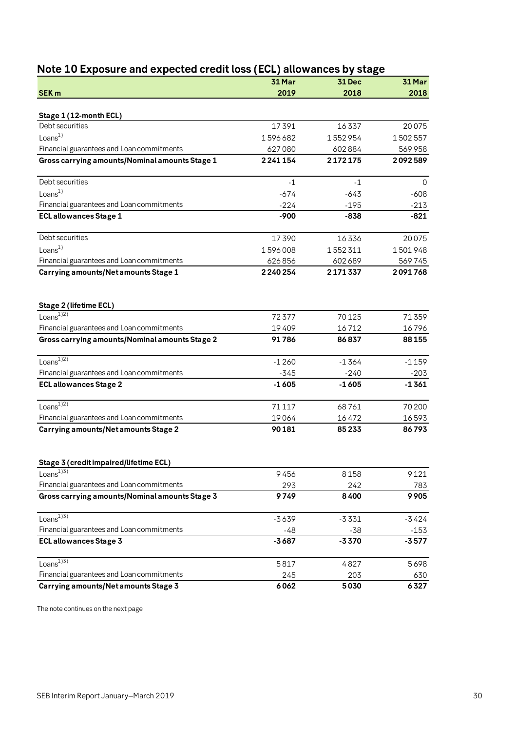## Note 10 Exposure and expected credit loss (ECL) allowances by stage

| SEK m | 31 Mar 2019 | 31 Dec 2018 | 31 Mar 2018 |
|---|---|---|---|
| **Stage 1 (12-month ECL)** | | | |
| Debt securities | 17 391 | 16 337 | 20 075 |
| Loans[1] | 1 596 682 | 1 552 954 | 1 502 557 |
| Financial guarantees and Loan commitments | 627 080 | 602 884 | 569 958 |
| **Gross carrying amounts/Nominal amounts Stage 1** | **2 241 154** | **2 172 175** | **2 092 589** |
| Debt securities | -1 | -1 | 0 |
| Loans[1] | -674 | -643 | -608 |
| Financial guarantees and Loan commitments | -224 | -195 | -213 |
| **ECL allowances Stage 1** | **-900** | **-838** | **-821** |
| Debt securities | 17 390 | 16 336 | 20 075 |
| Loans[1] | 1 596 008 | 1 552 311 | 1 501 948 |
| Financial guarantees and Loan commitments | 626 856 | 602 689 | 569 745 |
| **Carrying amounts/Net amounts Stage 1** | **2 240 254** | **2 171 337** | **2 091 768** |
| **Stage 2 (lifetime ECL)** | | | |
| Loans[1)2)] | 72 377 | 70 125 | 71 359 |
| Financial guarantees and Loan commitments | 19 409 | 16 712 | 16 796 |
| **Gross carrying amounts/Nominal amounts Stage 2** | **91 786** | **86 837** | **88 155** |
| Loans[1)2)] | -1 260 | -1 364 | -1 159 |
| Financial guarantees and Loan commitments | -345 | -240 | -203 |
| **ECL allowances Stage 2** | **-1 605** | **-1 605** | **-1 361** |
| Loans[1)2)] | 71 117 | 68 761 | 70 200 |
| Financial guarantees and Loan commitments | 19 064 | 16 472 | 16 593 |
| **Carrying amounts/Net amounts Stage 2** | **90 181** | **85 233** | **86 793** |
| **Stage 3 (credit impaired/lifetime ECL)** | | | |
| Loans[1)3)] | 9 456 | 8 158 | 9 121 |
| Financial guarantees and Loan commitments | 293 | 242 | 783 |
| **Gross carrying amounts/Nominal amounts Stage 3** | **9 749** | **8 400** | **9 905** |
| Loans[1)3)] | -3 639 | -3 331 | -3 424 |
| Financial guarantees and Loan commitments | -48 | -38 | -153 |
| **ECL allowances Stage 3** | **-3 687** | **-3 370** | **-3 577** |
| Loans[1)3)] | 5 817 | 4 827 | 5 698 |
| Financial guarantees and Loan commitments | 245 | 203 | 630 |
| **Carrying amounts/Net amounts Stage 3** | **6 062** | **5 030** | **6 327** |

The note continues on the next page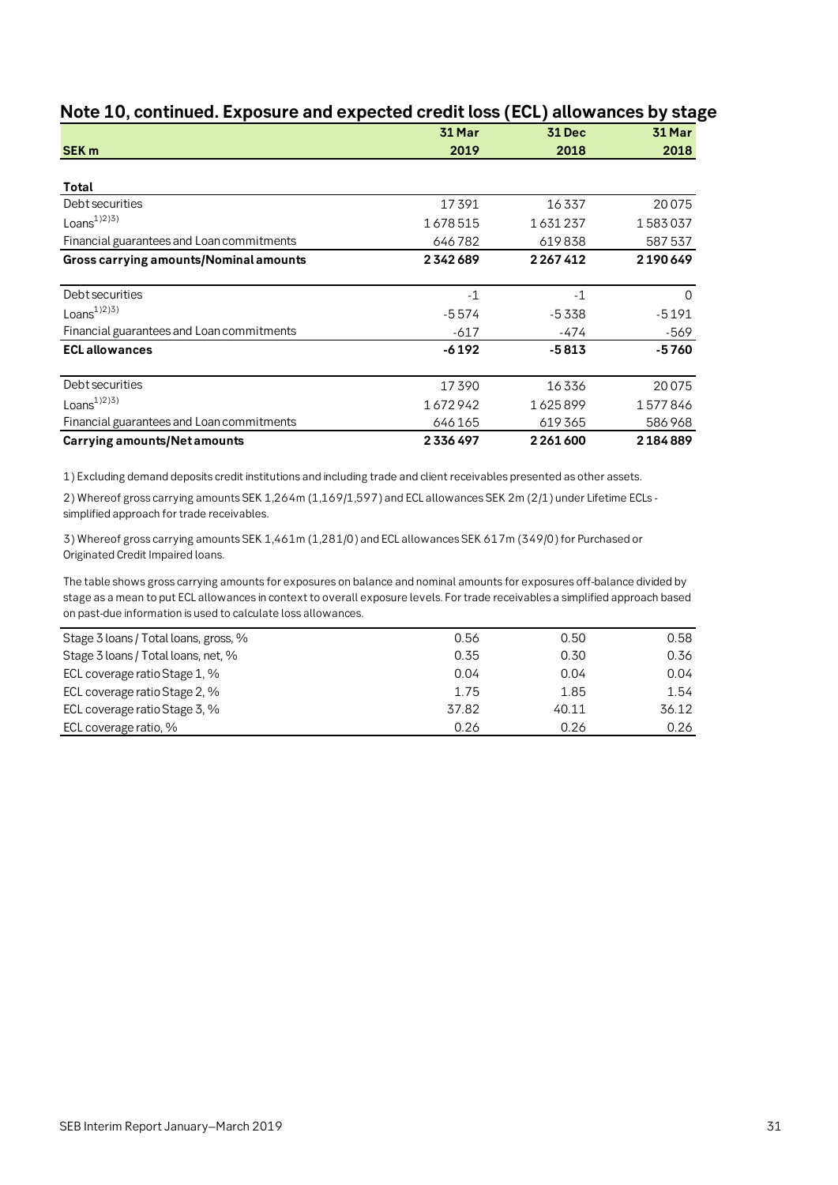## Note 10, continued. Exposure and expected credit loss (ECL) allowances by stage

| SEK m | 31 Mar 2019 | 31 Dec 2018 | 31 Mar 2018 |
|---|---|---|---|
| **Total** | | | |
| Debt securities | 17 391 | 16 337 | 20 075 |
| Loans[1)2)3)] | 1 678 515 | 1 631 237 | 1 583 037 |
| Financial guarantees and Loan commitments | 646 782 | 619 838 | 587 537 |
| **Gross carrying amounts/Nominal amounts** | **2 342 689** | **2 267 412** | **2 190 649** |
| Debt securities | -1 | -1 | 0 |
| Loans[1)2)3)] | -5 574 | -5 338 | -5 191 |
| Financial guarantees and Loan commitments | -617 | -474 | -569 |
| **ECL allowances** | **-6 192** | **-5 813** | **-5 760** |
| Debt securities | 17 390 | 16 336 | 20 075 |
| Loans[1)2)3)] | 1 672 942 | 1 625 899 | 1 577 846 |
| Financial guarantees and Loan commitments | 646 165 | 619 365 | 586 968 |
| **Carrying amounts/Net amounts** | **2 336 497** | **2 261 600** | **2 184 889** |

1) Excluding demand deposits credit institutions and including trade and client receivables presented as other assets.

2) Whereof gross carrying amounts SEK 1,264m (1,169/1,597) and ECL allowances SEK 2m (2/1) under Lifetime ECLs - simplified approach for trade receivables.

3) Whereof gross carrying amounts SEK 1,461m (1,281/0) and ECL allowances SEK 617m (349/0) for Purchased or Originated Credit Impaired loans.

The table shows gross carrying amounts for exposures on balance and nominal amounts for exposures off-balance divided by stage as a mean to put ECL allowances in context to overall exposure levels. For trade receivables a simplified approach based on past-due information is used to calculate loss allowances.

| | 31 Mar 2019 | 31 Dec 2018 | 31 Mar 2018 |
|---|---|---|---|
| Stage 3 loans / Total loans, gross, % | 0.56 | 0.50 | 0.58 |
| Stage 3 loans / Total loans, net, % | 0.35 | 0.30 | 0.36 |
| ECL coverage ratio Stage 1, % | 0.04 | 0.04 | 0.04 |
| ECL coverage ratio Stage 2, % | 1.75 | 1.85 | 1.54 |
| ECL coverage ratio Stage 3, % | 37.82 | 40.11 | 36.12 |
| ECL coverage ratio, % | 0.26 | 0.26 | 0.26 |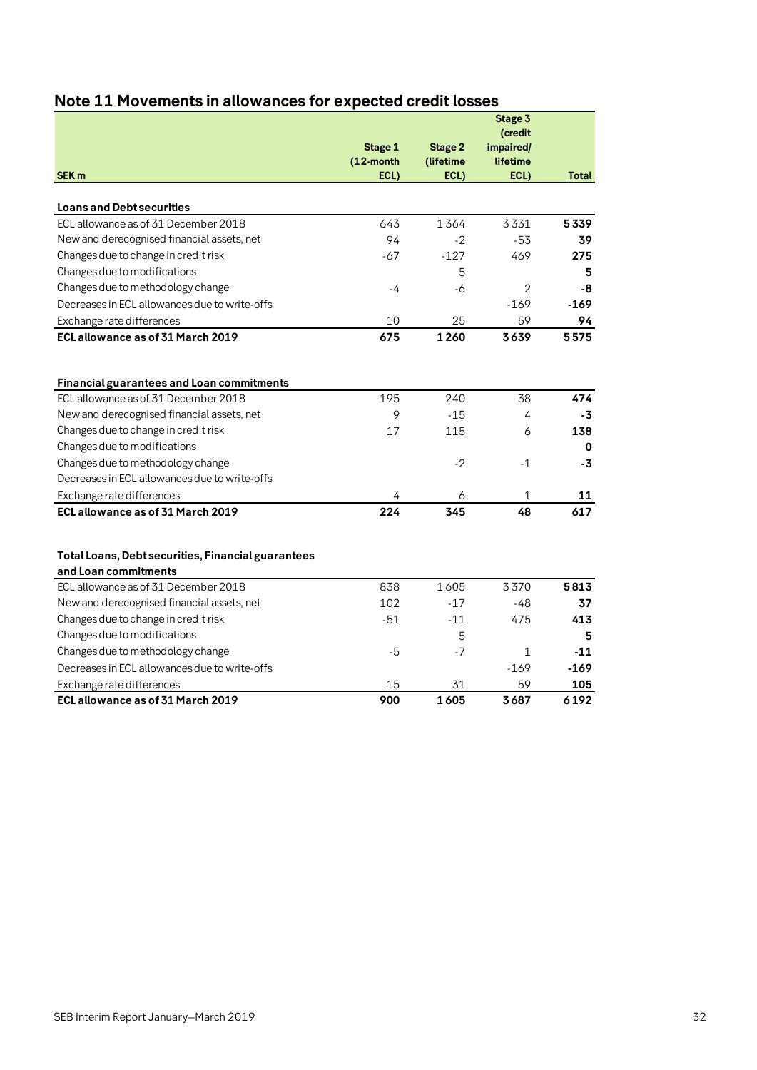## Note 11 Movements in allowances for expected credit losses

| SEK m | Stage 1 (12-month ECL) | Stage 2 (lifetime ECL) | Stage 3 (credit impaired/ lifetime ECL) | Total |
|---|---|---|---|---|
| **Loans and Debt securities** | | | | |
| ECL allowance as of 31 December 2018 | 643 | 1 364 | 3 331 | **5 339** |
| New and derecognised financial assets, net | 94 | -2 | -53 | **39** |
| Changes due to change in credit risk | -67 | -127 | 469 | **275** |
| Changes due to modifications | | 5 | | **5** |
| Changes due to methodology change | -4 | -6 | 2 | **-8** |
| Decreases in ECL allowances due to write-offs | | | -169 | **-169** |
| Exchange rate differences | 10 | 25 | 59 | **94** |
| **ECL allowance as of 31 March 2019** | **675** | **1 260** | **3 639** | **5 575** |
| | | | | |
| **Financial guarantees and Loan commitments** | | | | |
| ECL allowance as of 31 December 2018 | 195 | 240 | 38 | **474** |
| New and derecognised financial assets, net | 9 | -15 | 4 | **-3** |
| Changes due to change in credit risk | 17 | 115 | 6 | **138** |
| Changes due to modifications | | | | **0** |
| Changes due to methodology change | | -2 | -1 | **-3** |
| Decreases in ECL allowances due to write-offs | | | | |
| Exchange rate differences | 4 | 6 | 1 | **11** |
| **ECL allowance as of 31 March 2019** | **224** | **345** | **48** | **617** |
| | | | | |
| **Total Loans, Debt securities, Financial guarantees and Loan commitments** | | | | |
| ECL allowance as of 31 December 2018 | 838 | 1 605 | 3 370 | **5 813** |
| New and derecognised financial assets, net | 102 | -17 | -48 | **37** |
| Changes due to change in credit risk | -51 | -11 | 475 | **413** |
| Changes due to modifications | | 5 | | **5** |
| Changes due to methodology change | -5 | -7 | 1 | **-11** |
| Decreases in ECL allowances due to write-offs | | | -169 | **-169** |
| Exchange rate differences | 15 | 31 | 59 | **105** |
| **ECL allowance as of 31 March 2019** | **900** | **1 605** | **3 687** | **6 192** |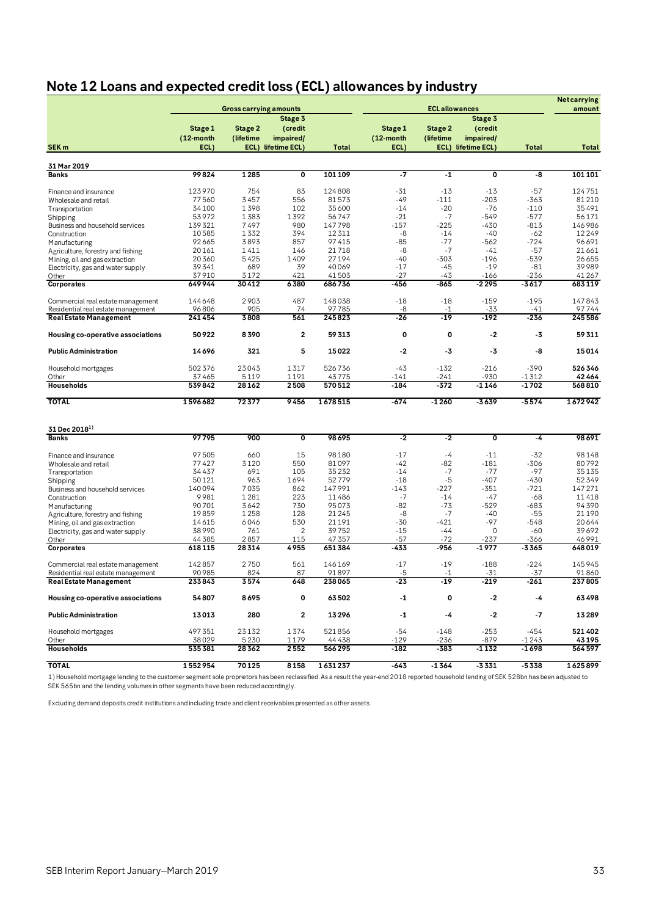# Note 12 Loans and expected credit loss (ECL) allowances by industry

| SEK m | Gross carrying amounts | | | | ECL allowances | | | | Net carrying amount |
|---|---|---|---|---|---|---|---|---|---|
| | Stage 1 (12-month ECL) | Stage 2 (lifetime ECL) | Stage 3 (credit impaired/ lifetime ECL) | Total | Stage 1 (12-month ECL) | Stage 2 (lifetime ECL) | Stage 3 (credit impaired/ lifetime ECL) | Total | Total |
| **31 Mar 2019** | | | | | | | | | |
| **Banks** | **99824** | **1285** | **0** | **101109** | **-7** | **-1** | **0** | **-8** | **101101** |
| Finance and insurance | 123970 | 754 | 83 | 124808 | -31 | -13 | -13 | -57 | 124751 |
| Wholesale and retail | 77560 | 3457 | 556 | 81573 | -49 | -111 | -203 | -363 | 81210 |
| Transportation | 34100 | 1398 | 102 | 35600 | -14 | -20 | -76 | -110 | 35491 |
| Shipping | 53972 | 1383 | 1392 | 56747 | -21 | -7 | -549 | -577 | 56171 |
| Business and household services | 139321 | 7497 | 980 | 147798 | -157 | -225 | -430 | -813 | 146986 |
| Construction | 10585 | 1332 | 394 | 12311 | -8 | -14 | -40 | -62 | 12249 |
| Manufacturing | 92665 | 3893 | 857 | 97415 | -85 | -77 | -562 | -724 | 96691 |
| Agriculture, forestry and fishing | 20161 | 1411 | 146 | 21718 | -8 | -7 | -41 | -57 | 21661 |
| Mining, oil and gas extraction | 20360 | 5425 | 1409 | 27194 | -40 | -303 | -196 | -539 | 26655 |
| Electricity, gas and water supply | 39341 | 689 | 39 | 40069 | -17 | -45 | -19 | -81 | 39989 |
| Other | 37910 | 3172 | 421 | 41503 | -27 | -43 | -166 | -236 | 41267 |
| **Corporates** | **649944** | **30412** | **6380** | **686736** | **-456** | **-865** | **-2295** | **-3617** | **683119** |
| Commercial real estate management | 144648 | 2903 | 487 | 148038 | -18 | -18 | -159 | -195 | 147843 |
| Residential real estate management | 96806 | 905 | 74 | 97785 | -8 | -1 | -33 | -41 | 97744 |
| **Real Estate Management** | **241454** | **3808** | **561** | **245823** | **-26** | **-19** | **-192** | **-236** | **245586** |
| **Housing co-operative associations** | **50922** | **8390** | **2** | **59313** | **0** | **0** | **-2** | **-3** | **59311** |
| **Public Administration** | **14696** | **321** | **5** | **15022** | **-2** | **-3** | **-3** | **-8** | **15014** |
| Household mortgages | 502376 | 23043 | 1317 | 526736 | -43 | -132 | -216 | -390 | **526346** |
| Other | 37465 | 5119 | 1191 | 43775 | -141 | -241 | -930 | -1312 | **42464** |
| **Households** | **539842** | **28162** | **2508** | **570512** | **-184** | **-372** | **-1146** | **-1702** | **568810** |
| **TOTAL** | **1596682** | **72377** | **9456** | **1678515** | **-674** | **-1260** | **-3639** | **-5574** | **1672942** |
| **31 Dec 2018[1)]** | | | | | | | | | |
| **Banks** | **97795** | **900** | **0** | **98695** | **-2** | **-2** | **0** | **-4** | **98691** |
| Finance and insurance | 97505 | 660 | 15 | 98180 | -17 | -4 | -11 | -32 | 98148 |
| Wholesale and retail | 77427 | 3120 | 550 | 81097 | -42 | -82 | -181 | -306 | 80792 |
| Transportation | 34437 | 691 | 105 | 35232 | -14 | -7 | -77 | -97 | 35135 |
| Shipping | 50121 | 963 | 1694 | 52779 | -18 | -5 | -407 | -430 | 52349 |
| Business and household services | 140094 | 7035 | 862 | 147991 | -143 | -227 | -351 | -721 | 147271 |
| Construction | 9981 | 1281 | 223 | 11486 | -7 | -14 | -47 | -68 | 11418 |
| Manufacturing | 90701 | 3642 | 730 | 95073 | -82 | -73 | -529 | -683 | 94390 |
| Agriculture, forestry and fishing | 19859 | 1258 | 128 | 21245 | -8 | -7 | -40 | -55 | 21190 |
| Mining, oil and gas extraction | 14615 | 6046 | 530 | 21191 | -30 | -421 | -97 | -548 | 20644 |
| Electricity, gas and water supply | 38990 | 761 | 2 | 39752 | -15 | -44 | 0 | -60 | 39692 |
| Other | 44385 | 2857 | 115 | 47357 | -57 | -72 | -237 | -366 | 46991 |
| **Corporates** | **618115** | **28314** | **4955** | **651384** | **-433** | **-956** | **-1977** | **-3365** | **648019** |
| Commercial real estate management | 142857 | 2750 | 561 | 146169 | -17 | -19 | -188 | -224 | 145945 |
| Residential real estate management | 90985 | 824 | 87 | 91897 | -5 | -1 | -31 | -37 | 91860 |
| **Real Estate Management** | **233843** | **3574** | **648** | **238065** | **-23** | **-19** | **-219** | **-261** | **237805** |
| **Housing co-operative associations** | **54807** | **8695** | **0** | **63502** | **-1** | **0** | **-2** | **-4** | **63498** |
| **Public Administration** | **13013** | **280** | **2** | **13296** | **-1** | **-4** | **-2** | **-7** | **13289** |
| Household mortgages | 497351 | 23132 | 1374 | 521856 | -54 | -148 | -253 | -454 | **521402** |
| Other | 38029 | 5230 | 1179 | 44438 | -129 | -236 | -879 | -1243 | **43195** |
| **Households** | **535381** | **28362** | **2552** | **566295** | **-182** | **-383** | **-1132** | **-1698** | **564597** |
| **TOTAL** | **1552954** | **70125** | **8158** | **1631237** | **-643** | **-1364** | **-3331** | **-5338** | **1625899** |

1) Household mortgage lending to the customer segment sole proprietors has been reclassified. As a result the year-end 2018 reported household lending of SEK 528bn has been adjusted to SEK 565bn and the lending volumes in other segments have been reduced accordingly.

Excluding demand deposits credit institutions and including trade and client receivables presented as other assets.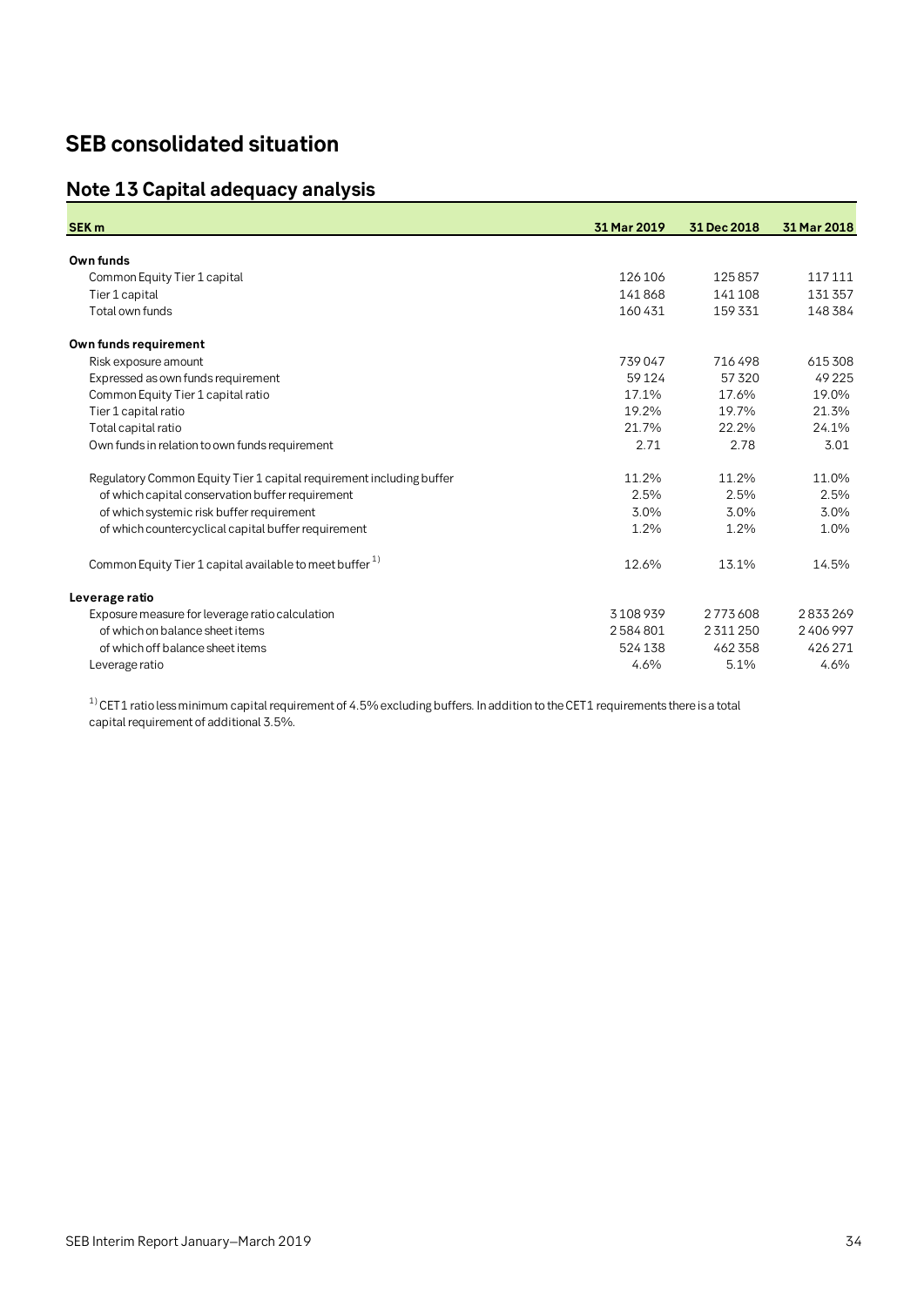# SEB consolidated situation

## Note 13 Capital adequacy analysis

| SEK m | 31 Mar 2019 | 31 Dec 2018 | 31 Mar 2018 |
|---|---|---|---|
| **Own funds** | | | |
| Common Equity Tier 1 capital | 126 106 | 125 857 | 117 111 |
| Tier 1 capital | 141 868 | 141 108 | 131 357 |
| Total own funds | 160 431 | 159 331 | 148 384 |
| **Own funds requirement** | | | |
| Risk exposure amount | 739 047 | 716 498 | 615 308 |
| Expressed as own funds requirement | 59 124 | 57 320 | 49 225 |
| Common Equity Tier 1 capital ratio | 17.1% | 17.6% | 19.0% |
| Tier 1 capital ratio | 19.2% | 19.7% | 21.3% |
| Total capital ratio | 21.7% | 22.2% | 24.1% |
| Own funds in relation to own funds requirement | 2.71 | 2.78 | 3.01 |
| Regulatory Common Equity Tier 1 capital requirement including buffer | 11.2% | 11.2% | 11.0% |
| of which capital conservation buffer requirement | 2.5% | 2.5% | 2.5% |
| of which systemic risk buffer requirement | 3.0% | 3.0% | 3.0% |
| of which countercyclical capital buffer requirement | 1.2% | 1.2% | 1.0% |
| Common Equity Tier 1 capital available to meet buffer [1] | 12.6% | 13.1% | 14.5% |
| **Leverage ratio** | | | |
| Exposure measure for leverage ratio calculation | 3 108 939 | 2 773 608 | 2 833 269 |
| of which on balance sheet items | 2 584 801 | 2 311 250 | 2 406 997 |
| of which off balance sheet items | 524 138 | 462 358 | 426 271 |
| Leverage ratio | 4.6% | 5.1% | 4.6% |

[1] CET1 ratio less minimum capital requirement of 4.5% excluding buffers. In addition to the CET1 requirements there is a total capital requirement of additional 3.5%.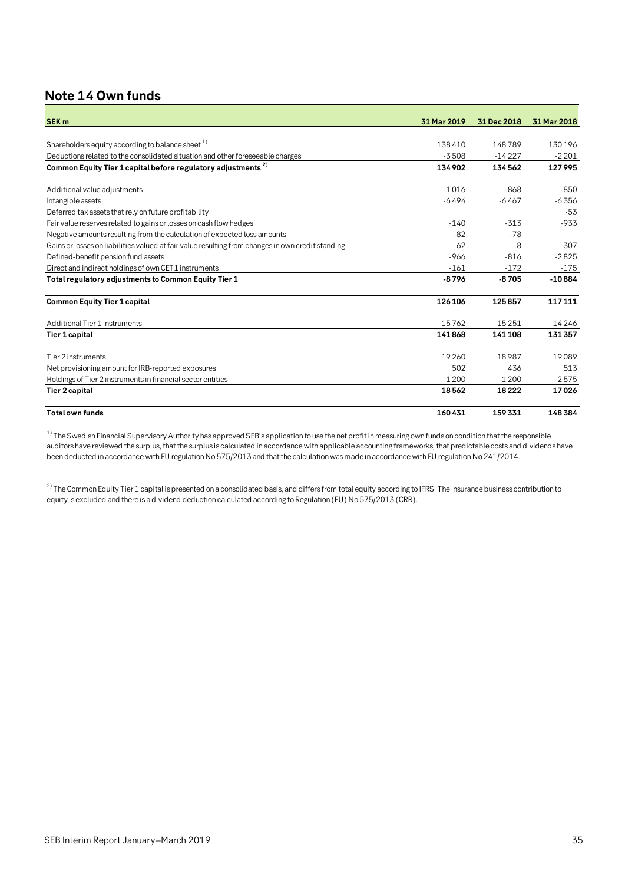## Note 14 Own funds

| SEK m | 31 Mar 2019 | 31 Dec 2018 | 31 Mar 2018 |
|---|---|---|---|
| Shareholders equity according to balance sheet [1] | 138 410 | 148 789 | 130 196 |
| Deductions related to the consolidated situation and other foreseeable charges | -3 508 | -14 227 | -2 201 |
| **Common Equity Tier 1 capital before regulatory adjustments [2]** | **134 902** | **134 562** | **127 995** |
| Additional value adjustments | -1 016 | -868 | -850 |
| Intangible assets | -6 494 | -6 467 | -6 356 |
| Deferred tax assets that rely on future profitability | | | -53 |
| Fair value reserves related to gains or losses on cash flow hedges | -140 | -313 | -933 |
| Negative amounts resulting from the calculation of expected loss amounts | -82 | -78 | |
| Gains or losses on liabilities valued at fair value resulting from changes in own credit standing | 62 | 8 | 307 |
| Defined-benefit pension fund assets | -966 | -816 | -2 825 |
| Direct and indirect holdings of own CET1 instruments | -161 | -172 | -175 |
| **Total regulatory adjustments to Common Equity Tier 1** | **-8 796** | **-8 705** | **-10 884** |
| **Common Equity Tier 1 capital** | **126 106** | **125 857** | **117 111** |
| Additional Tier 1 instruments | 15 762 | 15 251 | 14 246 |
| **Tier 1 capital** | **141 868** | **141 108** | **131 357** |
| Tier 2 instruments | 19 260 | 18 987 | 19 089 |
| Net provisioning amount for IRB-reported exposures | 502 | 436 | 513 |
| Holdings of Tier 2 instruments in financial sector entities | -1 200 | -1 200 | -2 575 |
| **Tier 2 capital** | **18 562** | **18 222** | **17 026** |
| **Total own funds** | **160 431** | **159 331** | **148 384** |

[1] The Swedish Financial Supervisory Authority has approved SEB's application to use the net profit in measuring own funds on condition that the responsible auditors have reviewed the surplus, that the surplus is calculated in accordance with applicable accounting frameworks, that predictable costs and dividends have been deducted in accordance with EU regulation No 575/2013 and that the calculation was made in accordance with EU regulation No 241/2014.

[2] The Common Equity Tier 1 capital is presented on a consolidated basis, and differs from total equity according to IFRS. The insurance business contribution to equity is excluded and there is a dividend deduction calculated according to Regulation (EU) No 575/2013 (CRR).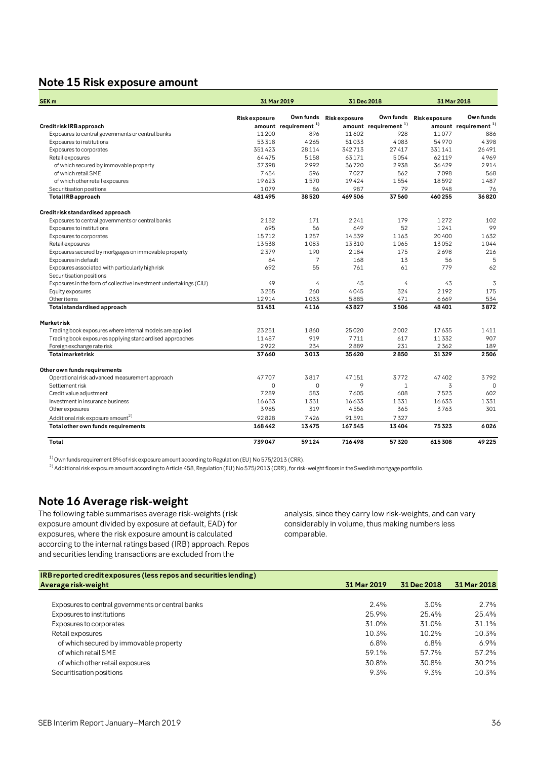## Note 15 Risk exposure amount

| SEK m | 31 Mar 2019 | | 31 Dec 2018 | | 31 Mar 2018 | |
|---|---|---|---|---|---|---|
| **Credit risk IRB approach** | Risk exposure amount | Own funds requirement [1] | Risk exposure amount | Own funds requirement [1] | Risk exposure amount | Own funds requirement [1] |
| Exposures to central governments or central banks | 11200 | 896 | 11602 | 928 | 11077 | 886 |
| Exposures to institutions | 53318 | 4265 | 51033 | 4083 | 54970 | 4398 |
| Exposures to corporates | 351423 | 28114 | 342713 | 27417 | 331141 | 26491 |
| Retail exposures | 64475 | 5158 | 63171 | 5054 | 62119 | 4969 |
| of which secured by immovable property | 37398 | 2992 | 36720 | 2938 | 36429 | 2914 |
| of which retail SME | 7454 | 596 | 7027 | 562 | 7098 | 568 |
| of which other retail exposures | 19623 | 1570 | 19424 | 1554 | 18592 | 1487 |
| Securitisation positions | 1079 | 86 | 987 | 79 | 948 | 76 |
| **Total IRB approach** | **481495** | **38520** | **469506** | **37560** | **460255** | **36820** |
| | | | | | | |
| **Credit risk standardised approach** | | | | | | |
| Exposures to central governments or central banks | 2132 | 171 | 2241 | 179 | 1272 | 102 |
| Exposures to institutions | 695 | 56 | 649 | 52 | 1241 | 99 |
| Exposures to corporates | 15712 | 1257 | 14539 | 1163 | 20400 | 1632 |
| Retail exposures | 13538 | 1083 | 13310 | 1065 | 13052 | 1044 |
| Exposures secured by mortgages on immovable property | 2379 | 190 | 2184 | 175 | 2698 | 216 |
| Exposures in default | 84 | 7 | 168 | 13 | 56 | 5 |
| Exposures associated with particularly high risk | 692 | 55 | 761 | 61 | 779 | 62 |
| Securitisation positions | | | | | | |
| Exposures in the form of collective investment undertakings (CIU) | 49 | 4 | 45 | 4 | 43 | 3 |
| Equity exposures | 3255 | 260 | 4045 | 324 | 2192 | 175 |
| Other items | 12914 | 1033 | 5885 | 471 | 6669 | 534 |
| **Total standardised approach** | **51451** | **4116** | **43827** | **3506** | **48401** | **3872** |
| | | | | | | |
| **Market risk** | | | | | | |
| Trading book exposures where internal models are applied | 23251 | 1860 | 25020 | 2002 | 17635 | 1411 |
| Trading book exposures applying standardised approaches | 11487 | 919 | 7711 | 617 | 11332 | 907 |
| Foreign exchange rate risk | 2922 | 234 | 2889 | 231 | 2362 | 189 |
| **Total market risk** | **37660** | **3013** | **35620** | **2850** | **31329** | **2506** |
| | | | | | | |
| **Other own funds requirements** | | | | | | |
| Operational risk advanced measurement approach | 47707 | 3817 | 47151 | 3772 | 47402 | 3792 |
| Settlement risk | 0 | 0 | 9 | 1 | 3 | 0 |
| Credit value adjustment | 7289 | 583 | 7605 | 608 | 7523 | 602 |
| Investment in insurance business | 16633 | 1331 | 16633 | 1331 | 16633 | 1331 |
| Other exposures | 3985 | 319 | 4556 | 365 | 3763 | 301 |
| Additional risk exposure amount [2] | 92828 | 7426 | 91591 | 7327 | | |
| **Total other own funds requirements** | **168442** | **13475** | **167545** | **13404** | **75323** | **6026** |
| | | | | | | |
| **Total** | **739047** | **59124** | **716498** | **57320** | **615308** | **49225** |

[1] Own funds requirement 8% of risk exposure amount according to Regulation (EU) No 575/2013 (CRR).

[2] Additional risk exposure amount according to Article 458, Regulation (EU) No 575/2013 (CRR), for risk-weight floors in the Swedish mortgage portfolio.

## Note 16 Average risk-weight

The following table summarises average risk-weights (risk exposure amount divided by exposure at default, EAD) for exposures, where the risk exposure amount is calculated according to the internal ratings based (IRB) approach. Repos and securities lending transactions are excluded from the analysis, since they carry low risk-weights, and can vary considerably in volume, thus making numbers less comparable.

| **IRB reported credit exposures (less repos and securities lending)** **Average risk-weight** | **31 Mar 2019** | **31 Dec 2018** | **31 Mar 2018** |
|---|---|---|---|
| Exposures to central governments or central banks | 2.4% | 3.0% | 2.7% |
| Exposures to institutions | 25.9% | 25.4% | 25.4% |
| Exposures to corporates | 31.0% | 31.0% | 31.1% |
| Retail exposures | 10.3% | 10.2% | 10.3% |
| of which secured by immovable property | 6.8% | 6.8% | 6.9% |
| of which retail SME | 59.1% | 57.7% | 57.2% |
| of which other retail exposures | 30.8% | 30.8% | 30.2% |
| Securitisation positions | 9.3% | 9.3% | 10.3% |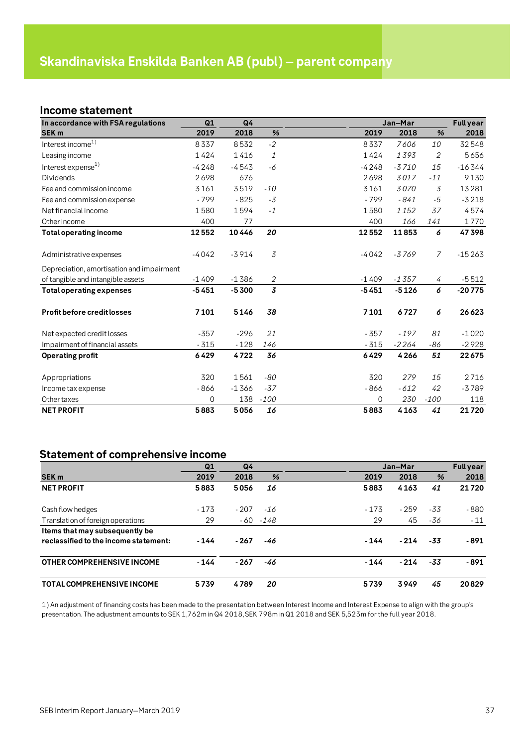# Skandinaviska Enskilda Banken AB (publ) – parent company

## Income statement

| In accordance with FSA regulations | Q1 | Q4 | | Jan–Mar | | | Full year |
|---|---|---|---|---|---|---|---|
| SEK m | 2019 | 2018 | % | 2019 | 2018 | % | 2018 |
| Interest income[1)] | 8 337 | 8 532 | *-2* | 8 337 | *7 606* | *10* | 32 548 |
| Leasing income | 1 424 | 1 416 | *1* | 1 424 | *1 393* | *2* | 5 656 |
| Interest expense[1)] | -4 248 | -4 543 | *-6* | -4 248 | *-3 710* | *15* | -16 344 |
| Dividends | 2 698 | 676 | | 2 698 | *3 017* | *-11* | 9 130 |
| Fee and commission income | 3 161 | 3 519 | *-10* | 3 161 | *3 070* | *3* | 13 281 |
| Fee and commission expense | - 799 | - 825 | *-3* | - 799 | *- 841* | *-5* | -3 218 |
| Net financial income | 1 580 | 1 594 | *-1* | 1 580 | *1 152* | *37* | 4 574 |
| Other income | 400 | 77 | | 400 | *166* | *141* | 1 770 |
| **Total operating income** | **12 552** | **10 446** | ***20*** | **12 552** | **11 853** | ***6*** | **47 398** |
| | | | | | | | |
| Administrative expenses | -4 042 | -3 914 | *3* | -4 042 | *-3 769* | *7* | -15 263 |
| Depreciation, amortisation and impairment of tangible and intangible assets | -1 409 | -1 386 | *2* | -1 409 | *-1 357* | *4* | -5 512 |
| **Total operating expenses** | **-5 451** | **-5 300** | ***3*** | **-5 451** | **-5 126** | ***6*** | **-20 775** |
| | | | | | | | |
| **Profit before credit losses** | **7 101** | **5 146** | ***38*** | **7 101** | **6 727** | ***6*** | **26 623** |
| | | | | | | | |
| Net expected credit losses | -357 | -296 | *21* | - 357 | *- 197* | *81* | -1 020 |
| Impairment of financial assets | - 315 | - 128 | *146* | - 315 | *-2 264* | *-86* | -2 928 |
| **Operating profit** | **6 429** | **4 722** | ***36*** | **6 429** | **4 266** | ***51*** | **22 675** |
| | | | | | | | |
| Appropriations | 320 | 1 561 | *-80* | 320 | *279* | *15* | 2 716 |
| Income tax expense | - 866 | -1 366 | *-37* | - 866 | *- 612* | *42* | -3 789 |
| Other taxes | 0 | 138 | *-100* | 0 | *230* | *-100* | 118 |
| **NET PROFIT** | **5 883** | **5 056** | ***16*** | **5 883** | **4 163** | ***41*** | **21 720** |

## Statement of comprehensive income

| | Q1 | Q4 | | Jan–Mar | | | Full year |
|---|---|---|---|---|---|---|---|
| SEK m | 2019 | 2018 | % | 2019 | 2018 | % | 2018 |
| **NET PROFIT** | **5 883** | **5 056** | ***16*** | **5 883** | **4 163** | ***41*** | **21 720** |
| | | | | | | | |
| Cash flow hedges | - 173 | - 207 | *-16* | - 173 | - 259 | *-33* | - 880 |
| Translation of foreign operations | 29 | - 60 | *-148* | 29 | 45 | *-36* | - 11 |
| **Items that may subsequently be reclassified to the income statement:** | **- 144** | **- 267** | ***-46*** | **- 144** | **- 214** | ***-33*** | **- 891** |
| | | | | | | | |
| **OTHER COMPREHENSIVE INCOME** | **- 144** | **- 267** | ***-46*** | **- 144** | **- 214** | ***-33*** | **- 891** |
| | | | | | | | |
| **TOTAL COMPREHENSIVE INCOME** | **5 739** | **4 789** | ***20*** | **5 739** | **3 949** | ***45*** | **20 829** |

1) An adjustment of financing costs has been made to the presentation between Interest Income and Interest Expense to align with the group's presentation. The adjustment amounts to SEK 1,762m in Q4 2018, SEK 798m in Q1 2018 and SEK 5,523m for the full year 2018.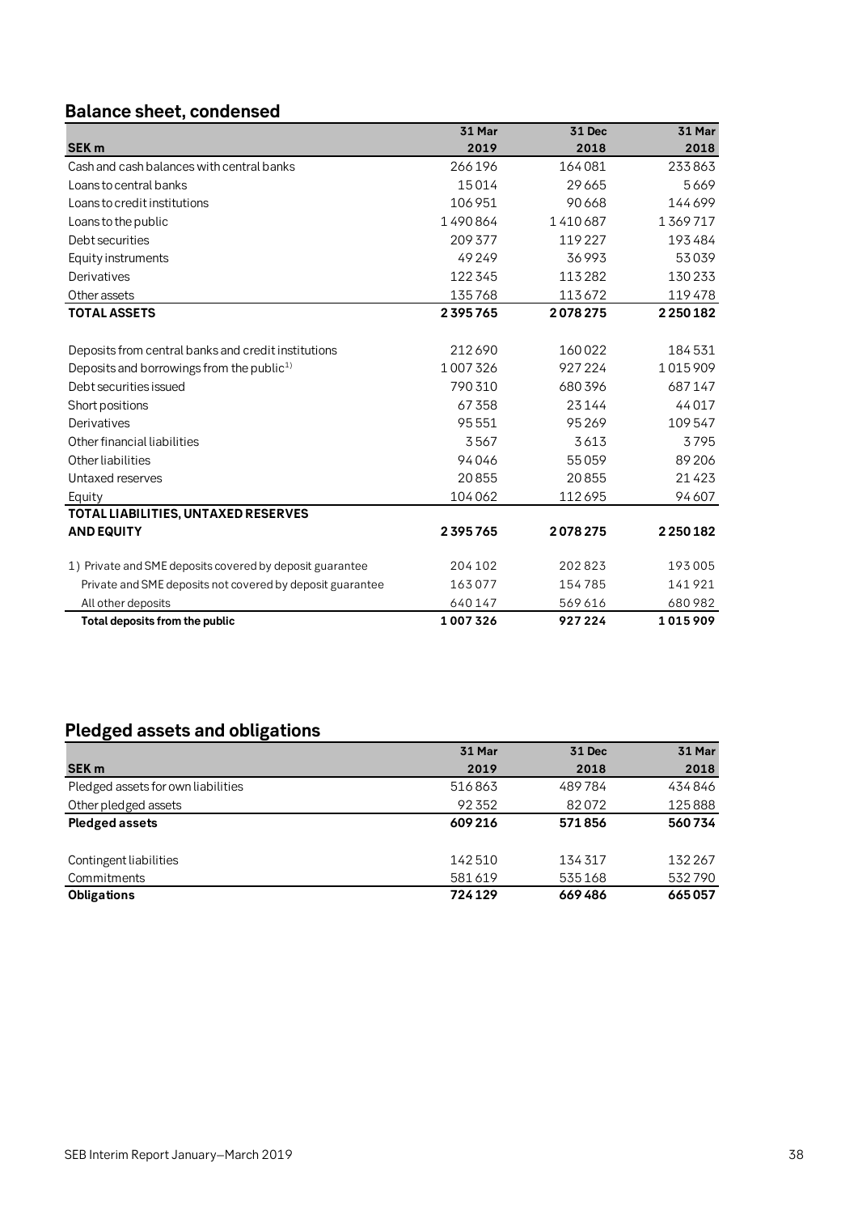## Balance sheet, condensed

| SEK m | 31 Mar 2019 | 31 Dec 2018 | 31 Mar 2018 |
|---|---|---|---|
| Cash and cash balances with central banks | 266 196 | 164 081 | 233 863 |
| Loans to central banks | 15 014 | 29 665 | 5 669 |
| Loans to credit institutions | 106 951 | 90 668 | 144 699 |
| Loans to the public | 1 490 864 | 1 410 687 | 1 369 717 |
| Debt securities | 209 377 | 119 227 | 193 484 |
| Equity instruments | 49 249 | 36 993 | 53 039 |
| Derivatives | 122 345 | 113 282 | 130 233 |
| Other assets | 135 768 | 113 672 | 119 478 |
| **TOTAL ASSETS** | **2 395 765** | **2 078 275** | **2 250 182** |
| | | | |
| Deposits from central banks and credit institutions | 212 690 | 160 022 | 184 531 |
| Deposits and borrowings from the public[1)] | 1 007 326 | 927 224 | 1 015 909 |
| Debt securities issued | 790 310 | 680 396 | 687 147 |
| Short positions | 67 358 | 23 144 | 44 017 |
| Derivatives | 95 551 | 95 269 | 109 547 |
| Other financial liabilities | 3 567 | 3 613 | 3 795 |
| Other liabilities | 94 046 | 55 059 | 89 206 |
| Untaxed reserves | 20 855 | 20 855 | 21 423 |
| Equity | 104 062 | 112 695 | 94 607 |
| **TOTAL LIABILITIES, UNTAXED RESERVES AND EQUITY** | **2 395 765** | **2 078 275** | **2 250 182** |
| | | | |
| 1) Private and SME deposits covered by deposit guarantee | 204 102 | 202 823 | 193 005 |
| Private and SME deposits not covered by deposit guarantee | 163 077 | 154 785 | 141 921 |
| All other deposits | 640 147 | 569 616 | 680 982 |
| **Total deposits from the public** | **1 007 326** | **927 224** | **1 015 909** |

## Pledged assets and obligations

| SEK m | 31 Mar 2019 | 31 Dec 2018 | 31 Mar 2018 |
|---|---|---|---|
| Pledged assets for own liabilities | 516 863 | 489 784 | 434 846 |
| Other pledged assets | 92 352 | 82 072 | 125 888 |
| **Pledged assets** | **609 216** | **571 856** | **560 734** |
| | | | |
| Contingent liabilities | 142 510 | 134 317 | 132 267 |
| Commitments | 581 619 | 535 168 | 532 790 |
| **Obligations** | **724 129** | **669 486** | **665 057** |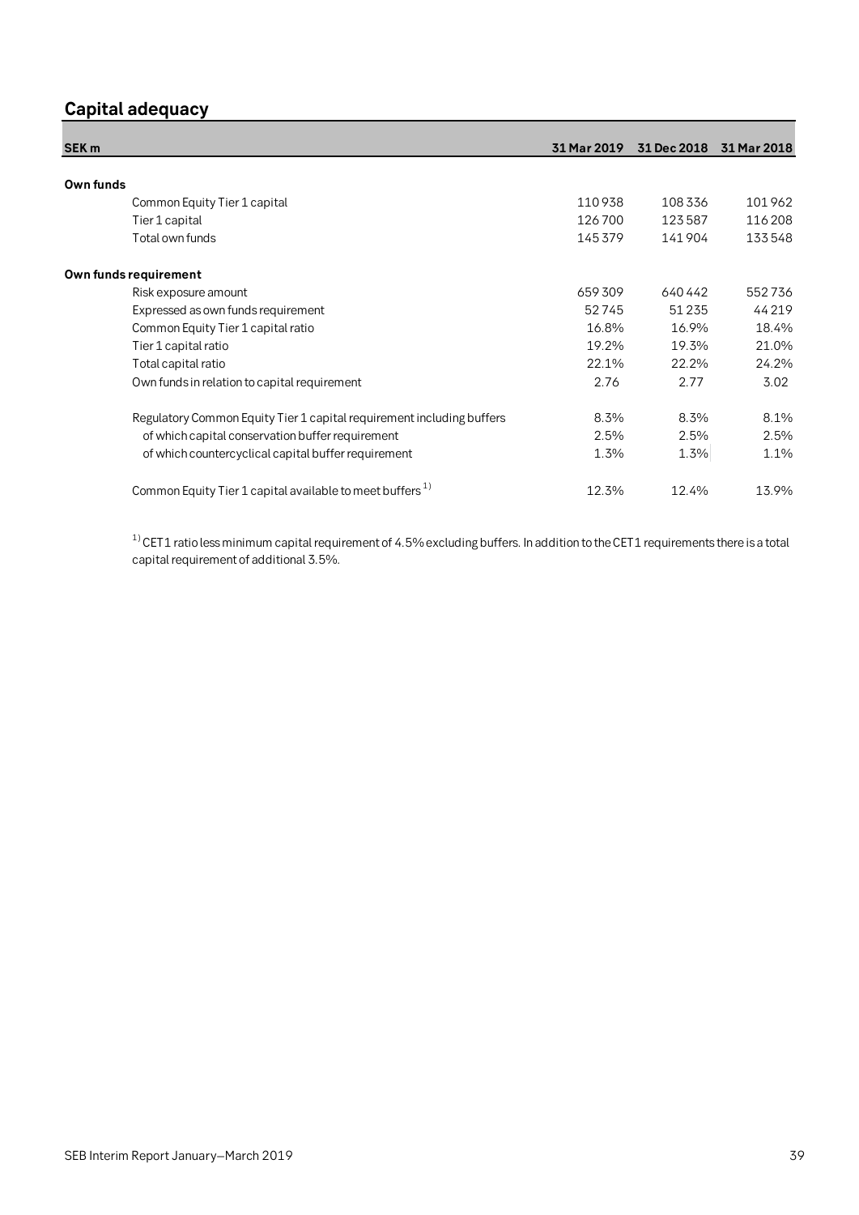## Capital adequacy

| SEK m | 31 Mar 2019 | 31 Dec 2018 | 31 Mar 2018 |
|---|---|---|---|
| **Own funds** | | | |
| Common Equity Tier 1 capital | 110 938 | 108 336 | 101 962 |
| Tier 1 capital | 126 700 | 123 587 | 116 208 |
| Total own funds | 145 379 | 141 904 | 133 548 |
| **Own funds requirement** | | | |
| Risk exposure amount | 659 309 | 640 442 | 552 736 |
| Expressed as own funds requirement | 52 745 | 51 235 | 44 219 |
| Common Equity Tier 1 capital ratio | 16.8% | 16.9% | 18.4% |
| Tier 1 capital ratio | 19.2% | 19.3% | 21.0% |
| Total capital ratio | 22.1% | 22.2% | 24.2% |
| Own funds in relation to capital requirement | 2.76 | 2.77 | 3.02 |
| Regulatory Common Equity Tier 1 capital requirement including buffers | 8.3% | 8.3% | 8.1% |
| of which capital conservation buffer requirement | 2.5% | 2.5% | 2.5% |
| of which countercyclical capital buffer requirement | 1.3% | 1.3% | 1.1% |
| Common Equity Tier 1 capital available to meet buffers [1] | 12.3% | 12.4% | 13.9% |

[1] CET1 ratio less minimum capital requirement of 4.5% excluding buffers. In addition to the CET1 requirements there is a total capital requirement of additional 3.5%.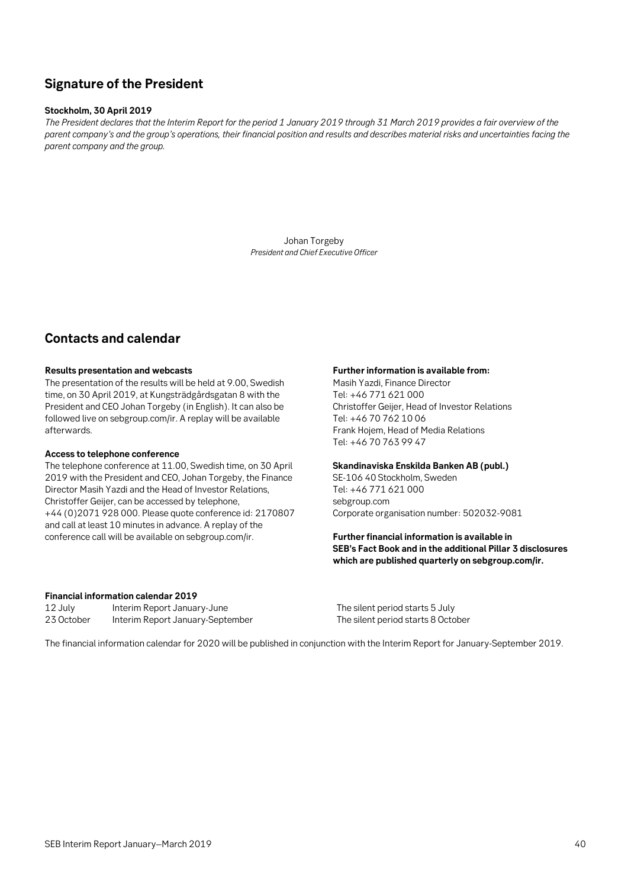## Signature of the President

**Stockholm, 30 April 2019**

*The President declares that the Interim Report for the period 1 January 2019 through 31 March 2019 provides a fair overview of the parent company's and the group's operations, their financial position and results and describes material risks and uncertainties facing the parent company and the group.*

Johan Torgeby
*President and Chief Executive Officer*

## Contacts and calendar

**Results presentation and webcasts**
The presentation of the results will be held at 9.00, Swedish time, on 30 April 2019, at Kungsträdgårdsgatan 8 with the President and CEO Johan Torgeby (in English). It can also be followed live on sebgroup.com/ir. A replay will be available afterwards.

**Access to telephone conference**
The telephone conference at 11.00, Swedish time, on 30 April 2019 with the President and CEO, Johan Torgeby, the Finance Director Masih Yazdi and the Head of Investor Relations, Christoffer Geijer, can be accessed by telephone, +44 (0)2071 928 000. Please quote conference id: 2170807 and call at least 10 minutes in advance. A replay of the conference call will be available on sebgroup.com/ir.

**Further information is available from:**
Masih Yazdi, Finance Director
Tel: +46 771 621 000
Christoffer Geijer, Head of Investor Relations
Tel: +46 70 762 10 06
Frank Hojem, Head of Media Relations
Tel: +46 70 763 99 47

**Skandinaviska Enskilda Banken AB (publ.)**
SE-106 40 Stockholm, Sweden
Tel: +46 771 621 000
sebgroup.com
Corporate organisation number: 502032-9081

**Further financial information is available in SEB's Fact Book and in the additional Pillar 3 disclosures which are published quarterly on sebgroup.com/ir.**

**Financial information calendar 2019**

| | | |
|---|---|---|
| 12 July | Interim Report January-June | The silent period starts 5 July |
| 23 October | Interim Report January-September | The silent period starts 8 October |

The financial information calendar for 2020 will be published in conjunction with the Interim Report for January-September 2019.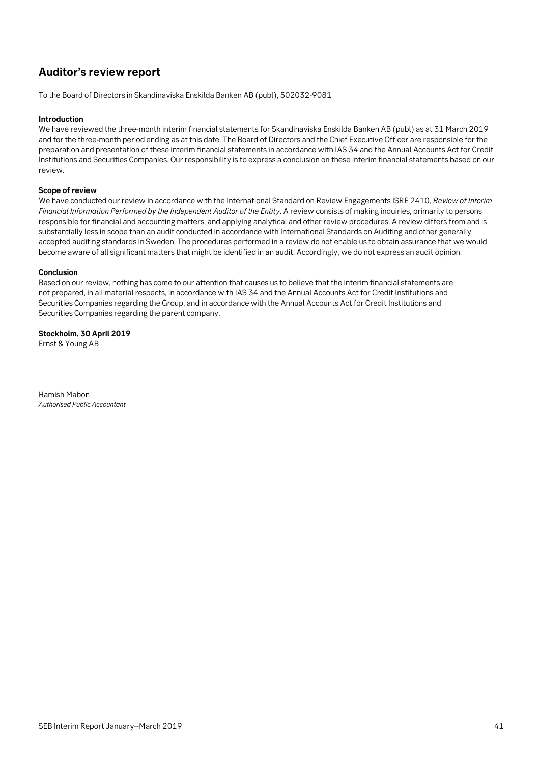## Auditor's review report

To the Board of Directors in Skandinaviska Enskilda Banken AB (publ), 502032-9081

**Introduction**

We have reviewed the three-month interim financial statements for Skandinaviska Enskilda Banken AB (publ) as at 31 March 2019 and for the three-month period ending as at this date. The Board of Directors and the Chief Executive Officer are responsible for the preparation and presentation of these interim financial statements in accordance with IAS 34 and the Annual Accounts Act for Credit Institutions and Securities Companies. Our responsibility is to express a conclusion on these interim financial statements based on our review.

**Scope of review**

We have conducted our review in accordance with the International Standard on Review Engagements ISRE 2410, *Review of Interim Financial Information Performed by the Independent Auditor of the Entity*. A review consists of making inquiries, primarily to persons responsible for financial and accounting matters, and applying analytical and other review procedures. A review differs from and is substantially less in scope than an audit conducted in accordance with International Standards on Auditing and other generally accepted auditing standards in Sweden. The procedures performed in a review do not enable us to obtain assurance that we would become aware of all significant matters that might be identified in an audit. Accordingly, we do not express an audit opinion.

**Conclusion**

Based on our review, nothing has come to our attention that causes us to believe that the interim financial statements are not prepared, in all material respects, in accordance with IAS 34 and the Annual Accounts Act for Credit Institutions and Securities Companies regarding the Group, and in accordance with the Annual Accounts Act for Credit Institutions and Securities Companies regarding the parent company.

**Stockholm, 30 April 2019**
Ernst & Young AB

Hamish Mabon
*Authorised Public Accountant*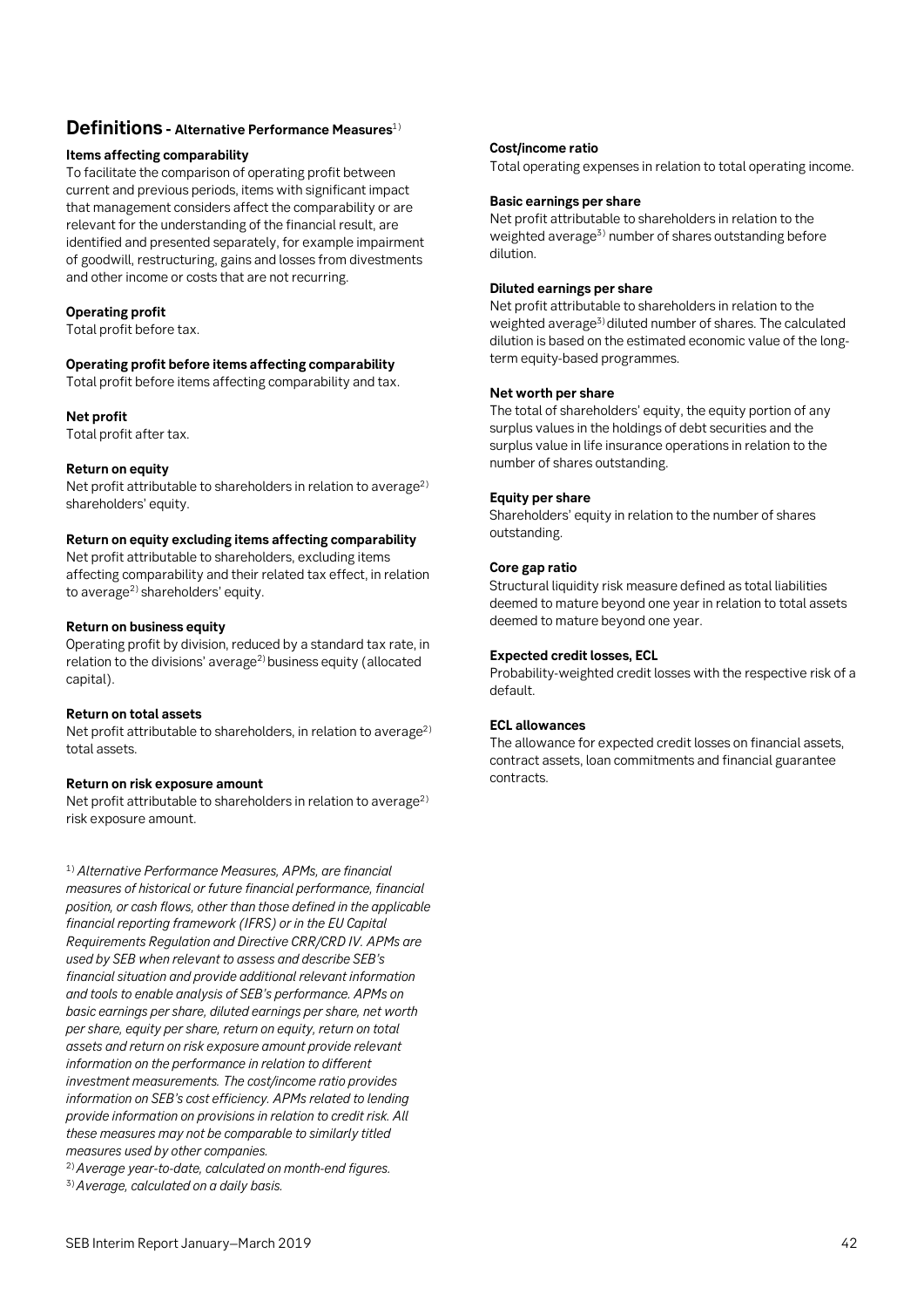## Definitions - Alternative Performance Measures[1]

**Items affecting comparability**

To facilitate the comparison of operating profit between current and previous periods, items with significant impact that management considers affect the comparability or are relevant for the understanding of the financial result, are identified and presented separately, for example impairment of goodwill, restructuring, gains and losses from divestments and other income or costs that are not recurring.

**Operating profit**

Total profit before tax.

**Operating profit before items affecting comparability**

Total profit before items affecting comparability and tax.

**Net profit**

Total profit after tax.

**Return on equity**

Net profit attributable to shareholders in relation to average[2] shareholders' equity.

**Return on equity excluding items affecting comparability**

Net profit attributable to shareholders, excluding items affecting comparability and their related tax effect, in relation to average[2] shareholders' equity.

**Return on business equity**

Operating profit by division, reduced by a standard tax rate, in relation to the divisions' average[2] business equity (allocated capital).

**Return on total assets**

Net profit attributable to shareholders, in relation to average[2] total assets.

**Return on risk exposure amount**

Net profit attributable to shareholders in relation to average[2] risk exposure amount.

[1] *Alternative Performance Measures, APMs, are financial measures of historical or future financial performance, financial position, or cash flows, other than those defined in the applicable financial reporting framework (IFRS) or in the EU Capital Requirements Regulation and Directive CRR/CRD IV. APMs are used by SEB when relevant to assess and describe SEB's financial situation and provide additional relevant information and tools to enable analysis of SEB's performance. APMs on basic earnings per share, diluted earnings per share, net worth per share, equity per share, return on equity, return on total assets and return on risk exposure amount provide relevant information on the performance in relation to different investment measurements. The cost/income ratio provides information on SEB's cost efficiency. APMs related to lending provide information on provisions in relation to credit risk. All these measures may not be comparable to similarly titled measures used by other companies.*

[2] *Average year-to-date, calculated on month-end figures.*

[3] *Average, calculated on a daily basis.*

**Cost/income ratio**

Total operating expenses in relation to total operating income.

**Basic earnings per share**

Net profit attributable to shareholders in relation to the weighted average[3] number of shares outstanding before dilution.

**Diluted earnings per share**

Net profit attributable to shareholders in relation to the weighted average[3] diluted number of shares. The calculated dilution is based on the estimated economic value of the long-term equity-based programmes.

**Net worth per share**

The total of shareholders' equity, the equity portion of any surplus values in the holdings of debt securities and the surplus value in life insurance operations in relation to the number of shares outstanding.

**Equity per share**

Shareholders' equity in relation to the number of shares outstanding.

**Core gap ratio**

Structural liquidity risk measure defined as total liabilities deemed to mature beyond one year in relation to total assets deemed to mature beyond one year.

**Expected credit losses, ECL**

Probability-weighted credit losses with the respective risk of a default.

**ECL allowances**

The allowance for expected credit losses on financial assets, contract assets, loan commitments and financial guarantee contracts.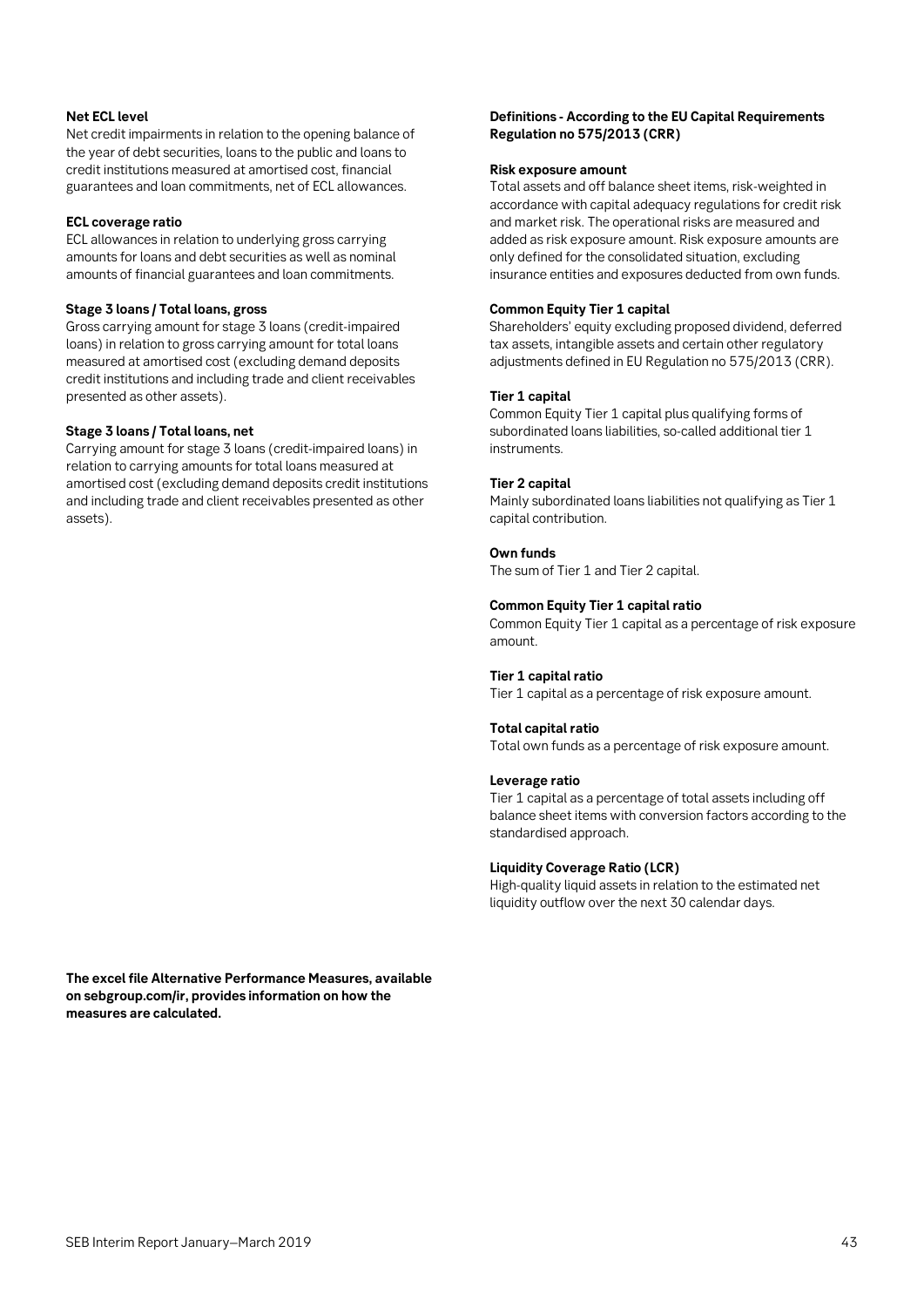**Net ECL level**

Net credit impairments in relation to the opening balance of the year of debt securities, loans to the public and loans to credit institutions measured at amortised cost, financial guarantees and loan commitments, net of ECL allowances.

**ECL coverage ratio**

ECL allowances in relation to underlying gross carrying amounts for loans and debt securities as well as nominal amounts of financial guarantees and loan commitments.

**Stage 3 loans / Total loans, gross**

Gross carrying amount for stage 3 loans (credit-impaired loans) in relation to gross carrying amount for total loans measured at amortised cost (excluding demand deposits credit institutions and including trade and client receivables presented as other assets).

**Stage 3 loans / Total loans, net**

Carrying amount for stage 3 loans (credit-impaired loans) in relation to carrying amounts for total loans measured at amortised cost (excluding demand deposits credit institutions and including trade and client receivables presented as other assets).

**The excel file Alternative Performance Measures, available on sebgroup.com/ir, provides information on how the measures are calculated.**

**Definitions - According to the EU Capital Requirements Regulation no 575/2013 (CRR)**

**Risk exposure amount**

Total assets and off balance sheet items, risk-weighted in accordance with capital adequacy regulations for credit risk and market risk. The operational risks are measured and added as risk exposure amount. Risk exposure amounts are only defined for the consolidated situation, excluding insurance entities and exposures deducted from own funds.

**Common Equity Tier 1 capital**

Shareholders' equity excluding proposed dividend, deferred tax assets, intangible assets and certain other regulatory adjustments defined in EU Regulation no 575/2013 (CRR).

**Tier 1 capital**

Common Equity Tier 1 capital plus qualifying forms of subordinated loans liabilities, so-called additional tier 1 instruments.

**Tier 2 capital**

Mainly subordinated loans liabilities not qualifying as Tier 1 capital contribution.

**Own funds**

The sum of Tier 1 and Tier 2 capital.

**Common Equity Tier 1 capital ratio**

Common Equity Tier 1 capital as a percentage of risk exposure amount.

**Tier 1 capital ratio**

Tier 1 capital as a percentage of risk exposure amount.

**Total capital ratio**

Total own funds as a percentage of risk exposure amount.

**Leverage ratio**

Tier 1 capital as a percentage of total assets including off balance sheet items with conversion factors according to the standardised approach.

**Liquidity Coverage Ratio (LCR)**

High-quality liquid assets in relation to the estimated net liquidity outflow over the next 30 calendar days.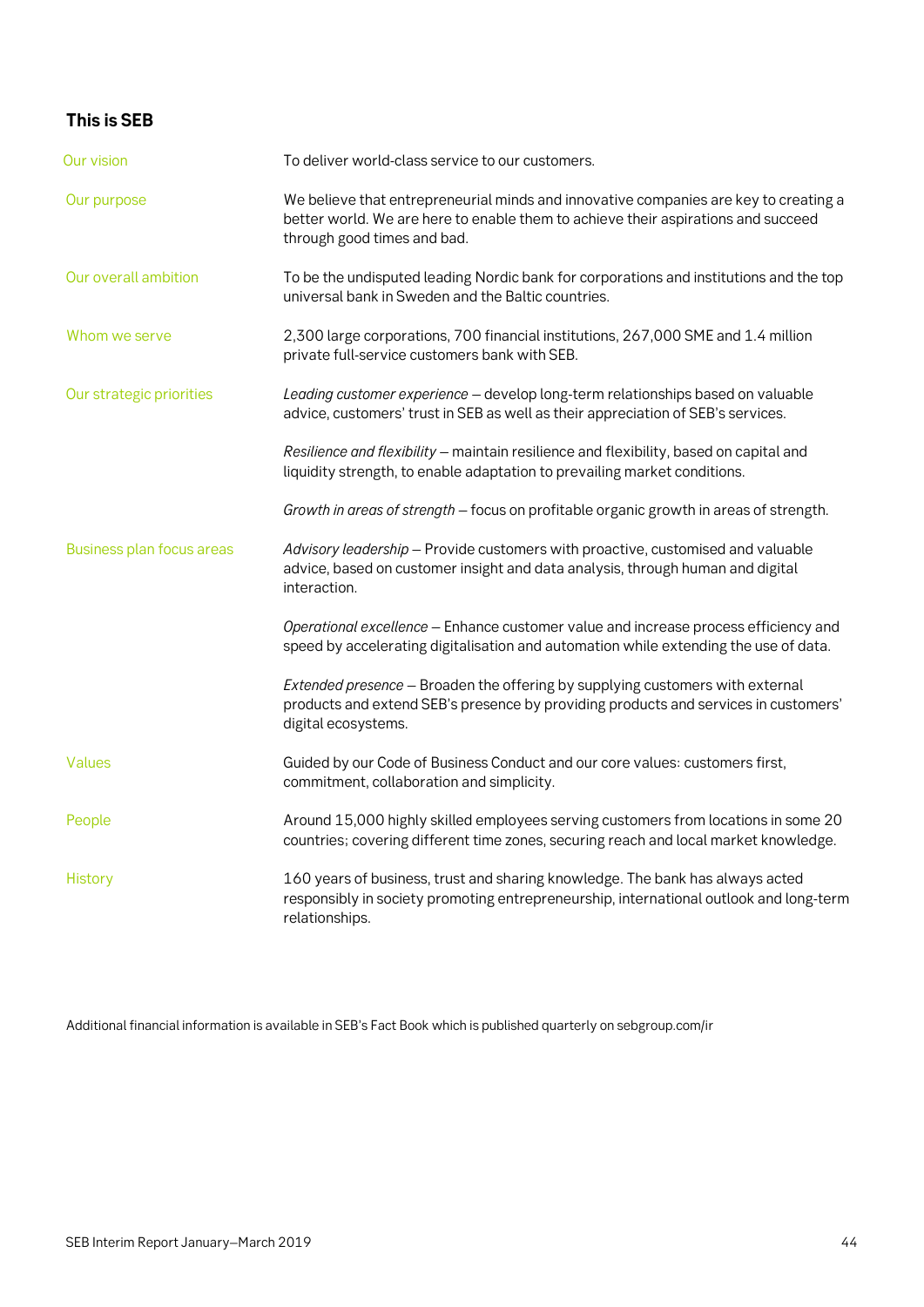## This is SEB

| | |
|---|---|
| Our vision | To deliver world-class service to our customers. |
| Our purpose | We believe that entrepreneurial minds and innovative companies are key to creating a better world. We are here to enable them to achieve their aspirations and succeed through good times and bad. |
| Our overall ambition | To be the undisputed leading Nordic bank for corporations and institutions and the top universal bank in Sweden and the Baltic countries. |
| Whom we serve | 2,300 large corporations, 700 financial institutions, 267,000 SME and 1.4 million private full-service customers bank with SEB. |
| Our strategic priorities | *Leading customer experience* – develop long-term relationships based on valuable advice, customers' trust in SEB as well as their appreciation of SEB's services.<br><br>*Resilience and flexibility* – maintain resilience and flexibility, based on capital and liquidity strength, to enable adaptation to prevailing market conditions.<br><br>*Growth in areas of strength* – focus on profitable organic growth in areas of strength. |
| Business plan focus areas | *Advisory leadership* – Provide customers with proactive, customised and valuable advice, based on customer insight and data analysis, through human and digital interaction.<br><br>*Operational excellence* – Enhance customer value and increase process efficiency and speed by accelerating digitalisation and automation while extending the use of data.<br><br>*Extended presence* – Broaden the offering by supplying customers with external products and extend SEB's presence by providing products and services in customers' digital ecosystems. |
| Values | Guided by our Code of Business Conduct and our core values: customers first, commitment, collaboration and simplicity. |
| People | Around 15,000 highly skilled employees serving customers from locations in some 20 countries; covering different time zones, securing reach and local market knowledge. |
| History | 160 years of business, trust and sharing knowledge. The bank has always acted responsibly in society promoting entrepreneurship, international outlook and long-term relationships. |

Additional financial information is available in SEB's Fact Book which is published quarterly on sebgroup.com/ir